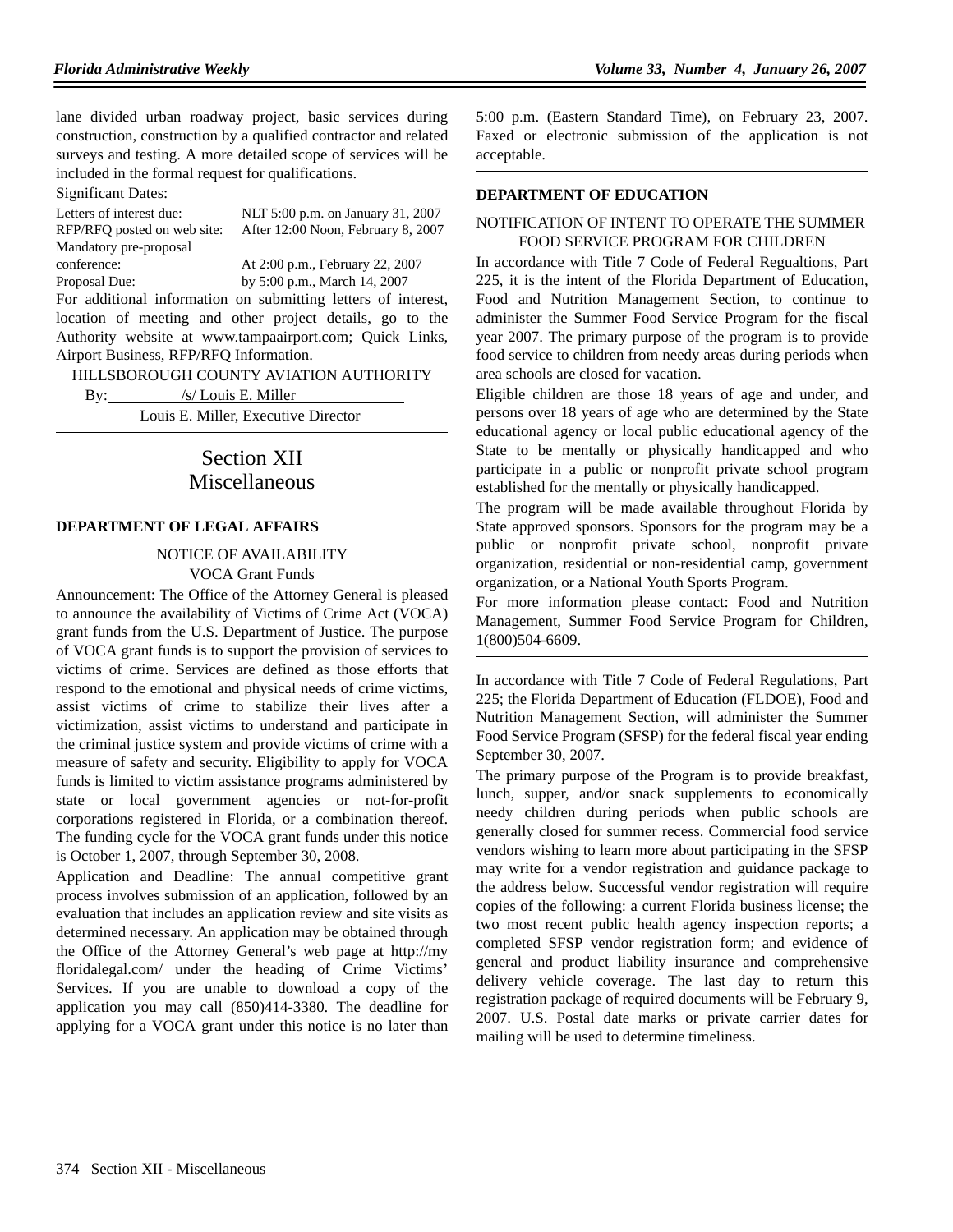lane divided urban roadway project, basic services during construction, construction by a qualified contractor and related surveys and testing. A more detailed scope of services will be included in the formal request for qualifications.

Significant Dates:

| | |
|---|---|
| Letters of interest due: | NLT 5:00 p.m. on January 31, 2007 |
| RFP/RFQ posted on web site: | After 12:00 Noon, February 8, 2007 |
| Mandatory pre-proposal conference: | At 2:00 p.m., February 22, 2007 |
| Proposal Due: | by 5:00 p.m., March 14, 2007 |

For additional information on submitting letters of interest, location of meeting and other project details, go to the Authority website at www.tampaairport.com; Quick Links, Airport Business, RFP/RFQ Information.

HILLSBOROUGH COUNTY AVIATION AUTHORITY

By: /s/ Louis E. Miller

Louis E. Miller, Executive Director

# Section XII Miscellaneous

## DEPARTMENT OF LEGAL AFFAIRS

### NOTICE OF AVAILABILITY VOCA Grant Funds

Announcement: The Office of the Attorney General is pleased to announce the availability of Victims of Crime Act (VOCA) grant funds from the U.S. Department of Justice. The purpose of VOCA grant funds is to support the provision of services to victims of crime. Services are defined as those efforts that respond to the emotional and physical needs of crime victims, assist victims of crime to stabilize their lives after a victimization, assist victims to understand and participate in the criminal justice system and provide victims of crime with a measure of safety and security. Eligibility to apply for VOCA funds is limited to victim assistance programs administered by state or local government agencies or not-for-profit corporations registered in Florida, or a combination thereof. The funding cycle for the VOCA grant funds under this notice is October 1, 2007, through September 30, 2008.

Application and Deadline: The annual competitive grant process involves submission of an application, followed by an evaluation that includes an application review and site visits as determined necessary. An application may be obtained through the Office of the Attorney General's web page at http://myfloridalegal.com/ under the heading of Crime Victims' Services. If you are unable to download a copy of the application you may call (850)414-3380. The deadline for applying for a VOCA grant under this notice is no later than 5:00 p.m. (Eastern Standard Time), on February 23, 2007. Faxed or electronic submission of the application is not acceptable.

## DEPARTMENT OF EDUCATION

### NOTIFICATION OF INTENT TO OPERATE THE SUMMER FOOD SERVICE PROGRAM FOR CHILDREN

In accordance with Title 7 Code of Federal Regualtions, Part 225, it is the intent of the Florida Department of Education, Food and Nutrition Management Section, to continue to administer the Summer Food Service Program for the fiscal year 2007. The primary purpose of the program is to provide food service to children from needy areas during periods when area schools are closed for vacation.

Eligible children are those 18 years of age and under, and persons over 18 years of age who are determined by the State educational agency or local public educational agency of the State to be mentally or physically handicapped and who participate in a public or nonprofit private school program established for the mentally or physically handicapped.

The program will be made available throughout Florida by State approved sponsors. Sponsors for the program may be a public or nonprofit private school, nonprofit private organization, residential or non-residential camp, government organization, or a National Youth Sports Program.

For more information please contact: Food and Nutrition Management, Summer Food Service Program for Children, 1(800)504-6609.

---

In accordance with Title 7 Code of Federal Regulations, Part 225; the Florida Department of Education (FLDOE), Food and Nutrition Management Section, will administer the Summer Food Service Program (SFSP) for the federal fiscal year ending September 30, 2007.

The primary purpose of the Program is to provide breakfast, lunch, supper, and/or snack supplements to economically needy children during periods when public schools are generally closed for summer recess. Commercial food service vendors wishing to learn more about participating in the SFSP may write for a vendor registration and guidance package to the address below. Successful vendor registration will require copies of the following: a current Florida business license; the two most recent public health agency inspection reports; a completed SFSP vendor registration form; and evidence of general and product liability insurance and comprehensive delivery vehicle coverage. The last day to return this registration package of required documents will be February 9, 2007. U.S. Postal date marks or private carrier dates for mailing will be used to determine timeliness.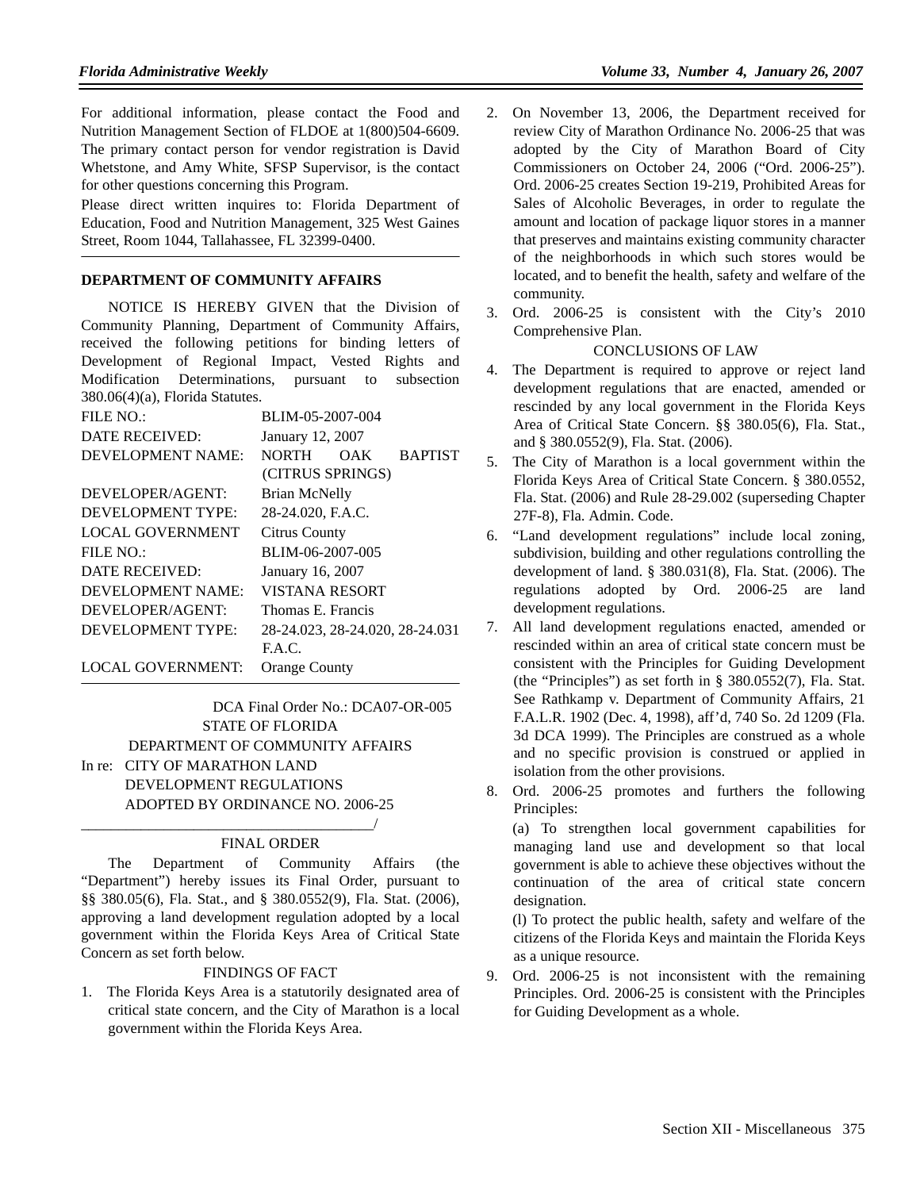For additional information, please contact the Food and Nutrition Management Section of FLDOE at 1(800)504-6609. The primary contact person for vendor registration is David Whetstone, and Amy White, SFSP Supervisor, is the contact for other questions concerning this Program.

Please direct written inquires to: Florida Department of Education, Food and Nutrition Management, 325 West Gaines Street, Room 1044, Tallahassee, FL 32399-0400.

---

## DEPARTMENT OF COMMUNITY AFFAIRS

NOTICE IS HEREBY GIVEN that the Division of Community Planning, Department of Community Affairs, received the following petitions for binding letters of Development of Regional Impact, Vested Rights and Modification Determinations, pursuant to subsection 380.06(4)(a), Florida Statutes.

| | |
|---|---|
| FILE NO.: | BLIM-05-2007-004 |
| DATE RECEIVED: | January 12, 2007 |
| DEVELOPMENT NAME: | NORTH OAK BAPTIST (CITRUS SPRINGS) |
| DEVELOPER/AGENT: | Brian McNelly |
| DEVELOPMENT TYPE: | 28-24.020, F.A.C. |
| LOCAL GOVERNMENT | Citrus County |
| FILE NO.: | BLIM-06-2007-005 |
| DATE RECEIVED: | January 16, 2007 |
| DEVELOPMENT NAME: | VISTANA RESORT |
| DEVELOPER/AGENT: | Thomas E. Francis |
| DEVELOPMENT TYPE: | 28-24.023, 28-24.020, 28-24.031 F.A.C. |
| LOCAL GOVERNMENT: | Orange County |

---

DCA Final Order No.: DCA07-OR-005

STATE OF FLORIDA

DEPARTMENT OF COMMUNITY AFFAIRS

In re: CITY OF MARATHON LAND DEVELOPMENT REGULATIONS ADOPTED BY ORDINANCE NO. 2006-25

_______________________________________/

FINAL ORDER

The Department of Community Affairs (the "Department") hereby issues its Final Order, pursuant to §§ 380.05(6), Fla. Stat., and § 380.0552(9), Fla. Stat. (2006), approving a land development regulation adopted by a local government within the Florida Keys Area of Critical State Concern as set forth below.

FINDINGS OF FACT

1. The Florida Keys Area is a statutorily designated area of critical state concern, and the City of Marathon is a local government within the Florida Keys Area.

2. On November 13, 2006, the Department received for review City of Marathon Ordinance No. 2006-25 that was adopted by the City of Marathon Board of City Commissioners on October 24, 2006 ("Ord. 2006-25"). Ord. 2006-25 creates Section 19-219, Prohibited Areas for Sales of Alcoholic Beverages, in order to regulate the amount and location of package liquor stores in a manner that preserves and maintains existing community character of the neighborhoods in which such stores would be located, and to benefit the health, safety and welfare of the community.

3. Ord. 2006-25 is consistent with the City's 2010 Comprehensive Plan.

CONCLUSIONS OF LAW

4. The Department is required to approve or reject land development regulations that are enacted, amended or rescinded by any local government in the Florida Keys Area of Critical State Concern. §§ 380.05(6), Fla. Stat., and § 380.0552(9), Fla. Stat. (2006).

5. The City of Marathon is a local government within the Florida Keys Area of Critical State Concern. § 380.0552, Fla. Stat. (2006) and Rule 28-29.002 (superseding Chapter 27F-8), Fla. Admin. Code.

6. "Land development regulations" include local zoning, subdivision, building and other regulations controlling the development of land. § 380.031(8), Fla. Stat. (2006). The regulations adopted by Ord. 2006-25 are land development regulations.

7. All land development regulations enacted, amended or rescinded within an area of critical state concern must be consistent with the Principles for Guiding Development (the "Principles") as set forth in § 380.0552(7), Fla. Stat. See Rathkamp v. Department of Community Affairs, 21 F.A.L.R. 1902 (Dec. 4, 1998), aff'd, 740 So. 2d 1209 (Fla. 3d DCA 1999). The Principles are construed as a whole and no specific provision is construed or applied in isolation from the other provisions.

8. Ord. 2006-25 promotes and furthers the following Principles:

   (a) To strengthen local government capabilities for managing land use and development so that local government is able to achieve these objectives without the continuation of the area of critical state concern designation.

   (l) To protect the public health, safety and welfare of the citizens of the Florida Keys and maintain the Florida Keys as a unique resource.

9. Ord. 2006-25 is not inconsistent with the remaining Principles. Ord. 2006-25 is consistent with the Principles for Guiding Development as a whole.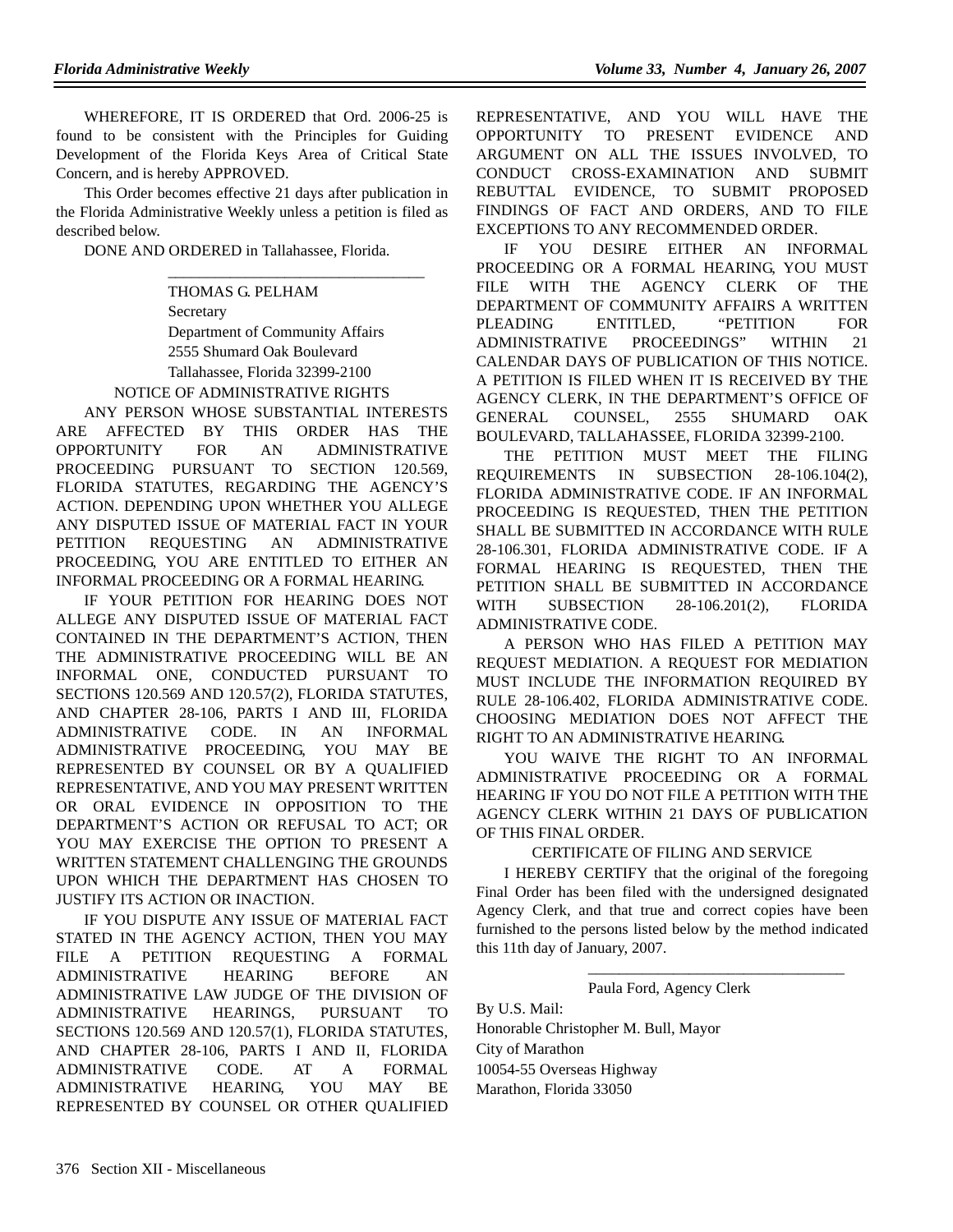WHEREFORE, IT IS ORDERED that Ord. 2006-25 is found to be consistent with the Principles for Guiding Development of the Florida Keys Area of Critical State Concern, and is hereby APPROVED.

This Order becomes effective 21 days after publication in the Florida Administrative Weekly unless a petition is filed as described below.

DONE AND ORDERED in Tallahassee, Florida.

\_\_\_\_\_\_\_\_\_\_\_\_\_\_\_\_\_\_\_\_\_\_\_\_\_\_\_\_\_\_\_\_

THOMAS G. PELHAM
Secretary
Department of Community Affairs
2555 Shumard Oak Boulevard
Tallahassee, Florida 32399-2100

NOTICE OF ADMINISTRATIVE RIGHTS

ANY PERSON WHOSE SUBSTANTIAL INTERESTS ARE AFFECTED BY THIS ORDER HAS THE OPPORTUNITY FOR AN ADMINISTRATIVE PROCEEDING PURSUANT TO SECTION 120.569, FLORIDA STATUTES, REGARDING THE AGENCY'S ACTION. DEPENDING UPON WHETHER YOU ALLEGE ANY DISPUTED ISSUE OF MATERIAL FACT IN YOUR PETITION REQUESTING AN ADMINISTRATIVE PROCEEDING, YOU ARE ENTITLED TO EITHER AN INFORMAL PROCEEDING OR A FORMAL HEARING.

IF YOUR PETITION FOR HEARING DOES NOT ALLEGE ANY DISPUTED ISSUE OF MATERIAL FACT CONTAINED IN THE DEPARTMENT'S ACTION, THEN THE ADMINISTRATIVE PROCEEDING WILL BE AN INFORMAL ONE, CONDUCTED PURSUANT TO SECTIONS 120.569 AND 120.57(2), FLORIDA STATUTES, AND CHAPTER 28-106, PARTS I AND III, FLORIDA ADMINISTRATIVE CODE. IN AN INFORMAL ADMINISTRATIVE PROCEEDING, YOU MAY BE REPRESENTED BY COUNSEL OR BY A QUALIFIED REPRESENTATIVE, AND YOU MAY PRESENT WRITTEN OR ORAL EVIDENCE IN OPPOSITION TO THE DEPARTMENT'S ACTION OR REFUSAL TO ACT; OR YOU MAY EXERCISE THE OPTION TO PRESENT A WRITTEN STATEMENT CHALLENGING THE GROUNDS UPON WHICH THE DEPARTMENT HAS CHOSEN TO JUSTIFY ITS ACTION OR INACTION.

IF YOU DISPUTE ANY ISSUE OF MATERIAL FACT STATED IN THE AGENCY ACTION, THEN YOU MAY FILE A PETITION REQUESTING A FORMAL ADMINISTRATIVE HEARING BEFORE AN ADMINISTRATIVE LAW JUDGE OF THE DIVISION OF ADMINISTRATIVE HEARINGS, PURSUANT TO SECTIONS 120.569 AND 120.57(1), FLORIDA STATUTES, AND CHAPTER 28-106, PARTS I AND II, FLORIDA ADMINISTRATIVE CODE. AT A FORMAL ADMINISTRATIVE HEARING, YOU MAY BE REPRESENTED BY COUNSEL OR OTHER QUALIFIED REPRESENTATIVE, AND YOU WILL HAVE THE OPPORTUNITY TO PRESENT EVIDENCE AND ARGUMENT ON ALL THE ISSUES INVOLVED, TO CONDUCT CROSS-EXAMINATION AND SUBMIT REBUTTAL EVIDENCE, TO SUBMIT PROPOSED FINDINGS OF FACT AND ORDERS, AND TO FILE EXCEPTIONS TO ANY RECOMMENDED ORDER.

IF YOU DESIRE EITHER AN INFORMAL PROCEEDING OR A FORMAL HEARING, YOU MUST FILE WITH THE AGENCY CLERK OF THE DEPARTMENT OF COMMUNITY AFFAIRS A WRITTEN PLEADING ENTITLED, "PETITION FOR ADMINISTRATIVE PROCEEDINGS" WITHIN 21 CALENDAR DAYS OF PUBLICATION OF THIS NOTICE. A PETITION IS FILED WHEN IT IS RECEIVED BY THE AGENCY CLERK, IN THE DEPARTMENT'S OFFICE OF GENERAL COUNSEL, 2555 SHUMARD OAK BOULEVARD, TALLAHASSEE, FLORIDA 32399-2100.

THE PETITION MUST MEET THE FILING REQUIREMENTS IN SUBSECTION 28-106.104(2), FLORIDA ADMINISTRATIVE CODE. IF AN INFORMAL PROCEEDING IS REQUESTED, THEN THE PETITION SHALL BE SUBMITTED IN ACCORDANCE WITH RULE 28-106.301, FLORIDA ADMINISTRATIVE CODE. IF A FORMAL HEARING IS REQUESTED, THEN THE PETITION SHALL BE SUBMITTED IN ACCORDANCE WITH SUBSECTION 28-106.201(2), FLORIDA ADMINISTRATIVE CODE.

A PERSON WHO HAS FILED A PETITION MAY REQUEST MEDIATION. A REQUEST FOR MEDIATION MUST INCLUDE THE INFORMATION REQUIRED BY RULE 28-106.402, FLORIDA ADMINISTRATIVE CODE. CHOOSING MEDIATION DOES NOT AFFECT THE RIGHT TO AN ADMINISTRATIVE HEARING.

YOU WAIVE THE RIGHT TO AN INFORMAL ADMINISTRATIVE PROCEEDING OR A FORMAL HEARING IF YOU DO NOT FILE A PETITION WITH THE AGENCY CLERK WITHIN 21 DAYS OF PUBLICATION OF THIS FINAL ORDER.

CERTIFICATE OF FILING AND SERVICE

I HEREBY CERTIFY that the original of the foregoing Final Order has been filed with the undersigned designated Agency Clerk, and that true and correct copies have been furnished to the persons listed below by the method indicated this 11th day of January, 2007.

\_\_\_\_\_\_\_\_\_\_\_\_\_\_\_\_\_\_\_\_\_\_\_\_\_\_\_\_\_\_\_\_

Paula Ford, Agency Clerk

By U.S. Mail:
Honorable Christopher M. Bull, Mayor
City of Marathon
10054-55 Overseas Highway
Marathon, Florida 33050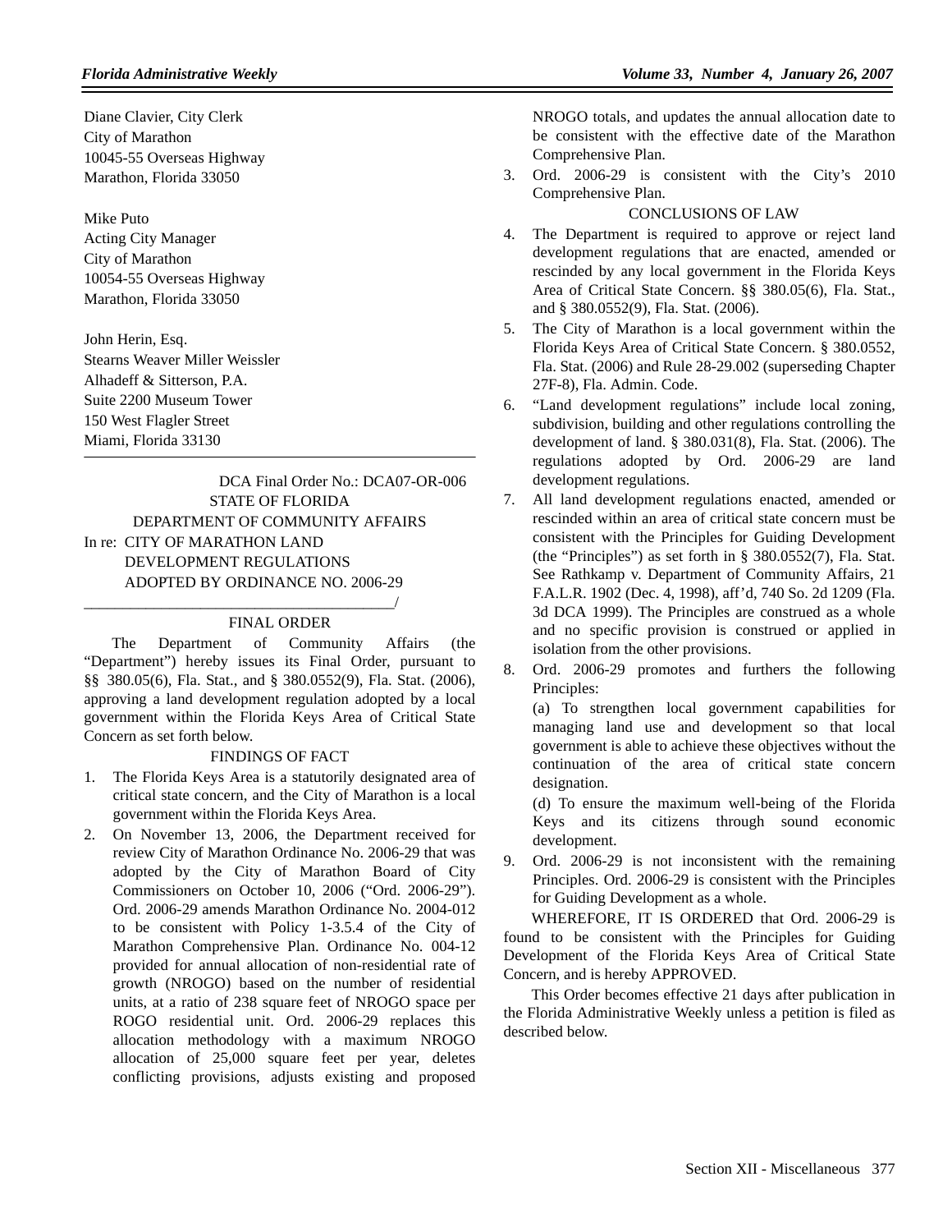Diane Clavier, City Clerk
City of Marathon
10045-55 Overseas Highway
Marathon, Florida 33050

Mike Puto
Acting City Manager
City of Marathon
10054-55 Overseas Highway
Marathon, Florida 33050

John Herin, Esq.
Stearns Weaver Miller Weissler
Alhadeff & Sitterson, P.A.
Suite 2200 Museum Tower
150 West Flagler Street
Miami, Florida 33130

---

DCA Final Order No.: DCA07-OR-006

STATE OF FLORIDA
DEPARTMENT OF COMMUNITY AFFAIRS

In re: CITY OF MARATHON LAND DEVELOPMENT REGULATIONS ADOPTED BY ORDINANCE NO. 2006-29

_______________________________________/

FINAL ORDER

The Department of Community Affairs (the "Department") hereby issues its Final Order, pursuant to §§ 380.05(6), Fla. Stat., and § 380.0552(9), Fla. Stat. (2006), approving a land development regulation adopted by a local government within the Florida Keys Area of Critical State Concern as set forth below.

FINDINGS OF FACT

1. The Florida Keys Area is a statutorily designated area of critical state concern, and the City of Marathon is a local government within the Florida Keys Area.
2. On November 13, 2006, the Department received for review City of Marathon Ordinance No. 2006-29 that was adopted by the City of Marathon Board of City Commissioners on October 10, 2006 ("Ord. 2006-29"). Ord. 2006-29 amends Marathon Ordinance No. 2004-012 to be consistent with Policy 1-3.5.4 of the City of Marathon Comprehensive Plan. Ordinance No. 004-12 provided for annual allocation of non-residential rate of growth (NROGO) based on the number of residential units, at a ratio of 238 square feet of NROGO space per ROGO residential unit. Ord. 2006-29 replaces this allocation methodology with a maximum NROGO allocation of 25,000 square feet per year, deletes conflicting provisions, adjusts existing and proposed NROGO totals, and updates the annual allocation date to be consistent with the effective date of the Marathon Comprehensive Plan.
3. Ord. 2006-29 is consistent with the City's 2010 Comprehensive Plan.

CONCLUSIONS OF LAW

4. The Department is required to approve or reject land development regulations that are enacted, amended or rescinded by any local government in the Florida Keys Area of Critical State Concern. §§ 380.05(6), Fla. Stat., and § 380.0552(9), Fla. Stat. (2006).
5. The City of Marathon is a local government within the Florida Keys Area of Critical State Concern. § 380.0552, Fla. Stat. (2006) and Rule 28-29.002 (superseding Chapter 27F-8), Fla. Admin. Code.
6. "Land development regulations" include local zoning, subdivision, building and other regulations controlling the development of land. § 380.031(8), Fla. Stat. (2006). The regulations adopted by Ord. 2006-29 are land development regulations.
7. All land development regulations enacted, amended or rescinded within an area of critical state concern must be consistent with the Principles for Guiding Development (the "Principles") as set forth in § 380.0552(7), Fla. Stat. See Rathkamp v. Department of Community Affairs, 21 F.A.L.R. 1902 (Dec. 4, 1998), aff'd, 740 So. 2d 1209 (Fla. 3d DCA 1999). The Principles are construed as a whole and no specific provision is construed or applied in isolation from the other provisions.
8. Ord. 2006-29 promotes and furthers the following Principles:

   (a) To strengthen local government capabilities for managing land use and development so that local government is able to achieve these objectives without the continuation of the area of critical state concern designation.

   (d) To ensure the maximum well-being of the Florida Keys and its citizens through sound economic development.
9. Ord. 2006-29 is not inconsistent with the remaining Principles. Ord. 2006-29 is consistent with the Principles for Guiding Development as a whole.

WHEREFORE, IT IS ORDERED that Ord. 2006-29 is found to be consistent with the Principles for Guiding Development of the Florida Keys Area of Critical State Concern, and is hereby APPROVED.

This Order becomes effective 21 days after publication in the Florida Administrative Weekly unless a petition is filed as described below.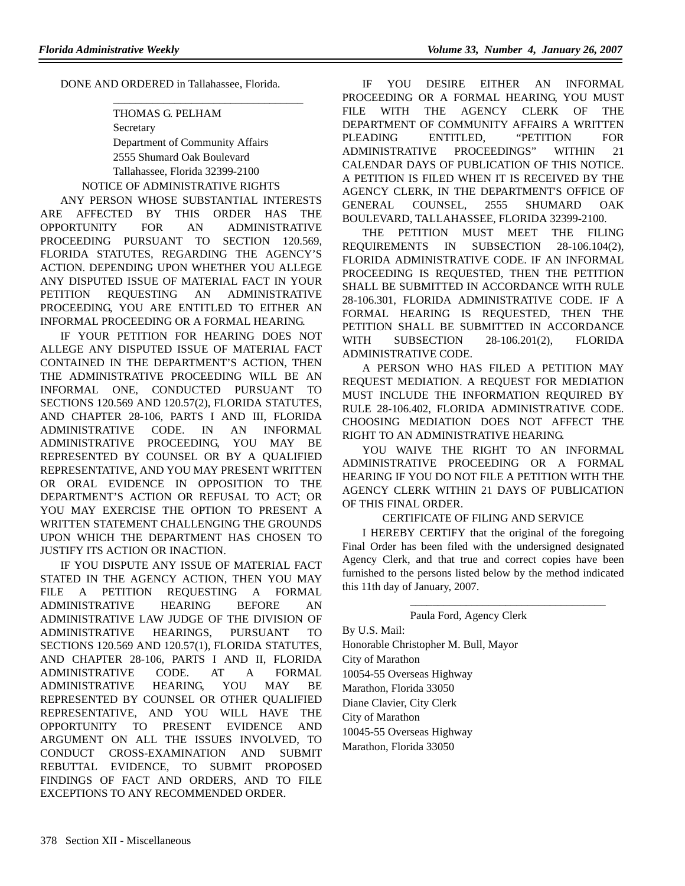DONE AND ORDERED in Tallahassee, Florida.

\_\_\_\_\_\_\_\_\_\_\_\_\_\_\_\_\_\_\_\_\_\_\_\_\_\_\_\_\_\_\_\_\_\_

THOMAS G. PELHAM
Secretary
Department of Community Affairs
2555 Shumard Oak Boulevard
Tallahassee, Florida 32399-2100

NOTICE OF ADMINISTRATIVE RIGHTS

ANY PERSON WHOSE SUBSTANTIAL INTERESTS ARE AFFECTED BY THIS ORDER HAS THE OPPORTUNITY FOR AN ADMINISTRATIVE PROCEEDING PURSUANT TO SECTION 120.569, FLORIDA STATUTES, REGARDING THE AGENCY'S ACTION. DEPENDING UPON WHETHER YOU ALLEGE ANY DISPUTED ISSUE OF MATERIAL FACT IN YOUR PETITION REQUESTING AN ADMINISTRATIVE PROCEEDING, YOU ARE ENTITLED TO EITHER AN INFORMAL PROCEEDING OR A FORMAL HEARING.

IF YOUR PETITION FOR HEARING DOES NOT ALLEGE ANY DISPUTED ISSUE OF MATERIAL FACT CONTAINED IN THE DEPARTMENT'S ACTION, THEN THE ADMINISTRATIVE PROCEEDING WILL BE AN INFORMAL ONE, CONDUCTED PURSUANT TO SECTIONS 120.569 AND 120.57(2), FLORIDA STATUTES, AND CHAPTER 28-106, PARTS I AND III, FLORIDA ADMINISTRATIVE CODE. IN AN INFORMAL ADMINISTRATIVE PROCEEDING, YOU MAY BE REPRESENTED BY COUNSEL OR BY A QUALIFIED REPRESENTATIVE, AND YOU MAY PRESENT WRITTEN OR ORAL EVIDENCE IN OPPOSITION TO THE DEPARTMENT'S ACTION OR REFUSAL TO ACT; OR YOU MAY EXERCISE THE OPTION TO PRESENT A WRITTEN STATEMENT CHALLENGING THE GROUNDS UPON WHICH THE DEPARTMENT HAS CHOSEN TO JUSTIFY ITS ACTION OR INACTION.

IF YOU DISPUTE ANY ISSUE OF MATERIAL FACT STATED IN THE AGENCY ACTION, THEN YOU MAY FILE A PETITION REQUESTING A FORMAL ADMINISTRATIVE HEARING BEFORE AN ADMINISTRATIVE LAW JUDGE OF THE DIVISION OF ADMINISTRATIVE HEARINGS, PURSUANT TO SECTIONS 120.569 AND 120.57(1), FLORIDA STATUTES, AND CHAPTER 28-106, PARTS I AND II, FLORIDA ADMINISTRATIVE CODE. AT A FORMAL ADMINISTRATIVE HEARING, YOU MAY BE REPRESENTED BY COUNSEL OR OTHER QUALIFIED REPRESENTATIVE, AND YOU WILL HAVE THE OPPORTUNITY TO PRESENT EVIDENCE AND ARGUMENT ON ALL THE ISSUES INVOLVED, TO CONDUCT CROSS-EXAMINATION AND SUBMIT REBUTTAL EVIDENCE, TO SUBMIT PROPOSED FINDINGS OF FACT AND ORDERS, AND TO FILE EXCEPTIONS TO ANY RECOMMENDED ORDER.

IF YOU DESIRE EITHER AN INFORMAL PROCEEDING OR A FORMAL HEARING, YOU MUST FILE WITH THE AGENCY CLERK OF THE DEPARTMENT OF COMMUNITY AFFAIRS A WRITTEN PLEADING ENTITLED, "PETITION FOR ADMINISTRATIVE PROCEEDINGS" WITHIN 21 CALENDAR DAYS OF PUBLICATION OF THIS NOTICE. A PETITION IS FILED WHEN IT IS RECEIVED BY THE AGENCY CLERK, IN THE DEPARTMENT'S OFFICE OF GENERAL COUNSEL, 2555 SHUMARD OAK BOULEVARD, TALLAHASSEE, FLORIDA 32399-2100.

THE PETITION MUST MEET THE FILING REQUIREMENTS IN SUBSECTION 28-106.104(2), FLORIDA ADMINISTRATIVE CODE. IF AN INFORMAL PROCEEDING IS REQUESTED, THEN THE PETITION SHALL BE SUBMITTED IN ACCORDANCE WITH RULE 28-106.301, FLORIDA ADMINISTRATIVE CODE. IF A FORMAL HEARING IS REQUESTED, THEN THE PETITION SHALL BE SUBMITTED IN ACCORDANCE WITH SUBSECTION 28-106.201(2), FLORIDA ADMINISTRATIVE CODE.

A PERSON WHO HAS FILED A PETITION MAY REQUEST MEDIATION. A REQUEST FOR MEDIATION MUST INCLUDE THE INFORMATION REQUIRED BY RULE 28-106.402, FLORIDA ADMINISTRATIVE CODE. CHOOSING MEDIATION DOES NOT AFFECT THE RIGHT TO AN ADMINISTRATIVE HEARING.

YOU WAIVE THE RIGHT TO AN INFORMAL ADMINISTRATIVE PROCEEDING OR A FORMAL HEARING IF YOU DO NOT FILE A PETITION WITH THE AGENCY CLERK WITHIN 21 DAYS OF PUBLICATION OF THIS FINAL ORDER.

CERTIFICATE OF FILING AND SERVICE

I HEREBY CERTIFY that the original of the foregoing Final Order has been filed with the undersigned designated Agency Clerk, and that true and correct copies have been furnished to the persons listed below by the method indicated this 11th day of January, 2007.

\_\_\_\_\_\_\_\_\_\_\_\_\_\_\_\_\_\_\_\_\_\_\_\_\_\_\_\_\_\_\_\_\_\_

Paula Ford, Agency Clerk

By U.S. Mail:
Honorable Christopher M. Bull, Mayor
City of Marathon
10054-55 Overseas Highway
Marathon, Florida 33050
Diane Clavier, City Clerk
City of Marathon
10045-55 Overseas Highway
Marathon, Florida 33050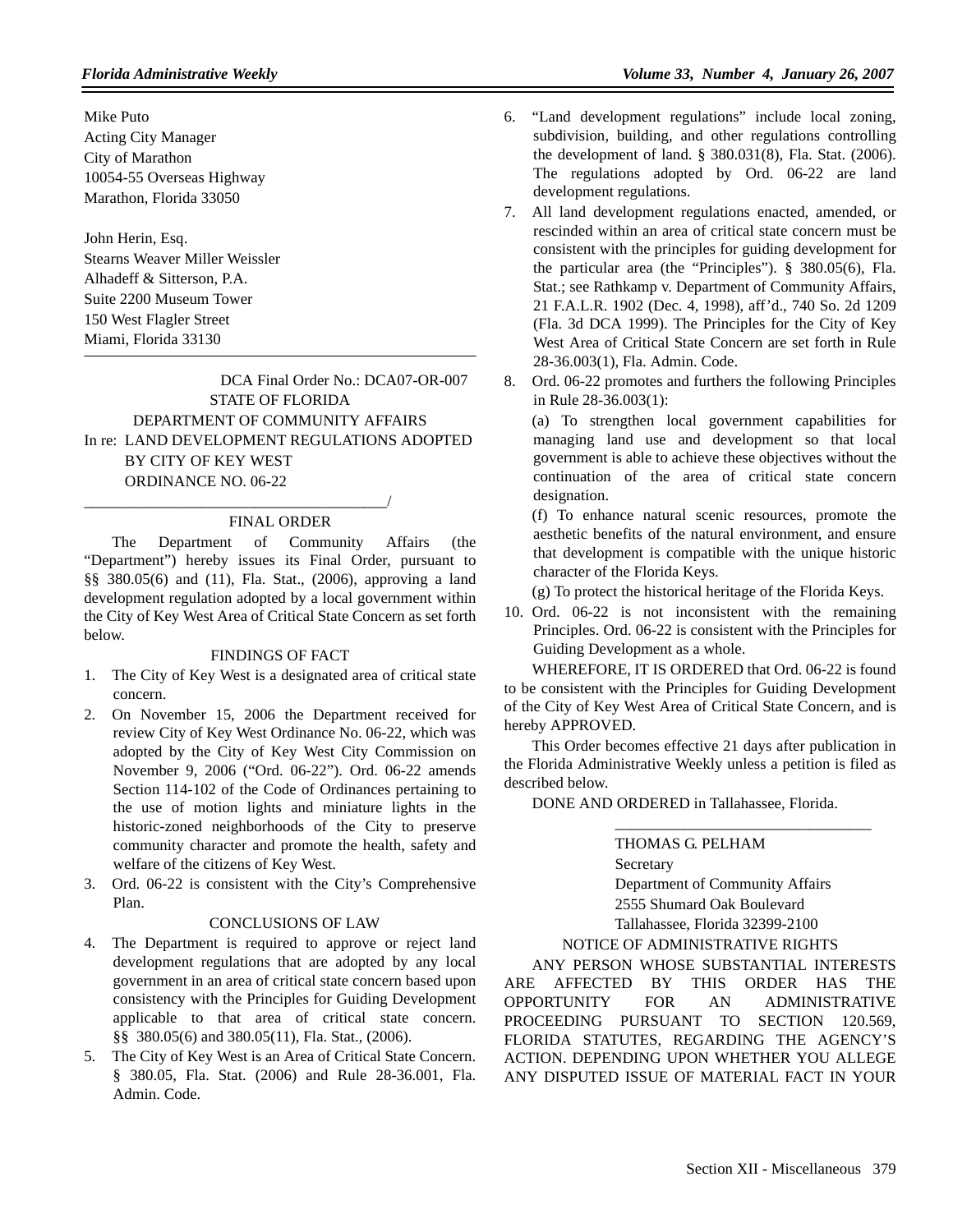Mike Puto
Acting City Manager
City of Marathon
10054-55 Overseas Highway
Marathon, Florida 33050

John Herin, Esq.
Stearns Weaver Miller Weissler
Alhadeff & Sitterson, P.A.
Suite 2200 Museum Tower
150 West Flagler Street
Miami, Florida 33130

---

DCA Final Order No.: DCA07-OR-007

STATE OF FLORIDA
DEPARTMENT OF COMMUNITY AFFAIRS

In re: LAND DEVELOPMENT REGULATIONS ADOPTED BY CITY OF KEY WEST ORDINANCE NO. 06-22

_______________________________________/

FINAL ORDER

The Department of Community Affairs (the "Department") hereby issues its Final Order, pursuant to §§ 380.05(6) and (11), Fla. Stat., (2006), approving a land development regulation adopted by a local government within the City of Key West Area of Critical State Concern as set forth below.

FINDINGS OF FACT

1. The City of Key West is a designated area of critical state concern.
2. On November 15, 2006 the Department received for review City of Key West Ordinance No. 06-22, which was adopted by the City of Key West City Commission on November 9, 2006 ("Ord. 06-22"). Ord. 06-22 amends Section 114-102 of the Code of Ordinances pertaining to the use of motion lights and miniature lights in the historic-zoned neighborhoods of the City to preserve community character and promote the health, safety and welfare of the citizens of Key West.
3. Ord. 06-22 is consistent with the City's Comprehensive Plan.

CONCLUSIONS OF LAW

4. The Department is required to approve or reject land development regulations that are adopted by any local government in an area of critical state concern based upon consistency with the Principles for Guiding Development applicable to that area of critical state concern. §§ 380.05(6) and 380.05(11), Fla. Stat., (2006).
5. The City of Key West is an Area of Critical State Concern. § 380.05, Fla. Stat. (2006) and Rule 28-36.001, Fla. Admin. Code.
6. "Land development regulations" include local zoning, subdivision, building, and other regulations controlling the development of land. § 380.031(8), Fla. Stat. (2006). The regulations adopted by Ord. 06-22 are land development regulations.
7. All land development regulations enacted, amended, or rescinded within an area of critical state concern must be consistent with the principles for guiding development for the particular area (the "Principles"). § 380.05(6), Fla. Stat.; see Rathkamp v. Department of Community Affairs, 21 F.A.L.R. 1902 (Dec. 4, 1998), aff'd., 740 So. 2d 1209 (Fla. 3d DCA 1999). The Principles for the City of Key West Area of Critical State Concern are set forth in Rule 28-36.003(1), Fla. Admin. Code.
8. Ord. 06-22 promotes and furthers the following Principles in Rule 28-36.003(1):

   (a) To strengthen local government capabilities for managing land use and development so that local government is able to achieve these objectives without the continuation of the area of critical state concern designation.

   (f) To enhance natural scenic resources, promote the aesthetic benefits of the natural environment, and ensure that development is compatible with the unique historic character of the Florida Keys.

   (g) To protect the historical heritage of the Florida Keys.
10. Ord. 06-22 is not inconsistent with the remaining Principles. Ord. 06-22 is consistent with the Principles for Guiding Development as a whole.

WHEREFORE, IT IS ORDERED that Ord. 06-22 is found to be consistent with the Principles for Guiding Development of the City of Key West Area of Critical State Concern, and is hereby APPROVED.

This Order becomes effective 21 days after publication in the Florida Administrative Weekly unless a petition is filed as described below.

DONE AND ORDERED in Tallahassee, Florida.

_________________________________
THOMAS G. PELHAM
Secretary
Department of Community Affairs
2555 Shumard Oak Boulevard
Tallahassee, Florida 32399-2100

NOTICE OF ADMINISTRATIVE RIGHTS

ANY PERSON WHOSE SUBSTANTIAL INTERESTS ARE AFFECTED BY THIS ORDER HAS THE OPPORTUNITY FOR AN ADMINISTRATIVE PROCEEDING PURSUANT TO SECTION 120.569, FLORIDA STATUTES, REGARDING THE AGENCY'S ACTION. DEPENDING UPON WHETHER YOU ALLEGE ANY DISPUTED ISSUE OF MATERIAL FACT IN YOUR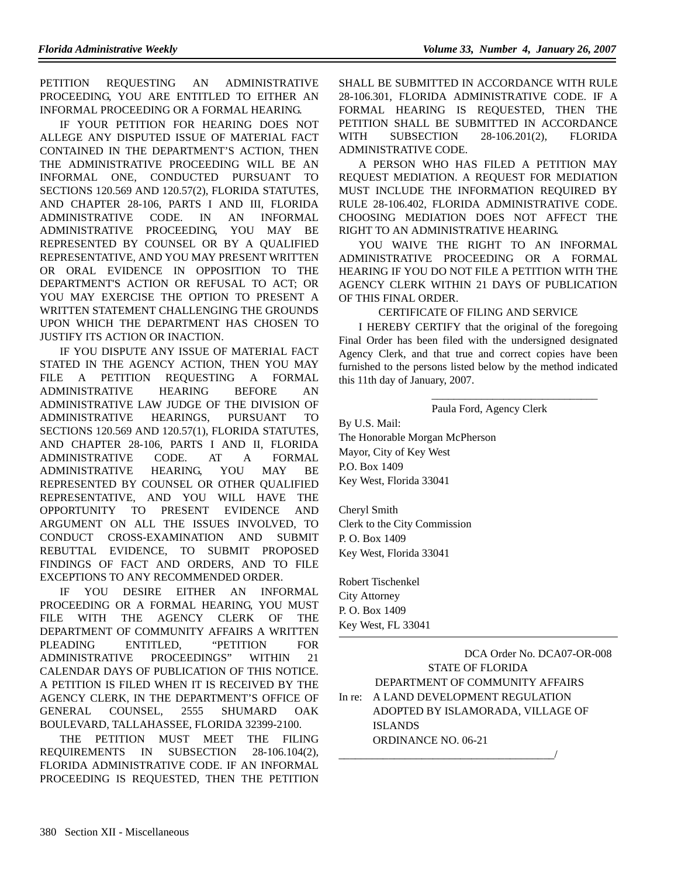PETITION REQUESTING AN ADMINISTRATIVE PROCEEDING, YOU ARE ENTITLED TO EITHER AN INFORMAL PROCEEDING OR A FORMAL HEARING.

IF YOUR PETITION FOR HEARING DOES NOT ALLEGE ANY DISPUTED ISSUE OF MATERIAL FACT CONTAINED IN THE DEPARTMENT'S ACTION, THEN THE ADMINISTRATIVE PROCEEDING WILL BE AN INFORMAL ONE, CONDUCTED PURSUANT TO SECTIONS 120.569 AND 120.57(2), FLORIDA STATUTES, AND CHAPTER 28-106, PARTS I AND III, FLORIDA ADMINISTRATIVE CODE. IN AN INFORMAL ADMINISTRATIVE PROCEEDING, YOU MAY BE REPRESENTED BY COUNSEL OR BY A QUALIFIED REPRESENTATIVE, AND YOU MAY PRESENT WRITTEN OR ORAL EVIDENCE IN OPPOSITION TO THE DEPARTMENT'S ACTION OR REFUSAL TO ACT; OR YOU MAY EXERCISE THE OPTION TO PRESENT A WRITTEN STATEMENT CHALLENGING THE GROUNDS UPON WHICH THE DEPARTMENT HAS CHOSEN TO JUSTIFY ITS ACTION OR INACTION.

IF YOU DISPUTE ANY ISSUE OF MATERIAL FACT STATED IN THE AGENCY ACTION, THEN YOU MAY FILE A PETITION REQUESTING A FORMAL ADMINISTRATIVE HEARING BEFORE AN ADMINISTRATIVE LAW JUDGE OF THE DIVISION OF ADMINISTRATIVE HEARINGS, PURSUANT TO SECTIONS 120.569 AND 120.57(1), FLORIDA STATUTES, AND CHAPTER 28-106, PARTS I AND II, FLORIDA ADMINISTRATIVE CODE. AT A FORMAL ADMINISTRATIVE HEARING, YOU MAY BE REPRESENTED BY COUNSEL OR OTHER QUALIFIED REPRESENTATIVE, AND YOU WILL HAVE THE OPPORTUNITY TO PRESENT EVIDENCE AND ARGUMENT ON ALL THE ISSUES INVOLVED, TO CONDUCT CROSS-EXAMINATION AND SUBMIT REBUTTAL EVIDENCE, TO SUBMIT PROPOSED FINDINGS OF FACT AND ORDERS, AND TO FILE EXCEPTIONS TO ANY RECOMMENDED ORDER.

IF YOU DESIRE EITHER AN INFORMAL PROCEEDING OR A FORMAL HEARING, YOU MUST FILE WITH THE AGENCY CLERK OF THE DEPARTMENT OF COMMUNITY AFFAIRS A WRITTEN PLEADING ENTITLED, "PETITION FOR ADMINISTRATIVE PROCEEDINGS" WITHIN 21 CALENDAR DAYS OF PUBLICATION OF THIS NOTICE. A PETITION IS FILED WHEN IT IS RECEIVED BY THE AGENCY CLERK, IN THE DEPARTMENT'S OFFICE OF GENERAL COUNSEL, 2555 SHUMARD OAK BOULEVARD, TALLAHASSEE, FLORIDA 32399-2100.

THE PETITION MUST MEET THE FILING REQUIREMENTS IN SUBSECTION 28-106.104(2), FLORIDA ADMINISTRATIVE CODE. IF AN INFORMAL PROCEEDING IS REQUESTED, THEN THE PETITION SHALL BE SUBMITTED IN ACCORDANCE WITH RULE 28-106.301, FLORIDA ADMINISTRATIVE CODE. IF A FORMAL HEARING IS REQUESTED, THEN THE PETITION SHALL BE SUBMITTED IN ACCORDANCE WITH SUBSECTION 28-106.201(2), FLORIDA ADMINISTRATIVE CODE.

A PERSON WHO HAS FILED A PETITION MAY REQUEST MEDIATION. A REQUEST FOR MEDIATION MUST INCLUDE THE INFORMATION REQUIRED BY RULE 28-106.402, FLORIDA ADMINISTRATIVE CODE. CHOOSING MEDIATION DOES NOT AFFECT THE RIGHT TO AN ADMINISTRATIVE HEARING.

YOU WAIVE THE RIGHT TO AN INFORMAL ADMINISTRATIVE PROCEEDING OR A FORMAL HEARING IF YOU DO NOT FILE A PETITION WITH THE AGENCY CLERK WITHIN 21 DAYS OF PUBLICATION OF THIS FINAL ORDER.

CERTIFICATE OF FILING AND SERVICE

I HEREBY CERTIFY that the original of the foregoing Final Order has been filed with the undersigned designated Agency Clerk, and that true and correct copies have been furnished to the persons listed below by the method indicated this 11th day of January, 2007.

______________________________
Paula Ford, Agency Clerk

By U.S. Mail:
The Honorable Morgan McPherson
Mayor, City of Key West
P.O. Box 1409
Key West, Florida 33041

Cheryl Smith
Clerk to the City Commission
P. O. Box 1409
Key West, Florida 33041

Robert Tischenkel
City Attorney
P. O. Box 1409
Key West, FL 33041

---

DCA Order No. DCA07-OR-008

STATE OF FLORIDA
DEPARTMENT OF COMMUNITY AFFAIRS

In re: A LAND DEVELOPMENT REGULATION ADOPTED BY ISLAMORADA, VILLAGE OF ISLANDS
ORDINANCE NO. 06-21
______________________________________/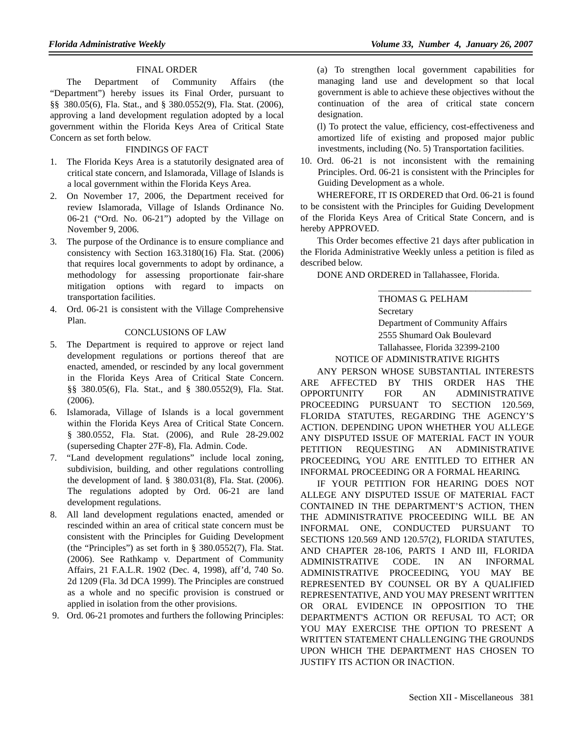FINAL ORDER

The Department of Community Affairs (the "Department") hereby issues its Final Order, pursuant to §§ 380.05(6), Fla. Stat., and § 380.0552(9), Fla. Stat. (2006), approving a land development regulation adopted by a local government within the Florida Keys Area of Critical State Concern as set forth below.

FINDINGS OF FACT

1. The Florida Keys Area is a statutorily designated area of critical state concern, and Islamorada, Village of Islands is a local government within the Florida Keys Area.
2. On November 17, 2006, the Department received for review Islamorada, Village of Islands Ordinance No. 06-21 ("Ord. No. 06-21") adopted by the Village on November 9, 2006.
3. The purpose of the Ordinance is to ensure compliance and consistency with Section 163.3180(16) Fla. Stat. (2006) that requires local governments to adopt by ordinance, a methodology for assessing proportionate fair-share mitigation options with regard to impacts on transportation facilities.
4. Ord. 06-21 is consistent with the Village Comprehensive Plan.

CONCLUSIONS OF LAW

5. The Department is required to approve or reject land development regulations or portions thereof that are enacted, amended, or rescinded by any local government in the Florida Keys Area of Critical State Concern. §§ 380.05(6), Fla. Stat., and § 380.0552(9), Fla. Stat. (2006).
6. Islamorada, Village of Islands is a local government within the Florida Keys Area of Critical State Concern. § 380.0552, Fla. Stat. (2006), and Rule 28-29.002 (superseding Chapter 27F-8), Fla. Admin. Code.
7. "Land development regulations" include local zoning, subdivision, building, and other regulations controlling the development of land. § 380.031(8), Fla. Stat. (2006). The regulations adopted by Ord. 06-21 are land development regulations.
8. All land development regulations enacted, amended or rescinded within an area of critical state concern must be consistent with the Principles for Guiding Development (the "Principles") as set forth in § 380.0552(7), Fla. Stat. (2006). See Rathkamp v. Department of Community Affairs, 21 F.A.L.R. 1902 (Dec. 4, 1998), aff'd, 740 So. 2d 1209 (Fla. 3d DCA 1999). The Principles are construed as a whole and no specific provision is construed or applied in isolation from the other provisions.
9. Ord. 06-21 promotes and furthers the following Principles:

   (a) To strengthen local government capabilities for managing land use and development so that local government is able to achieve these objectives without the continuation of the area of critical state concern designation.

   (l) To protect the value, efficiency, cost-effectiveness and amortized life of existing and proposed major public investments, including (No. 5) Transportation facilities.

10. Ord. 06-21 is not inconsistent with the remaining Principles. Ord. 06-21 is consistent with the Principles for Guiding Development as a whole.

WHEREFORE, IT IS ORDERED that Ord. 06-21 is found to be consistent with the Principles for Guiding Development of the Florida Keys Area of Critical State Concern, and is hereby APPROVED.

This Order becomes effective 21 days after publication in the Florida Administrative Weekly unless a petition is filed as described below.

DONE AND ORDERED in Tallahassee, Florida.

\_\_\_\_\_\_\_\_\_\_\_\_\_\_\_\_\_\_\_\_\_\_\_\_\_\_\_\_\_\_\_\_

THOMAS G. PELHAM
Secretary
Department of Community Affairs
2555 Shumard Oak Boulevard
Tallahassee, Florida 32399-2100

NOTICE OF ADMINISTRATIVE RIGHTS

ANY PERSON WHOSE SUBSTANTIAL INTERESTS ARE AFFECTED BY THIS ORDER HAS THE OPPORTUNITY FOR AN ADMINISTRATIVE PROCEEDING PURSUANT TO SECTION 120.569, FLORIDA STATUTES, REGARDING THE AGENCY'S ACTION. DEPENDING UPON WHETHER YOU ALLEGE ANY DISPUTED ISSUE OF MATERIAL FACT IN YOUR PETITION REQUESTING AN ADMINISTRATIVE PROCEEDING, YOU ARE ENTITLED TO EITHER AN INFORMAL PROCEEDING OR A FORMAL HEARING.

IF YOUR PETITION FOR HEARING DOES NOT ALLEGE ANY DISPUTED ISSUE OF MATERIAL FACT CONTAINED IN THE DEPARTMENT'S ACTION, THEN THE ADMINISTRATIVE PROCEEDING WILL BE AN INFORMAL ONE, CONDUCTED PURSUANT TO SECTIONS 120.569 AND 120.57(2), FLORIDA STATUTES, AND CHAPTER 28-106, PARTS I AND III, FLORIDA ADMINISTRATIVE CODE. IN AN INFORMAL ADMINISTRATIVE PROCEEDING, YOU MAY BE REPRESENTED BY COUNSEL OR BY A QUALIFIED REPRESENTATIVE, AND YOU MAY PRESENT WRITTEN OR ORAL EVIDENCE IN OPPOSITION TO THE DEPARTMENT'S ACTION OR REFUSAL TO ACT; OR YOU MAY EXERCISE THE OPTION TO PRESENT A WRITTEN STATEMENT CHALLENGING THE GROUNDS UPON WHICH THE DEPARTMENT HAS CHOSEN TO JUSTIFY ITS ACTION OR INACTION.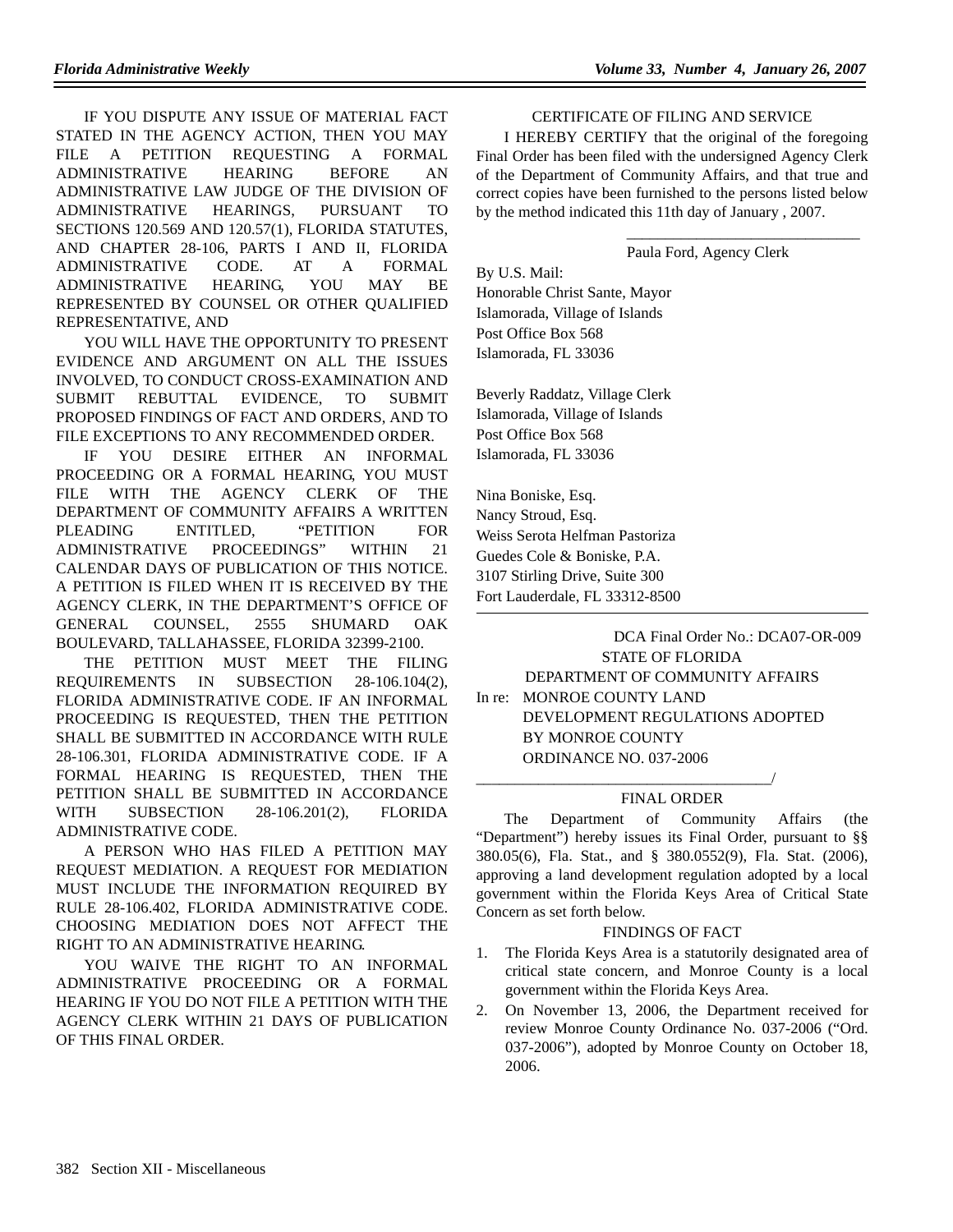IF YOU DISPUTE ANY ISSUE OF MATERIAL FACT STATED IN THE AGENCY ACTION, THEN YOU MAY FILE A PETITION REQUESTING A FORMAL ADMINISTRATIVE HEARING BEFORE AN ADMINISTRATIVE LAW JUDGE OF THE DIVISION OF ADMINISTRATIVE HEARINGS, PURSUANT TO SECTIONS 120.569 AND 120.57(1), FLORIDA STATUTES, AND CHAPTER 28-106, PARTS I AND II, FLORIDA ADMINISTRATIVE CODE. AT A FORMAL ADMINISTRATIVE HEARING, YOU MAY BE REPRESENTED BY COUNSEL OR OTHER QUALIFIED REPRESENTATIVE, AND

YOU WILL HAVE THE OPPORTUNITY TO PRESENT EVIDENCE AND ARGUMENT ON ALL THE ISSUES INVOLVED, TO CONDUCT CROSS-EXAMINATION AND SUBMIT REBUTTAL EVIDENCE, TO SUBMIT PROPOSED FINDINGS OF FACT AND ORDERS, AND TO FILE EXCEPTIONS TO ANY RECOMMENDED ORDER.

IF YOU DESIRE EITHER AN INFORMAL PROCEEDING OR A FORMAL HEARING, YOU MUST FILE WITH THE AGENCY CLERK OF THE DEPARTMENT OF COMMUNITY AFFAIRS A WRITTEN PLEADING ENTITLED, "PETITION FOR ADMINISTRATIVE PROCEEDINGS" WITHIN 21 CALENDAR DAYS OF PUBLICATION OF THIS NOTICE. A PETITION IS FILED WHEN IT IS RECEIVED BY THE AGENCY CLERK, IN THE DEPARTMENT'S OFFICE OF GENERAL COUNSEL, 2555 SHUMARD OAK BOULEVARD, TALLAHASSEE, FLORIDA 32399-2100.

THE PETITION MUST MEET THE FILING REQUIREMENTS IN SUBSECTION 28-106.104(2), FLORIDA ADMINISTRATIVE CODE. IF AN INFORMAL PROCEEDING IS REQUESTED, THEN THE PETITION SHALL BE SUBMITTED IN ACCORDANCE WITH RULE 28-106.301, FLORIDA ADMINISTRATIVE CODE. IF A FORMAL HEARING IS REQUESTED, THEN THE PETITION SHALL BE SUBMITTED IN ACCORDANCE WITH SUBSECTION 28-106.201(2), FLORIDA ADMINISTRATIVE CODE.

A PERSON WHO HAS FILED A PETITION MAY REQUEST MEDIATION. A REQUEST FOR MEDIATION MUST INCLUDE THE INFORMATION REQUIRED BY RULE 28-106.402, FLORIDA ADMINISTRATIVE CODE. CHOOSING MEDIATION DOES NOT AFFECT THE RIGHT TO AN ADMINISTRATIVE HEARING.

YOU WAIVE THE RIGHT TO AN INFORMAL ADMINISTRATIVE PROCEEDING OR A FORMAL HEARING IF YOU DO NOT FILE A PETITION WITH THE AGENCY CLERK WITHIN 21 DAYS OF PUBLICATION OF THIS FINAL ORDER.

CERTIFICATE OF FILING AND SERVICE

I HEREBY CERTIFY that the original of the foregoing Final Order has been filed with the undersigned Agency Clerk of the Department of Community Affairs, and that true and correct copies have been furnished to the persons listed below by the method indicated this 11th day of January , 2007.

______________________________
Paula Ford, Agency Clerk

By U.S. Mail:
Honorable Christ Sante, Mayor
Islamorada, Village of Islands
Post Office Box 568
Islamorada, FL 33036

Beverly Raddatz, Village Clerk
Islamorada, Village of Islands
Post Office Box 568
Islamorada, FL 33036

Nina Boniske, Esq.
Nancy Stroud, Esq.
Weiss Serota Helfman Pastoriza
Guedes Cole & Boniske, P.A.
3107 Stirling Drive, Suite 300
Fort Lauderdale, FL 33312-8500

---

DCA Final Order No.: DCA07-OR-009

STATE OF FLORIDA
DEPARTMENT OF COMMUNITY AFFAIRS

In re: MONROE COUNTY LAND DEVELOPMENT REGULATIONS ADOPTED BY MONROE COUNTY ORDINANCE NO. 037-2006
______________________________________/

FINAL ORDER

The Department of Community Affairs (the "Department") hereby issues its Final Order, pursuant to §§ 380.05(6), Fla. Stat., and § 380.0552(9), Fla. Stat. (2006), approving a land development regulation adopted by a local government within the Florida Keys Area of Critical State Concern as set forth below.

FINDINGS OF FACT

1. The Florida Keys Area is a statutorily designated area of critical state concern, and Monroe County is a local government within the Florida Keys Area.
2. On November 13, 2006, the Department received for review Monroe County Ordinance No. 037-2006 ("Ord. 037-2006"), adopted by Monroe County on October 18, 2006.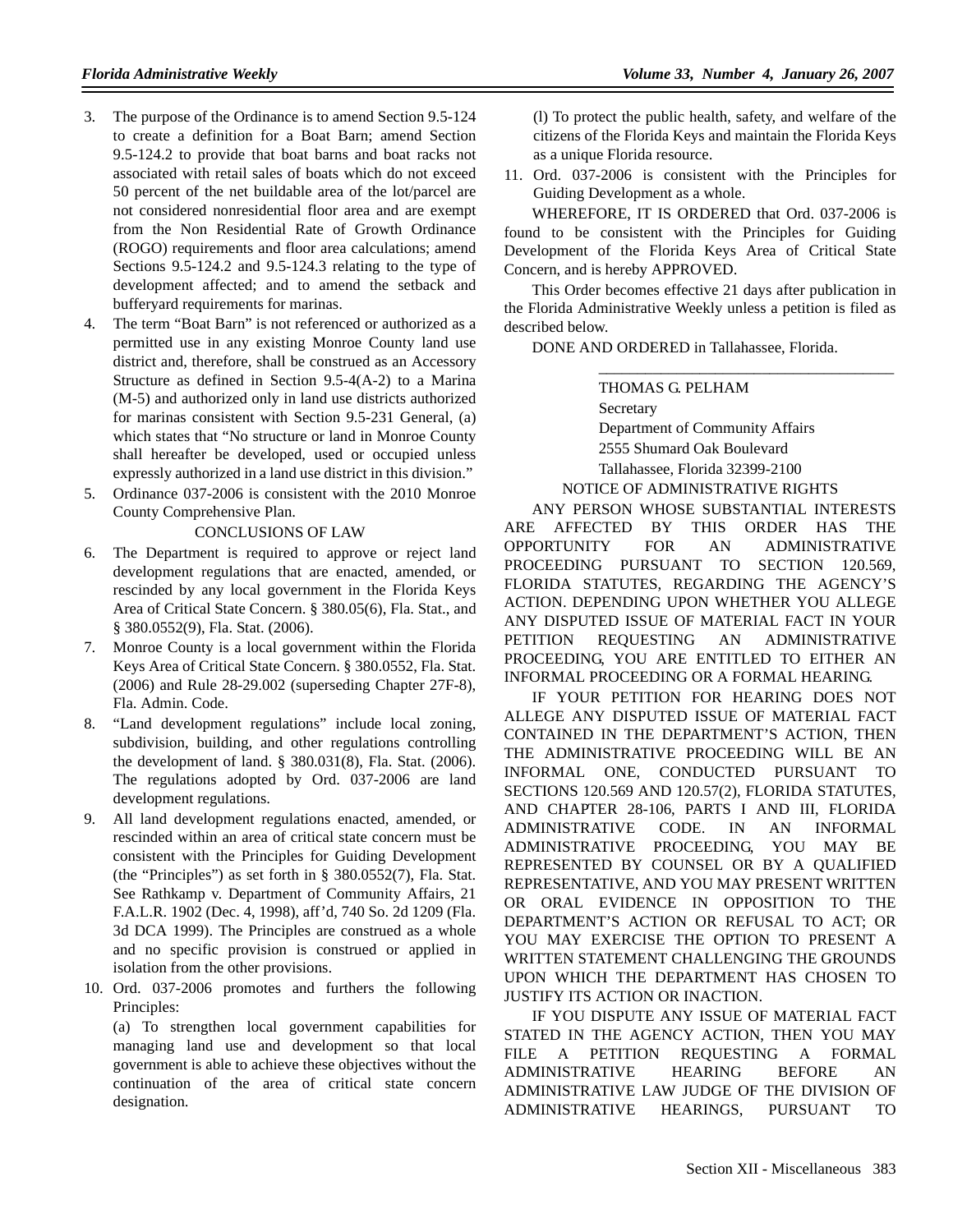3. The purpose of the Ordinance is to amend Section 9.5-124 to create a definition for a Boat Barn; amend Section 9.5-124.2 to provide that boat barns and boat racks not associated with retail sales of boats which do not exceed 50 percent of the net buildable area of the lot/parcel are not considered nonresidential floor area and are exempt from the Non Residential Rate of Growth Ordinance (ROGO) requirements and floor area calculations; amend Sections 9.5-124.2 and 9.5-124.3 relating to the type of development affected; and to amend the setback and bufferyard requirements for marinas.
4. The term "Boat Barn" is not referenced or authorized as a permitted use in any existing Monroe County land use district and, therefore, shall be construed as an Accessory Structure as defined in Section 9.5-4(A-2) to a Marina (M-5) and authorized only in land use districts authorized for marinas consistent with Section 9.5-231 General, (a) which states that "No structure or land in Monroe County shall hereafter be developed, used or occupied unless expressly authorized in a land use district in this division."
5. Ordinance 037-2006 is consistent with the 2010 Monroe County Comprehensive Plan.

CONCLUSIONS OF LAW

6. The Department is required to approve or reject land development regulations that are enacted, amended, or rescinded by any local government in the Florida Keys Area of Critical State Concern. § 380.05(6), Fla. Stat., and § 380.0552(9), Fla. Stat. (2006).
7. Monroe County is a local government within the Florida Keys Area of Critical State Concern. § 380.0552, Fla. Stat. (2006) and Rule 28-29.002 (superseding Chapter 27F-8), Fla. Admin. Code.
8. "Land development regulations" include local zoning, subdivision, building, and other regulations controlling the development of land. § 380.031(8), Fla. Stat. (2006). The regulations adopted by Ord. 037-2006 are land development regulations.
9. All land development regulations enacted, amended, or rescinded within an area of critical state concern must be consistent with the Principles for Guiding Development (the "Principles") as set forth in § 380.0552(7), Fla. Stat. See Rathkamp v. Department of Community Affairs, 21 F.A.L.R. 1902 (Dec. 4, 1998), aff'd, 740 So. 2d 1209 (Fla. 3d DCA 1999). The Principles are construed as a whole and no specific provision is construed or applied in isolation from the other provisions.
10. Ord. 037-2006 promotes and furthers the following Principles:

    (a) To strengthen local government capabilities for managing land use and development so that local government is able to achieve these objectives without the continuation of the area of critical state concern designation.

    (l) To protect the public health, safety, and welfare of the citizens of the Florida Keys and maintain the Florida Keys as a unique Florida resource.
11. Ord. 037-2006 is consistent with the Principles for Guiding Development as a whole.

WHEREFORE, IT IS ORDERED that Ord. 037-2006 is found to be consistent with the Principles for Guiding Development of the Florida Keys Area of Critical State Concern, and is hereby APPROVED.

This Order becomes effective 21 days after publication in the Florida Administrative Weekly unless a petition is filed as described below.

DONE AND ORDERED in Tallahassee, Florida.

\_\_\_\_\_\_\_\_\_\_\_\_\_\_\_\_\_\_\_\_\_\_\_\_\_\_\_\_\_\_\_\_\_\_\_\_\_\_\_\_

THOMAS G. PELHAM
Secretary
Department of Community Affairs
2555 Shumard Oak Boulevard
Tallahassee, Florida 32399-2100

NOTICE OF ADMINISTRATIVE RIGHTS

ANY PERSON WHOSE SUBSTANTIAL INTERESTS ARE AFFECTED BY THIS ORDER HAS THE OPPORTUNITY FOR AN ADMINISTRATIVE PROCEEDING PURSUANT TO SECTION 120.569, FLORIDA STATUTES, REGARDING THE AGENCY'S ACTION. DEPENDING UPON WHETHER YOU ALLEGE ANY DISPUTED ISSUE OF MATERIAL FACT IN YOUR PETITION REQUESTING AN ADMINISTRATIVE PROCEEDING, YOU ARE ENTITLED TO EITHER AN INFORMAL PROCEEDING OR A FORMAL HEARING.

IF YOUR PETITION FOR HEARING DOES NOT ALLEGE ANY DISPUTED ISSUE OF MATERIAL FACT CONTAINED IN THE DEPARTMENT'S ACTION, THEN THE ADMINISTRATIVE PROCEEDING WILL BE AN INFORMAL ONE, CONDUCTED PURSUANT TO SECTIONS 120.569 AND 120.57(2), FLORIDA STATUTES, AND CHAPTER 28-106, PARTS I AND III, FLORIDA ADMINISTRATIVE CODE. IN AN INFORMAL ADMINISTRATIVE PROCEEDING, YOU MAY BE REPRESENTED BY COUNSEL OR BY A QUALIFIED REPRESENTATIVE, AND YOU MAY PRESENT WRITTEN OR ORAL EVIDENCE IN OPPOSITION TO THE DEPARTMENT'S ACTION OR REFUSAL TO ACT; OR YOU MAY EXERCISE THE OPTION TO PRESENT A WRITTEN STATEMENT CHALLENGING THE GROUNDS UPON WHICH THE DEPARTMENT HAS CHOSEN TO JUSTIFY ITS ACTION OR INACTION.

IF YOU DISPUTE ANY ISSUE OF MATERIAL FACT STATED IN THE AGENCY ACTION, THEN YOU MAY FILE A PETITION REQUESTING A FORMAL ADMINISTRATIVE HEARING BEFORE AN ADMINISTRATIVE LAW JUDGE OF THE DIVISION OF ADMINISTRATIVE HEARINGS, PURSUANT TO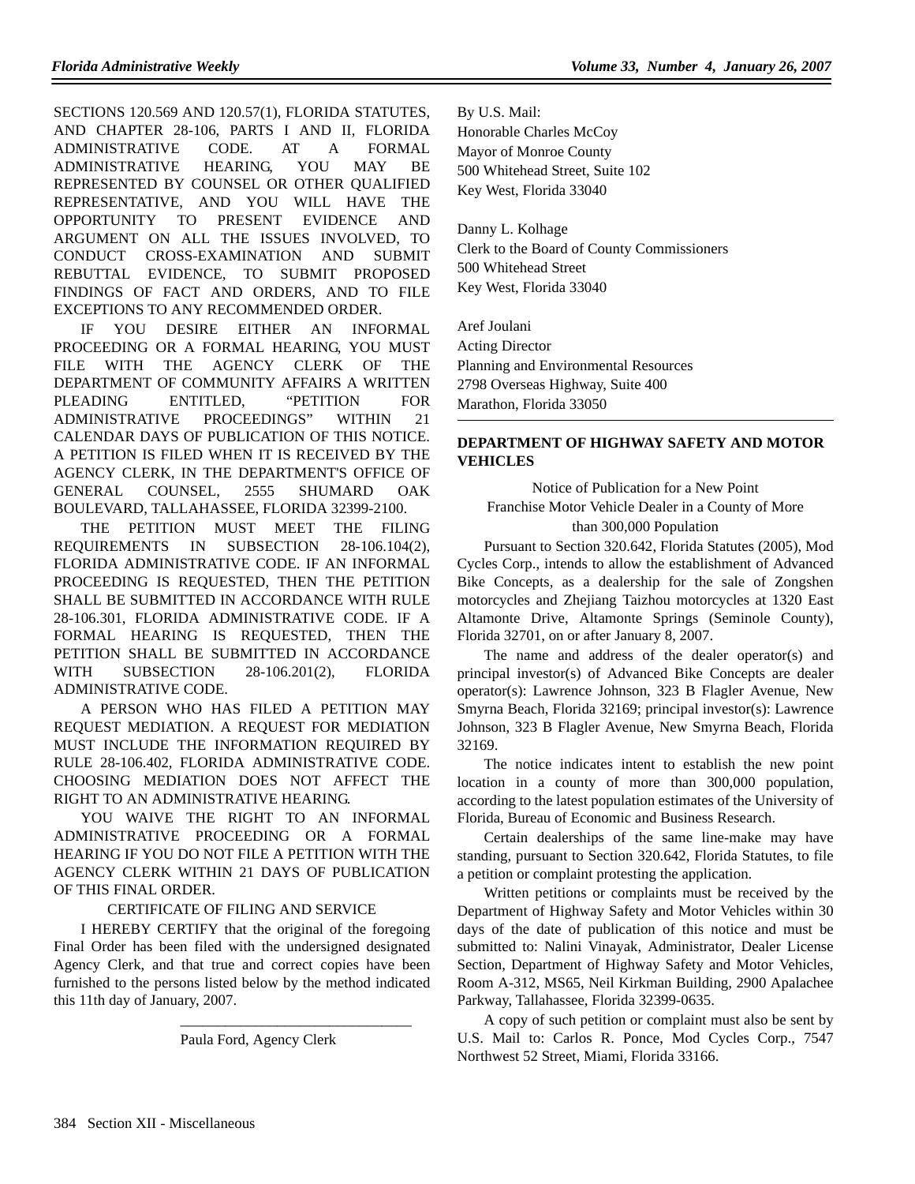SECTIONS 120.569 AND 120.57(1), FLORIDA STATUTES, AND CHAPTER 28-106, PARTS I AND II, FLORIDA ADMINISTRATIVE CODE. AT A FORMAL ADMINISTRATIVE HEARING, YOU MAY BE REPRESENTED BY COUNSEL OR OTHER QUALIFIED REPRESENTATIVE, AND YOU WILL HAVE THE OPPORTUNITY TO PRESENT EVIDENCE AND ARGUMENT ON ALL THE ISSUES INVOLVED, TO CONDUCT CROSS-EXAMINATION AND SUBMIT REBUTTAL EVIDENCE, TO SUBMIT PROPOSED FINDINGS OF FACT AND ORDERS, AND TO FILE EXCEPTIONS TO ANY RECOMMENDED ORDER.

IF YOU DESIRE EITHER AN INFORMAL PROCEEDING OR A FORMAL HEARING, YOU MUST FILE WITH THE AGENCY CLERK OF THE DEPARTMENT OF COMMUNITY AFFAIRS A WRITTEN PLEADING ENTITLED, "PETITION FOR ADMINISTRATIVE PROCEEDINGS" WITHIN 21 CALENDAR DAYS OF PUBLICATION OF THIS NOTICE. A PETITION IS FILED WHEN IT IS RECEIVED BY THE AGENCY CLERK, IN THE DEPARTMENT'S OFFICE OF GENERAL COUNSEL, 2555 SHUMARD OAK BOULEVARD, TALLAHASSEE, FLORIDA 32399-2100.

THE PETITION MUST MEET THE FILING REQUIREMENTS IN SUBSECTION 28-106.104(2), FLORIDA ADMINISTRATIVE CODE. IF AN INFORMAL PROCEEDING IS REQUESTED, THEN THE PETITION SHALL BE SUBMITTED IN ACCORDANCE WITH RULE 28-106.301, FLORIDA ADMINISTRATIVE CODE. IF A FORMAL HEARING IS REQUESTED, THEN THE PETITION SHALL BE SUBMITTED IN ACCORDANCE WITH SUBSECTION 28-106.201(2), FLORIDA ADMINISTRATIVE CODE.

A PERSON WHO HAS FILED A PETITION MAY REQUEST MEDIATION. A REQUEST FOR MEDIATION MUST INCLUDE THE INFORMATION REQUIRED BY RULE 28-106.402, FLORIDA ADMINISTRATIVE CODE. CHOOSING MEDIATION DOES NOT AFFECT THE RIGHT TO AN ADMINISTRATIVE HEARING.

YOU WAIVE THE RIGHT TO AN INFORMAL ADMINISTRATIVE PROCEEDING OR A FORMAL HEARING IF YOU DO NOT FILE A PETITION WITH THE AGENCY CLERK WITHIN 21 DAYS OF PUBLICATION OF THIS FINAL ORDER.

CERTIFICATE OF FILING AND SERVICE

I HEREBY CERTIFY that the original of the foregoing Final Order has been filed with the undersigned designated Agency Clerk, and that true and correct copies have been furnished to the persons listed below by the method indicated this 11th day of January, 2007.

\_\_\_\_\_\_\_\_\_\_\_\_\_\_\_\_\_\_\_\_\_\_\_\_\_\_\_\_\_\_\_

Paula Ford, Agency Clerk

By U.S. Mail:
Honorable Charles McCoy
Mayor of Monroe County
500 Whitehead Street, Suite 102
Key West, Florida 33040

Danny L. Kolhage
Clerk to the Board of County Commissioners
500 Whitehead Street
Key West, Florida 33040

Aref Joulani
Acting Director
Planning and Environmental Resources
2798 Overseas Highway, Suite 400
Marathon, Florida 33050

## DEPARTMENT OF HIGHWAY SAFETY AND MOTOR VEHICLES

Notice of Publication for a New Point Franchise Motor Vehicle Dealer in a County of More than 300,000 Population

Pursuant to Section 320.642, Florida Statutes (2005), Mod Cycles Corp., intends to allow the establishment of Advanced Bike Concepts, as a dealership for the sale of Zongshen motorcycles and Zhejiang Taizhou motorcycles at 1320 East Altamonte Drive, Altamonte Springs (Seminole County), Florida 32701, on or after January 8, 2007.

The name and address of the dealer operator(s) and principal investor(s) of Advanced Bike Concepts are dealer operator(s): Lawrence Johnson, 323 B Flagler Avenue, New Smyrna Beach, Florida 32169; principal investor(s): Lawrence Johnson, 323 B Flagler Avenue, New Smyrna Beach, Florida 32169.

The notice indicates intent to establish the new point location in a county of more than 300,000 population, according to the latest population estimates of the University of Florida, Bureau of Economic and Business Research.

Certain dealerships of the same line-make may have standing, pursuant to Section 320.642, Florida Statutes, to file a petition or complaint protesting the application.

Written petitions or complaints must be received by the Department of Highway Safety and Motor Vehicles within 30 days of the date of publication of this notice and must be submitted to: Nalini Vinayak, Administrator, Dealer License Section, Department of Highway Safety and Motor Vehicles, Room A-312, MS65, Neil Kirkman Building, 2900 Apalachee Parkway, Tallahassee, Florida 32399-0635.

A copy of such petition or complaint must also be sent by U.S. Mail to: Carlos R. Ponce, Mod Cycles Corp., 7547 Northwest 52 Street, Miami, Florida 33166.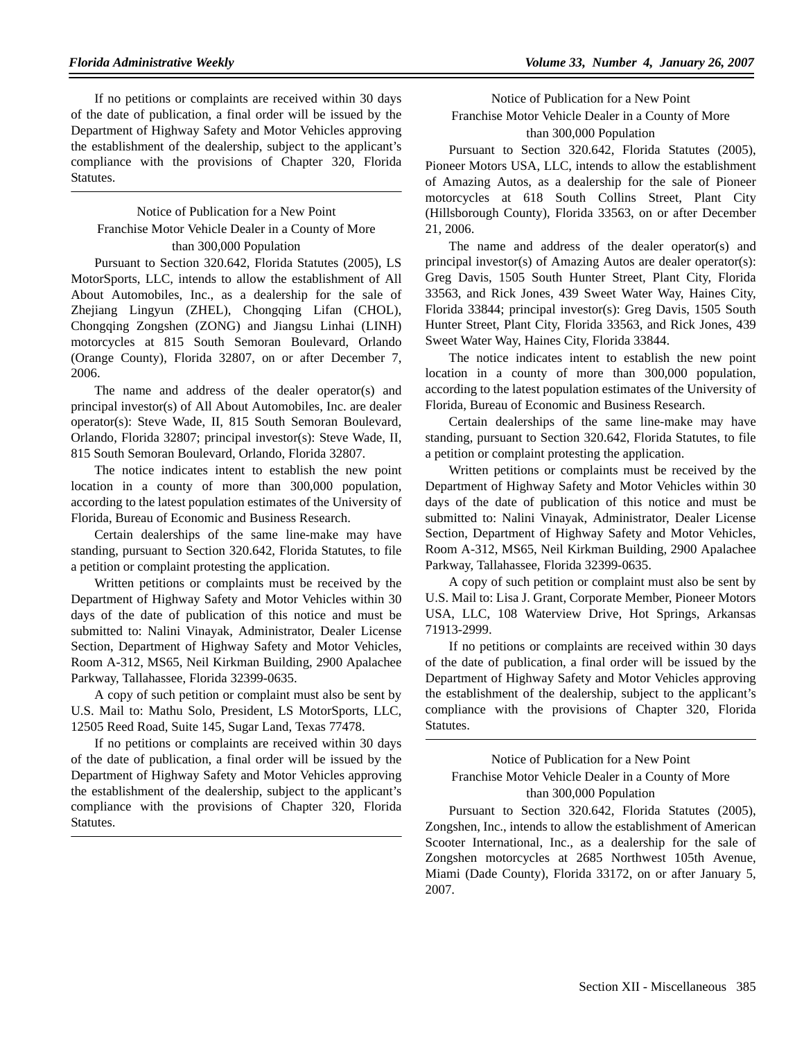If no petitions or complaints are received within 30 days of the date of publication, a final order will be issued by the Department of Highway Safety and Motor Vehicles approving the establishment of the dealership, subject to the applicant's compliance with the provisions of Chapter 320, Florida Statutes.

---

Notice of Publication for a New Point Franchise Motor Vehicle Dealer in a County of More than 300,000 Population

Pursuant to Section 320.642, Florida Statutes (2005), LS MotorSports, LLC, intends to allow the establishment of All About Automobiles, Inc., as a dealership for the sale of Zhejiang Lingyun (ZHEL), Chongqing Lifan (CHOL), Chongqing Zongshen (ZONG) and Jiangsu Linhai (LINH) motorcycles at 815 South Semoran Boulevard, Orlando (Orange County), Florida 32807, on or after December 7, 2006.

The name and address of the dealer operator(s) and principal investor(s) of All About Automobiles, Inc. are dealer operator(s): Steve Wade, II, 815 South Semoran Boulevard, Orlando, Florida 32807; principal investor(s): Steve Wade, II, 815 South Semoran Boulevard, Orlando, Florida 32807.

The notice indicates intent to establish the new point location in a county of more than 300,000 population, according to the latest population estimates of the University of Florida, Bureau of Economic and Business Research.

Certain dealerships of the same line-make may have standing, pursuant to Section 320.642, Florida Statutes, to file a petition or complaint protesting the application.

Written petitions or complaints must be received by the Department of Highway Safety and Motor Vehicles within 30 days of the date of publication of this notice and must be submitted to: Nalini Vinayak, Administrator, Dealer License Section, Department of Highway Safety and Motor Vehicles, Room A-312, MS65, Neil Kirkman Building, 2900 Apalachee Parkway, Tallahassee, Florida 32399-0635.

A copy of such petition or complaint must also be sent by U.S. Mail to: Mathu Solo, President, LS MotorSports, LLC, 12505 Reed Road, Suite 145, Sugar Land, Texas 77478.

If no petitions or complaints are received within 30 days of the date of publication, a final order will be issued by the Department of Highway Safety and Motor Vehicles approving the establishment of the dealership, subject to the applicant's compliance with the provisions of Chapter 320, Florida Statutes.

---

Notice of Publication for a New Point Franchise Motor Vehicle Dealer in a County of More than 300,000 Population

Pursuant to Section 320.642, Florida Statutes (2005), Pioneer Motors USA, LLC, intends to allow the establishment of Amazing Autos, as a dealership for the sale of Pioneer motorcycles at 618 South Collins Street, Plant City (Hillsborough County), Florida 33563, on or after December 21, 2006.

The name and address of the dealer operator(s) and principal investor(s) of Amazing Autos are dealer operator(s): Greg Davis, 1505 South Hunter Street, Plant City, Florida 33563, and Rick Jones, 439 Sweet Water Way, Haines City, Florida 33844; principal investor(s): Greg Davis, 1505 South Hunter Street, Plant City, Florida 33563, and Rick Jones, 439 Sweet Water Way, Haines City, Florida 33844.

The notice indicates intent to establish the new point location in a county of more than 300,000 population, according to the latest population estimates of the University of Florida, Bureau of Economic and Business Research.

Certain dealerships of the same line-make may have standing, pursuant to Section 320.642, Florida Statutes, to file a petition or complaint protesting the application.

Written petitions or complaints must be received by the Department of Highway Safety and Motor Vehicles within 30 days of the date of publication of this notice and must be submitted to: Nalini Vinayak, Administrator, Dealer License Section, Department of Highway Safety and Motor Vehicles, Room A-312, MS65, Neil Kirkman Building, 2900 Apalachee Parkway, Tallahassee, Florida 32399-0635.

A copy of such petition or complaint must also be sent by U.S. Mail to: Lisa J. Grant, Corporate Member, Pioneer Motors USA, LLC, 108 Waterview Drive, Hot Springs, Arkansas 71913-2999.

If no petitions or complaints are received within 30 days of the date of publication, a final order will be issued by the Department of Highway Safety and Motor Vehicles approving the establishment of the dealership, subject to the applicant's compliance with the provisions of Chapter 320, Florida Statutes.

---

Notice of Publication for a New Point Franchise Motor Vehicle Dealer in a County of More than 300,000 Population

Pursuant to Section 320.642, Florida Statutes (2005), Zongshen, Inc., intends to allow the establishment of American Scooter International, Inc., as a dealership for the sale of Zongshen motorcycles at 2685 Northwest 105th Avenue, Miami (Dade County), Florida 33172, on or after January 5, 2007.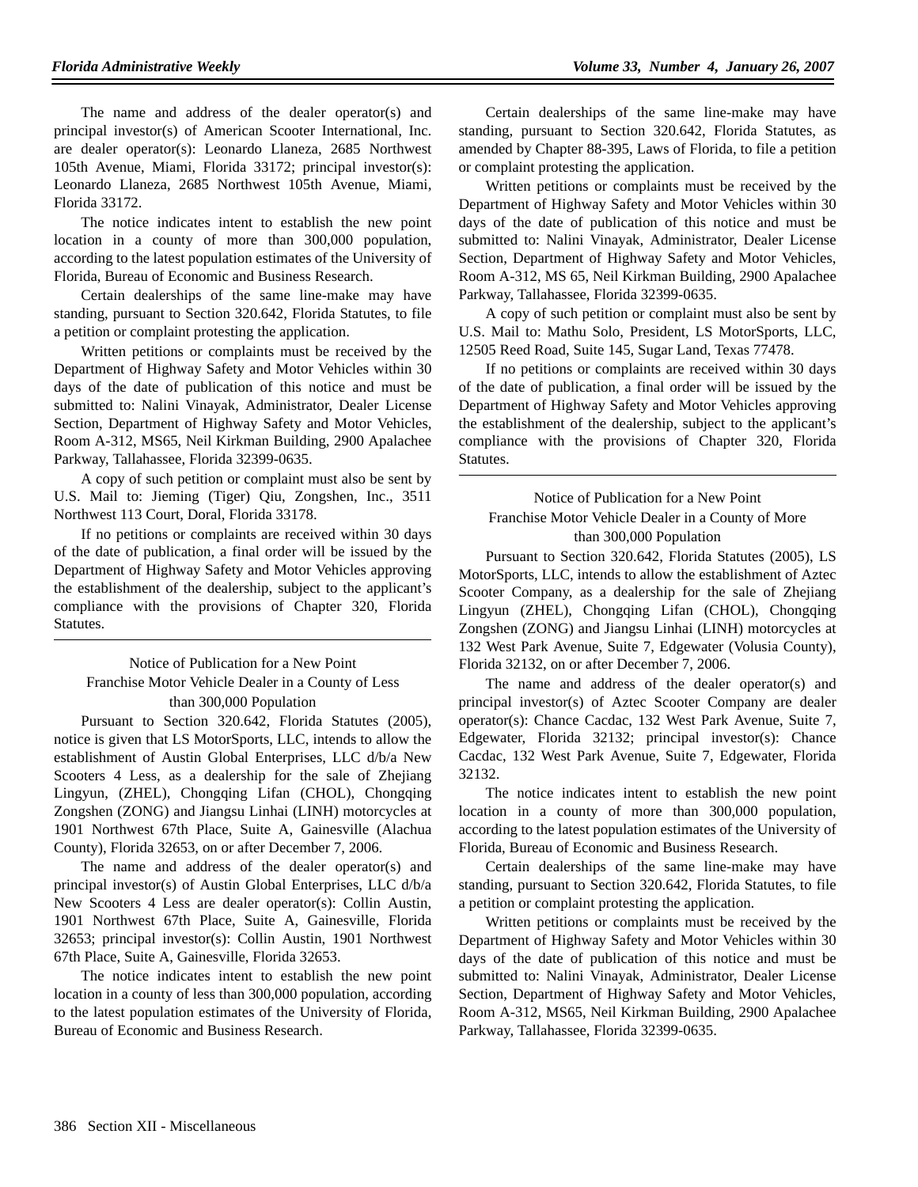The name and address of the dealer operator(s) and principal investor(s) of American Scooter International, Inc. are dealer operator(s): Leonardo Llaneza, 2685 Northwest 105th Avenue, Miami, Florida 33172; principal investor(s): Leonardo Llaneza, 2685 Northwest 105th Avenue, Miami, Florida 33172.

The notice indicates intent to establish the new point location in a county of more than 300,000 population, according to the latest population estimates of the University of Florida, Bureau of Economic and Business Research.

Certain dealerships of the same line-make may have standing, pursuant to Section 320.642, Florida Statutes, to file a petition or complaint protesting the application.

Written petitions or complaints must be received by the Department of Highway Safety and Motor Vehicles within 30 days of the date of publication of this notice and must be submitted to: Nalini Vinayak, Administrator, Dealer License Section, Department of Highway Safety and Motor Vehicles, Room A-312, MS65, Neil Kirkman Building, 2900 Apalachee Parkway, Tallahassee, Florida 32399-0635.

A copy of such petition or complaint must also be sent by U.S. Mail to: Jieming (Tiger) Qiu, Zongshen, Inc., 3511 Northwest 113 Court, Doral, Florida 33178.

If no petitions or complaints are received within 30 days of the date of publication, a final order will be issued by the Department of Highway Safety and Motor Vehicles approving the establishment of the dealership, subject to the applicant's compliance with the provisions of Chapter 320, Florida Statutes.

---

Notice of Publication for a New Point Franchise Motor Vehicle Dealer in a County of Less than 300,000 Population

Pursuant to Section 320.642, Florida Statutes (2005), notice is given that LS MotorSports, LLC, intends to allow the establishment of Austin Global Enterprises, LLC d/b/a New Scooters 4 Less, as a dealership for the sale of Zhejiang Lingyun, (ZHEL), Chongqing Lifan (CHOL), Chongqing Zongshen (ZONG) and Jiangsu Linhai (LINH) motorcycles at 1901 Northwest 67th Place, Suite A, Gainesville (Alachua County), Florida 32653, on or after December 7, 2006.

The name and address of the dealer operator(s) and principal investor(s) of Austin Global Enterprises, LLC d/b/a New Scooters 4 Less are dealer operator(s): Collin Austin, 1901 Northwest 67th Place, Suite A, Gainesville, Florida 32653; principal investor(s): Collin Austin, 1901 Northwest 67th Place, Suite A, Gainesville, Florida 32653.

The notice indicates intent to establish the new point location in a county of less than 300,000 population, according to the latest population estimates of the University of Florida, Bureau of Economic and Business Research.

Certain dealerships of the same line-make may have standing, pursuant to Section 320.642, Florida Statutes, as amended by Chapter 88-395, Laws of Florida, to file a petition or complaint protesting the application.

Written petitions or complaints must be received by the Department of Highway Safety and Motor Vehicles within 30 days of the date of publication of this notice and must be submitted to: Nalini Vinayak, Administrator, Dealer License Section, Department of Highway Safety and Motor Vehicles, Room A-312, MS 65, Neil Kirkman Building, 2900 Apalachee Parkway, Tallahassee, Florida 32399-0635.

A copy of such petition or complaint must also be sent by U.S. Mail to: Mathu Solo, President, LS MotorSports, LLC, 12505 Reed Road, Suite 145, Sugar Land, Texas 77478.

If no petitions or complaints are received within 30 days of the date of publication, a final order will be issued by the Department of Highway Safety and Motor Vehicles approving the establishment of the dealership, subject to the applicant's compliance with the provisions of Chapter 320, Florida Statutes.

---

Notice of Publication for a New Point Franchise Motor Vehicle Dealer in a County of More than 300,000 Population

Pursuant to Section 320.642, Florida Statutes (2005), LS MotorSports, LLC, intends to allow the establishment of Aztec Scooter Company, as a dealership for the sale of Zhejiang Lingyun (ZHEL), Chongqing Lifan (CHOL), Chongqing Zongshen (ZONG) and Jiangsu Linhai (LINH) motorcycles at 132 West Park Avenue, Suite 7, Edgewater (Volusia County), Florida 32132, on or after December 7, 2006.

The name and address of the dealer operator(s) and principal investor(s) of Aztec Scooter Company are dealer operator(s): Chance Cacdac, 132 West Park Avenue, Suite 7, Edgewater, Florida 32132; principal investor(s): Chance Cacdac, 132 West Park Avenue, Suite 7, Edgewater, Florida 32132.

The notice indicates intent to establish the new point location in a county of more than 300,000 population, according to the latest population estimates of the University of Florida, Bureau of Economic and Business Research.

Certain dealerships of the same line-make may have standing, pursuant to Section 320.642, Florida Statutes, to file a petition or complaint protesting the application.

Written petitions or complaints must be received by the Department of Highway Safety and Motor Vehicles within 30 days of the date of publication of this notice and must be submitted to: Nalini Vinayak, Administrator, Dealer License Section, Department of Highway Safety and Motor Vehicles, Room A-312, MS65, Neil Kirkman Building, 2900 Apalachee Parkway, Tallahassee, Florida 32399-0635.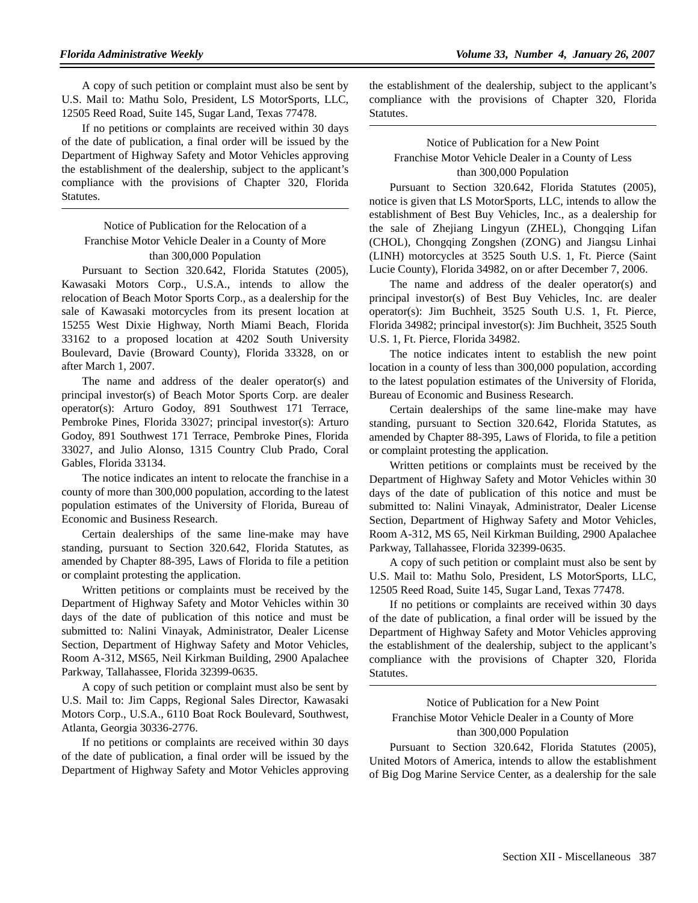A copy of such petition or complaint must also be sent by U.S. Mail to: Mathu Solo, President, LS MotorSports, LLC, 12505 Reed Road, Suite 145, Sugar Land, Texas 77478.

If no petitions or complaints are received within 30 days of the date of publication, a final order will be issued by the Department of Highway Safety and Motor Vehicles approving the establishment of the dealership, subject to the applicant's compliance with the provisions of Chapter 320, Florida Statutes.

---

Notice of Publication for the Relocation of a Franchise Motor Vehicle Dealer in a County of More than 300,000 Population

Pursuant to Section 320.642, Florida Statutes (2005), Kawasaki Motors Corp., U.S.A., intends to allow the relocation of Beach Motor Sports Corp., as a dealership for the sale of Kawasaki motorcycles from its present location at 15255 West Dixie Highway, North Miami Beach, Florida 33162 to a proposed location at 4202 South University Boulevard, Davie (Broward County), Florida 33328, on or after March 1, 2007.

The name and address of the dealer operator(s) and principal investor(s) of Beach Motor Sports Corp. are dealer operator(s): Arturo Godoy, 891 Southwest 171 Terrace, Pembroke Pines, Florida 33027; principal investor(s): Arturo Godoy, 891 Southwest 171 Terrace, Pembroke Pines, Florida 33027, and Julio Alonso, 1315 Country Club Prado, Coral Gables, Florida 33134.

The notice indicates an intent to relocate the franchise in a county of more than 300,000 population, according to the latest population estimates of the University of Florida, Bureau of Economic and Business Research.

Certain dealerships of the same line-make may have standing, pursuant to Section 320.642, Florida Statutes, as amended by Chapter 88-395, Laws of Florida to file a petition or complaint protesting the application.

Written petitions or complaints must be received by the Department of Highway Safety and Motor Vehicles within 30 days of the date of publication of this notice and must be submitted to: Nalini Vinayak, Administrator, Dealer License Section, Department of Highway Safety and Motor Vehicles, Room A-312, MS65, Neil Kirkman Building, 2900 Apalachee Parkway, Tallahassee, Florida 32399-0635.

A copy of such petition or complaint must also be sent by U.S. Mail to: Jim Capps, Regional Sales Director, Kawasaki Motors Corp., U.S.A., 6110 Boat Rock Boulevard, Southwest, Atlanta, Georgia 30336-2776.

If no petitions or complaints are received within 30 days of the date of publication, a final order will be issued by the Department of Highway Safety and Motor Vehicles approving the establishment of the dealership, subject to the applicant's compliance with the provisions of Chapter 320, Florida Statutes.

---

Notice of Publication for a New Point Franchise Motor Vehicle Dealer in a County of Less than 300,000 Population

Pursuant to Section 320.642, Florida Statutes (2005), notice is given that LS MotorSports, LLC, intends to allow the establishment of Best Buy Vehicles, Inc., as a dealership for the sale of Zhejiang Lingyun (ZHEL), Chongqing Lifan (CHOL), Chongqing Zongshen (ZONG) and Jiangsu Linhai (LINH) motorcycles at 3525 South U.S. 1, Ft. Pierce (Saint Lucie County), Florida 34982, on or after December 7, 2006.

The name and address of the dealer operator(s) and principal investor(s) of Best Buy Vehicles, Inc. are dealer operator(s): Jim Buchheit, 3525 South U.S. 1, Ft. Pierce, Florida 34982; principal investor(s): Jim Buchheit, 3525 South U.S. 1, Ft. Pierce, Florida 34982.

The notice indicates intent to establish the new point location in a county of less than 300,000 population, according to the latest population estimates of the University of Florida, Bureau of Economic and Business Research.

Certain dealerships of the same line-make may have standing, pursuant to Section 320.642, Florida Statutes, as amended by Chapter 88-395, Laws of Florida, to file a petition or complaint protesting the application.

Written petitions or complaints must be received by the Department of Highway Safety and Motor Vehicles within 30 days of the date of publication of this notice and must be submitted to: Nalini Vinayak, Administrator, Dealer License Section, Department of Highway Safety and Motor Vehicles, Room A-312, MS 65, Neil Kirkman Building, 2900 Apalachee Parkway, Tallahassee, Florida 32399-0635.

A copy of such petition or complaint must also be sent by U.S. Mail to: Mathu Solo, President, LS MotorSports, LLC, 12505 Reed Road, Suite 145, Sugar Land, Texas 77478.

If no petitions or complaints are received within 30 days of the date of publication, a final order will be issued by the Department of Highway Safety and Motor Vehicles approving the establishment of the dealership, subject to the applicant's compliance with the provisions of Chapter 320, Florida Statutes.

---

Notice of Publication for a New Point Franchise Motor Vehicle Dealer in a County of More than 300,000 Population

Pursuant to Section 320.642, Florida Statutes (2005), United Motors of America, intends to allow the establishment of Big Dog Marine Service Center, as a dealership for the sale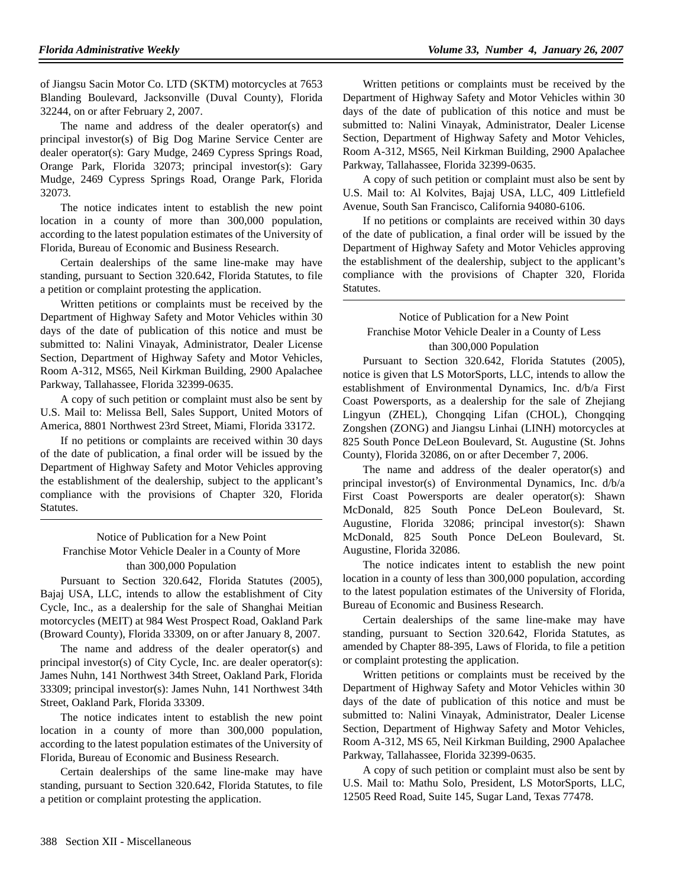of Jiangsu Sacin Motor Co. LTD (SKTM) motorcycles at 7653 Blanding Boulevard, Jacksonville (Duval County), Florida 32244, on or after February 2, 2007.

The name and address of the dealer operator(s) and principal investor(s) of Big Dog Marine Service Center are dealer operator(s): Gary Mudge, 2469 Cypress Springs Road, Orange Park, Florida 32073; principal investor(s): Gary Mudge, 2469 Cypress Springs Road, Orange Park, Florida 32073.

The notice indicates intent to establish the new point location in a county of more than 300,000 population, according to the latest population estimates of the University of Florida, Bureau of Economic and Business Research.

Certain dealerships of the same line-make may have standing, pursuant to Section 320.642, Florida Statutes, to file a petition or complaint protesting the application.

Written petitions or complaints must be received by the Department of Highway Safety and Motor Vehicles within 30 days of the date of publication of this notice and must be submitted to: Nalini Vinayak, Administrator, Dealer License Section, Department of Highway Safety and Motor Vehicles, Room A-312, MS65, Neil Kirkman Building, 2900 Apalachee Parkway, Tallahassee, Florida 32399-0635.

A copy of such petition or complaint must also be sent by U.S. Mail to: Melissa Bell, Sales Support, United Motors of America, 8801 Northwest 23rd Street, Miami, Florida 33172.

If no petitions or complaints are received within 30 days of the date of publication, a final order will be issued by the Department of Highway Safety and Motor Vehicles approving the establishment of the dealership, subject to the applicant's compliance with the provisions of Chapter 320, Florida Statutes.

---

Notice of Publication for a New Point Franchise Motor Vehicle Dealer in a County of More than 300,000 Population

Pursuant to Section 320.642, Florida Statutes (2005), Bajaj USA, LLC, intends to allow the establishment of City Cycle, Inc., as a dealership for the sale of Shanghai Meitian motorcycles (MEIT) at 984 West Prospect Road, Oakland Park (Broward County), Florida 33309, on or after January 8, 2007.

The name and address of the dealer operator(s) and principal investor(s) of City Cycle, Inc. are dealer operator(s): James Nuhn, 141 Northwest 34th Street, Oakland Park, Florida 33309; principal investor(s): James Nuhn, 141 Northwest 34th Street, Oakland Park, Florida 33309.

The notice indicates intent to establish the new point location in a county of more than 300,000 population, according to the latest population estimates of the University of Florida, Bureau of Economic and Business Research.

Certain dealerships of the same line-make may have standing, pursuant to Section 320.642, Florida Statutes, to file a petition or complaint protesting the application.

Written petitions or complaints must be received by the Department of Highway Safety and Motor Vehicles within 30 days of the date of publication of this notice and must be submitted to: Nalini Vinayak, Administrator, Dealer License Section, Department of Highway Safety and Motor Vehicles, Room A-312, MS65, Neil Kirkman Building, 2900 Apalachee Parkway, Tallahassee, Florida 32399-0635.

A copy of such petition or complaint must also be sent by U.S. Mail to: Al Kolvites, Bajaj USA, LLC, 409 Littlefield Avenue, South San Francisco, California 94080-6106.

If no petitions or complaints are received within 30 days of the date of publication, a final order will be issued by the Department of Highway Safety and Motor Vehicles approving the establishment of the dealership, subject to the applicant's compliance with the provisions of Chapter 320, Florida Statutes.

---

Notice of Publication for a New Point Franchise Motor Vehicle Dealer in a County of Less than 300,000 Population

Pursuant to Section 320.642, Florida Statutes (2005), notice is given that LS MotorSports, LLC, intends to allow the establishment of Environmental Dynamics, Inc. d/b/a First Coast Powersports, as a dealership for the sale of Zhejiang Lingyun (ZHEL), Chongqing Lifan (CHOL), Chongqing Zongshen (ZONG) and Jiangsu Linhai (LINH) motorcycles at 825 South Ponce DeLeon Boulevard, St. Augustine (St. Johns County), Florida 32086, on or after December 7, 2006.

The name and address of the dealer operator(s) and principal investor(s) of Environmental Dynamics, Inc. d/b/a First Coast Powersports are dealer operator(s): Shawn McDonald, 825 South Ponce DeLeon Boulevard, St. Augustine, Florida 32086; principal investor(s): Shawn McDonald, 825 South Ponce DeLeon Boulevard, St. Augustine, Florida 32086.

The notice indicates intent to establish the new point location in a county of less than 300,000 population, according to the latest population estimates of the University of Florida, Bureau of Economic and Business Research.

Certain dealerships of the same line-make may have standing, pursuant to Section 320.642, Florida Statutes, as amended by Chapter 88-395, Laws of Florida, to file a petition or complaint protesting the application.

Written petitions or complaints must be received by the Department of Highway Safety and Motor Vehicles within 30 days of the date of publication of this notice and must be submitted to: Nalini Vinayak, Administrator, Dealer License Section, Department of Highway Safety and Motor Vehicles, Room A-312, MS 65, Neil Kirkman Building, 2900 Apalachee Parkway, Tallahassee, Florida 32399-0635.

A copy of such petition or complaint must also be sent by U.S. Mail to: Mathu Solo, President, LS MotorSports, LLC, 12505 Reed Road, Suite 145, Sugar Land, Texas 77478.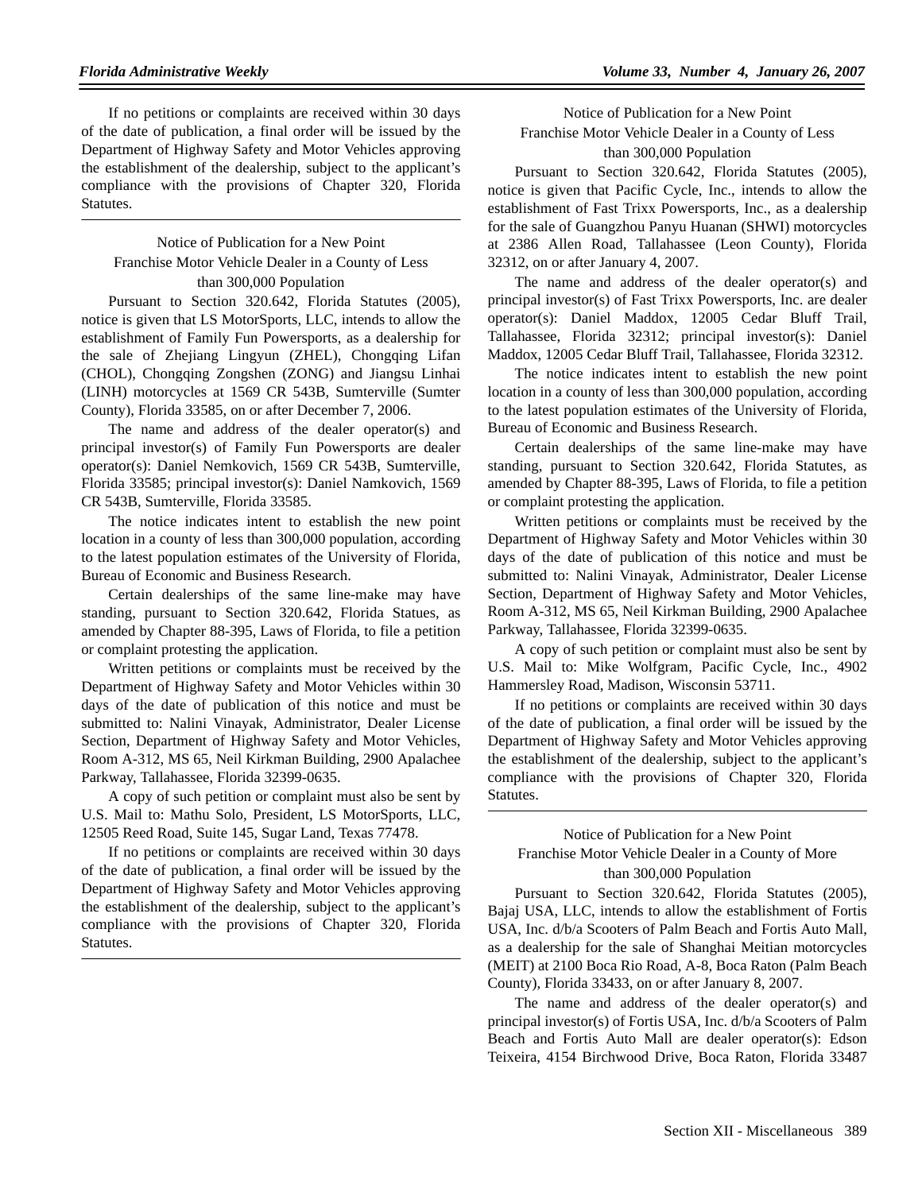If no petitions or complaints are received within 30 days of the date of publication, a final order will be issued by the Department of Highway Safety and Motor Vehicles approving the establishment of the dealership, subject to the applicant's compliance with the provisions of Chapter 320, Florida Statutes.

---

Notice of Publication for a New Point Franchise Motor Vehicle Dealer in a County of Less than 300,000 Population

Pursuant to Section 320.642, Florida Statutes (2005), notice is given that LS MotorSports, LLC, intends to allow the establishment of Family Fun Powersports, as a dealership for the sale of Zhejiang Lingyun (ZHEL), Chongqing Lifan (CHOL), Chongqing Zongshen (ZONG) and Jiangsu Linhai (LINH) motorcycles at 1569 CR 543B, Sumterville (Sumter County), Florida 33585, on or after December 7, 2006.

The name and address of the dealer operator(s) and principal investor(s) of Family Fun Powersports are dealer operator(s): Daniel Nemkovich, 1569 CR 543B, Sumterville, Florida 33585; principal investor(s): Daniel Namkovich, 1569 CR 543B, Sumterville, Florida 33585.

The notice indicates intent to establish the new point location in a county of less than 300,000 population, according to the latest population estimates of the University of Florida, Bureau of Economic and Business Research.

Certain dealerships of the same line-make may have standing, pursuant to Section 320.642, Florida Statues, as amended by Chapter 88-395, Laws of Florida, to file a petition or complaint protesting the application.

Written petitions or complaints must be received by the Department of Highway Safety and Motor Vehicles within 30 days of the date of publication of this notice and must be submitted to: Nalini Vinayak, Administrator, Dealer License Section, Department of Highway Safety and Motor Vehicles, Room A-312, MS 65, Neil Kirkman Building, 2900 Apalachee Parkway, Tallahassee, Florida 32399-0635.

A copy of such petition or complaint must also be sent by U.S. Mail to: Mathu Solo, President, LS MotorSports, LLC, 12505 Reed Road, Suite 145, Sugar Land, Texas 77478.

If no petitions or complaints are received within 30 days of the date of publication, a final order will be issued by the Department of Highway Safety and Motor Vehicles approving the establishment of the dealership, subject to the applicant's compliance with the provisions of Chapter 320, Florida Statutes.

---

Notice of Publication for a New Point Franchise Motor Vehicle Dealer in a County of Less than 300,000 Population

Pursuant to Section 320.642, Florida Statutes (2005), notice is given that Pacific Cycle, Inc., intends to allow the establishment of Fast Trixx Powersports, Inc., as a dealership for the sale of Guangzhou Panyu Huanan (SHWI) motorcycles at 2386 Allen Road, Tallahassee (Leon County), Florida 32312, on or after January 4, 2007.

The name and address of the dealer operator(s) and principal investor(s) of Fast Trixx Powersports, Inc. are dealer operator(s): Daniel Maddox, 12005 Cedar Bluff Trail, Tallahassee, Florida 32312; principal investor(s): Daniel Maddox, 12005 Cedar Bluff Trail, Tallahassee, Florida 32312.

The notice indicates intent to establish the new point location in a county of less than 300,000 population, according to the latest population estimates of the University of Florida, Bureau of Economic and Business Research.

Certain dealerships of the same line-make may have standing, pursuant to Section 320.642, Florida Statutes, as amended by Chapter 88-395, Laws of Florida, to file a petition or complaint protesting the application.

Written petitions or complaints must be received by the Department of Highway Safety and Motor Vehicles within 30 days of the date of publication of this notice and must be submitted to: Nalini Vinayak, Administrator, Dealer License Section, Department of Highway Safety and Motor Vehicles, Room A-312, MS 65, Neil Kirkman Building, 2900 Apalachee Parkway, Tallahassee, Florida 32399-0635.

A copy of such petition or complaint must also be sent by U.S. Mail to: Mike Wolfgram, Pacific Cycle, Inc., 4902 Hammersley Road, Madison, Wisconsin 53711.

If no petitions or complaints are received within 30 days of the date of publication, a final order will be issued by the Department of Highway Safety and Motor Vehicles approving the establishment of the dealership, subject to the applicant's compliance with the provisions of Chapter 320, Florida Statutes.

---

Notice of Publication for a New Point Franchise Motor Vehicle Dealer in a County of More than 300,000 Population

Pursuant to Section 320.642, Florida Statutes (2005), Bajaj USA, LLC, intends to allow the establishment of Fortis USA, Inc. d/b/a Scooters of Palm Beach and Fortis Auto Mall, as a dealership for the sale of Shanghai Meitian motorcycles (MEIT) at 2100 Boca Rio Road, A-8, Boca Raton (Palm Beach County), Florida 33433, on or after January 8, 2007.

The name and address of the dealer operator(s) and principal investor(s) of Fortis USA, Inc. d/b/a Scooters of Palm Beach and Fortis Auto Mall are dealer operator(s): Edson Teixeira, 4154 Birchwood Drive, Boca Raton, Florida 33487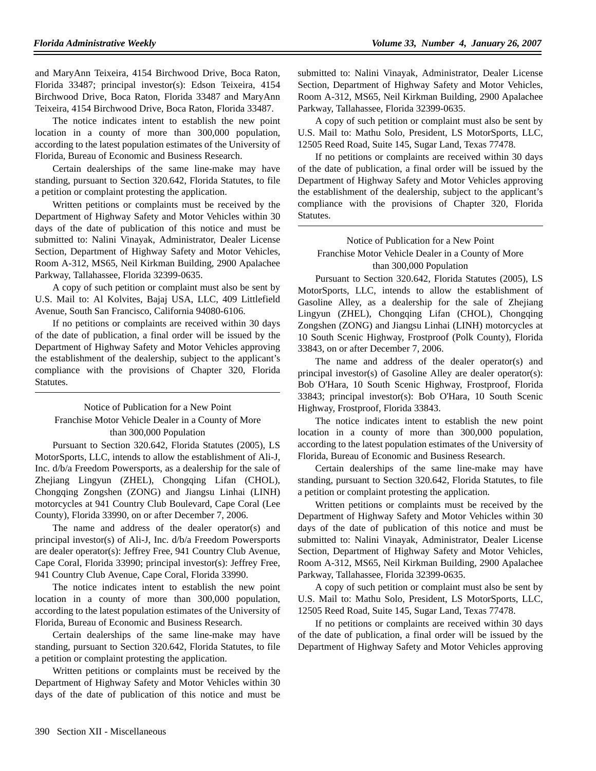and MaryAnn Teixeira, 4154 Birchwood Drive, Boca Raton, Florida 33487; principal investor(s): Edson Teixeira, 4154 Birchwood Drive, Boca Raton, Florida 33487 and MaryAnn Teixeira, 4154 Birchwood Drive, Boca Raton, Florida 33487.

The notice indicates intent to establish the new point location in a county of more than 300,000 population, according to the latest population estimates of the University of Florida, Bureau of Economic and Business Research.

Certain dealerships of the same line-make may have standing, pursuant to Section 320.642, Florida Statutes, to file a petition or complaint protesting the application.

Written petitions or complaints must be received by the Department of Highway Safety and Motor Vehicles within 30 days of the date of publication of this notice and must be submitted to: Nalini Vinayak, Administrator, Dealer License Section, Department of Highway Safety and Motor Vehicles, Room A-312, MS65, Neil Kirkman Building, 2900 Apalachee Parkway, Tallahassee, Florida 32399-0635.

A copy of such petition or complaint must also be sent by U.S. Mail to: Al Kolvites, Bajaj USA, LLC, 409 Littlefield Avenue, South San Francisco, California 94080-6106.

If no petitions or complaints are received within 30 days of the date of publication, a final order will be issued by the Department of Highway Safety and Motor Vehicles approving the establishment of the dealership, subject to the applicant's compliance with the provisions of Chapter 320, Florida Statutes.

---

Notice of Publication for a New Point Franchise Motor Vehicle Dealer in a County of More than 300,000 Population

Pursuant to Section 320.642, Florida Statutes (2005), LS MotorSports, LLC, intends to allow the establishment of Ali-J, Inc. d/b/a Freedom Powersports, as a dealership for the sale of Zhejiang Lingyun (ZHEL), Chongqing Lifan (CHOL), Chongqing Zongshen (ZONG) and Jiangsu Linhai (LINH) motorcycles at 941 Country Club Boulevard, Cape Coral (Lee County), Florida 33990, on or after December 7, 2006.

The name and address of the dealer operator(s) and principal investor(s) of Ali-J, Inc. d/b/a Freedom Powersports are dealer operator(s): Jeffrey Free, 941 Country Club Avenue, Cape Coral, Florida 33990; principal investor(s): Jeffrey Free, 941 Country Club Avenue, Cape Coral, Florida 33990.

The notice indicates intent to establish the new point location in a county of more than 300,000 population, according to the latest population estimates of the University of Florida, Bureau of Economic and Business Research.

Certain dealerships of the same line-make may have standing, pursuant to Section 320.642, Florida Statutes, to file a petition or complaint protesting the application.

Written petitions or complaints must be received by the Department of Highway Safety and Motor Vehicles within 30 days of the date of publication of this notice and must be submitted to: Nalini Vinayak, Administrator, Dealer License Section, Department of Highway Safety and Motor Vehicles, Room A-312, MS65, Neil Kirkman Building, 2900 Apalachee Parkway, Tallahassee, Florida 32399-0635.

A copy of such petition or complaint must also be sent by U.S. Mail to: Mathu Solo, President, LS MotorSports, LLC, 12505 Reed Road, Suite 145, Sugar Land, Texas 77478.

If no petitions or complaints are received within 30 days of the date of publication, a final order will be issued by the Department of Highway Safety and Motor Vehicles approving the establishment of the dealership, subject to the applicant's compliance with the provisions of Chapter 320, Florida Statutes.

---

Notice of Publication for a New Point Franchise Motor Vehicle Dealer in a County of More than 300,000 Population

Pursuant to Section 320.642, Florida Statutes (2005), LS MotorSports, LLC, intends to allow the establishment of Gasoline Alley, as a dealership for the sale of Zhejiang Lingyun (ZHEL), Chongqing Lifan (CHOL), Chongqing Zongshen (ZONG) and Jiangsu Linhai (LINH) motorcycles at 10 South Scenic Highway, Frostproof (Polk County), Florida 33843, on or after December 7, 2006.

The name and address of the dealer operator(s) and principal investor(s) of Gasoline Alley are dealer operator(s): Bob O'Hara, 10 South Scenic Highway, Frostproof, Florida 33843; principal investor(s): Bob O'Hara, 10 South Scenic Highway, Frostproof, Florida 33843.

The notice indicates intent to establish the new point location in a county of more than 300,000 population, according to the latest population estimates of the University of Florida, Bureau of Economic and Business Research.

Certain dealerships of the same line-make may have standing, pursuant to Section 320.642, Florida Statutes, to file a petition or complaint protesting the application.

Written petitions or complaints must be received by the Department of Highway Safety and Motor Vehicles within 30 days of the date of publication of this notice and must be submitted to: Nalini Vinayak, Administrator, Dealer License Section, Department of Highway Safety and Motor Vehicles, Room A-312, MS65, Neil Kirkman Building, 2900 Apalachee Parkway, Tallahassee, Florida 32399-0635.

A copy of such petition or complaint must also be sent by U.S. Mail to: Mathu Solo, President, LS MotorSports, LLC, 12505 Reed Road, Suite 145, Sugar Land, Texas 77478.

If no petitions or complaints are received within 30 days of the date of publication, a final order will be issued by the Department of Highway Safety and Motor Vehicles approving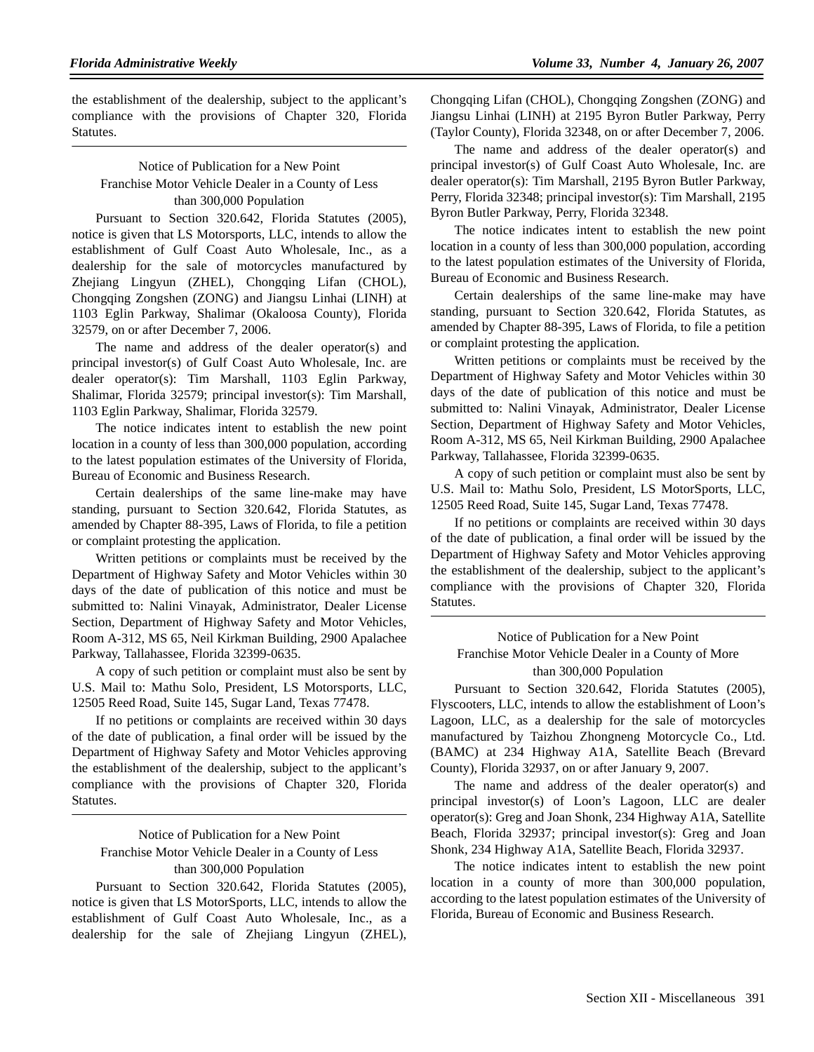the establishment of the dealership, subject to the applicant's compliance with the provisions of Chapter 320, Florida Statutes.

---

Notice of Publication for a New Point Franchise Motor Vehicle Dealer in a County of Less than 300,000 Population

Pursuant to Section 320.642, Florida Statutes (2005), notice is given that LS Motorsports, LLC, intends to allow the establishment of Gulf Coast Auto Wholesale, Inc., as a dealership for the sale of motorcycles manufactured by Zhejiang Lingyun (ZHEL), Chongqing Lifan (CHOL), Chongqing Zongshen (ZONG) and Jiangsu Linhai (LINH) at 1103 Eglin Parkway, Shalimar (Okaloosa County), Florida 32579, on or after December 7, 2006.

The name and address of the dealer operator(s) and principal investor(s) of Gulf Coast Auto Wholesale, Inc. are dealer operator(s): Tim Marshall, 1103 Eglin Parkway, Shalimar, Florida 32579; principal investor(s): Tim Marshall, 1103 Eglin Parkway, Shalimar, Florida 32579.

The notice indicates intent to establish the new point location in a county of less than 300,000 population, according to the latest population estimates of the University of Florida, Bureau of Economic and Business Research.

Certain dealerships of the same line-make may have standing, pursuant to Section 320.642, Florida Statutes, as amended by Chapter 88-395, Laws of Florida, to file a petition or complaint protesting the application.

Written petitions or complaints must be received by the Department of Highway Safety and Motor Vehicles within 30 days of the date of publication of this notice and must be submitted to: Nalini Vinayak, Administrator, Dealer License Section, Department of Highway Safety and Motor Vehicles, Room A-312, MS 65, Neil Kirkman Building, 2900 Apalachee Parkway, Tallahassee, Florida 32399-0635.

A copy of such petition or complaint must also be sent by U.S. Mail to: Mathu Solo, President, LS Motorsports, LLC, 12505 Reed Road, Suite 145, Sugar Land, Texas 77478.

If no petitions or complaints are received within 30 days of the date of publication, a final order will be issued by the Department of Highway Safety and Motor Vehicles approving the establishment of the dealership, subject to the applicant's compliance with the provisions of Chapter 320, Florida Statutes.

---

Notice of Publication for a New Point Franchise Motor Vehicle Dealer in a County of Less than 300,000 Population

Pursuant to Section 320.642, Florida Statutes (2005), notice is given that LS MotorSports, LLC, intends to allow the establishment of Gulf Coast Auto Wholesale, Inc., as a dealership for the sale of Zhejiang Lingyun (ZHEL), Chongqing Lifan (CHOL), Chongqing Zongshen (ZONG) and Jiangsu Linhai (LINH) at 2195 Byron Butler Parkway, Perry (Taylor County), Florida 32348, on or after December 7, 2006.

The name and address of the dealer operator(s) and principal investor(s) of Gulf Coast Auto Wholesale, Inc. are dealer operator(s): Tim Marshall, 2195 Byron Butler Parkway, Perry, Florida 32348; principal investor(s): Tim Marshall, 2195 Byron Butler Parkway, Perry, Florida 32348.

The notice indicates intent to establish the new point location in a county of less than 300,000 population, according to the latest population estimates of the University of Florida, Bureau of Economic and Business Research.

Certain dealerships of the same line-make may have standing, pursuant to Section 320.642, Florida Statutes, as amended by Chapter 88-395, Laws of Florida, to file a petition or complaint protesting the application.

Written petitions or complaints must be received by the Department of Highway Safety and Motor Vehicles within 30 days of the date of publication of this notice and must be submitted to: Nalini Vinayak, Administrator, Dealer License Section, Department of Highway Safety and Motor Vehicles, Room A-312, MS 65, Neil Kirkman Building, 2900 Apalachee Parkway, Tallahassee, Florida 32399-0635.

A copy of such petition or complaint must also be sent by U.S. Mail to: Mathu Solo, President, LS MotorSports, LLC, 12505 Reed Road, Suite 145, Sugar Land, Texas 77478.

If no petitions or complaints are received within 30 days of the date of publication, a final order will be issued by the Department of Highway Safety and Motor Vehicles approving the establishment of the dealership, subject to the applicant's compliance with the provisions of Chapter 320, Florida Statutes.

---

Notice of Publication for a New Point Franchise Motor Vehicle Dealer in a County of More than 300,000 Population

Pursuant to Section 320.642, Florida Statutes (2005), Flyscooters, LLC, intends to allow the establishment of Loon's Lagoon, LLC, as a dealership for the sale of motorcycles manufactured by Taizhou Zhongneng Motorcycle Co., Ltd. (BAMC) at 234 Highway A1A, Satellite Beach (Brevard County), Florida 32937, on or after January 9, 2007.

The name and address of the dealer operator(s) and principal investor(s) of Loon's Lagoon, LLC are dealer operator(s): Greg and Joan Shonk, 234 Highway A1A, Satellite Beach, Florida 32937; principal investor(s): Greg and Joan Shonk, 234 Highway A1A, Satellite Beach, Florida 32937.

The notice indicates intent to establish the new point location in a county of more than 300,000 population, according to the latest population estimates of the University of Florida, Bureau of Economic and Business Research.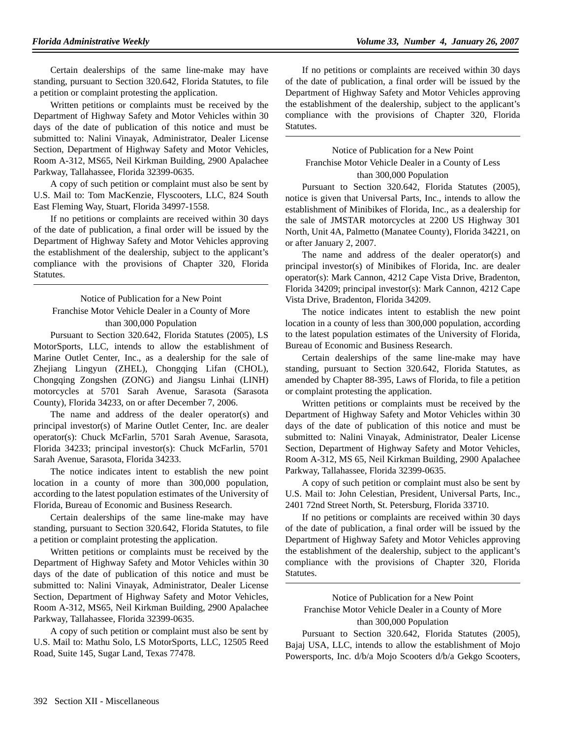Certain dealerships of the same line-make may have standing, pursuant to Section 320.642, Florida Statutes, to file a petition or complaint protesting the application.

Written petitions or complaints must be received by the Department of Highway Safety and Motor Vehicles within 30 days of the date of publication of this notice and must be submitted to: Nalini Vinayak, Administrator, Dealer License Section, Department of Highway Safety and Motor Vehicles, Room A-312, MS65, Neil Kirkman Building, 2900 Apalachee Parkway, Tallahassee, Florida 32399-0635.

A copy of such petition or complaint must also be sent by U.S. Mail to: Tom MacKenzie, Flyscooters, LLC, 824 South East Fleming Way, Stuart, Florida 34997-1558.

If no petitions or complaints are received within 30 days of the date of publication, a final order will be issued by the Department of Highway Safety and Motor Vehicles approving the establishment of the dealership, subject to the applicant's compliance with the provisions of Chapter 320, Florida Statutes.

---

Notice of Publication for a New Point Franchise Motor Vehicle Dealer in a County of More than 300,000 Population

Pursuant to Section 320.642, Florida Statutes (2005), LS MotorSports, LLC, intends to allow the establishment of Marine Outlet Center, Inc., as a dealership for the sale of Zhejiang Lingyun (ZHEL), Chongqing Lifan (CHOL), Chongqing Zongshen (ZONG) and Jiangsu Linhai (LINH) motorcycles at 5701 Sarah Avenue, Sarasota (Sarasota County), Florida 34233, on or after December 7, 2006.

The name and address of the dealer operator(s) and principal investor(s) of Marine Outlet Center, Inc. are dealer operator(s): Chuck McFarlin, 5701 Sarah Avenue, Sarasota, Florida 34233; principal investor(s): Chuck McFarlin, 5701 Sarah Avenue, Sarasota, Florida 34233.

The notice indicates intent to establish the new point location in a county of more than 300,000 population, according to the latest population estimates of the University of Florida, Bureau of Economic and Business Research.

Certain dealerships of the same line-make may have standing, pursuant to Section 320.642, Florida Statutes, to file a petition or complaint protesting the application.

Written petitions or complaints must be received by the Department of Highway Safety and Motor Vehicles within 30 days of the date of publication of this notice and must be submitted to: Nalini Vinayak, Administrator, Dealer License Section, Department of Highway Safety and Motor Vehicles, Room A-312, MS65, Neil Kirkman Building, 2900 Apalachee Parkway, Tallahassee, Florida 32399-0635.

A copy of such petition or complaint must also be sent by U.S. Mail to: Mathu Solo, LS MotorSports, LLC, 12505 Reed Road, Suite 145, Sugar Land, Texas 77478.

If no petitions or complaints are received within 30 days of the date of publication, a final order will be issued by the Department of Highway Safety and Motor Vehicles approving the establishment of the dealership, subject to the applicant's compliance with the provisions of Chapter 320, Florida Statutes.

---

Notice of Publication for a New Point Franchise Motor Vehicle Dealer in a County of Less than 300,000 Population

Pursuant to Section 320.642, Florida Statutes (2005), notice is given that Universal Parts, Inc., intends to allow the establishment of Minibikes of Florida, Inc., as a dealership for the sale of JMSTAR motorcycles at 2200 US Highway 301 North, Unit 4A, Palmetto (Manatee County), Florida 34221, on or after January 2, 2007.

The name and address of the dealer operator(s) and principal investor(s) of Minibikes of Florida, Inc. are dealer operator(s): Mark Cannon, 4212 Cape Vista Drive, Bradenton, Florida 34209; principal investor(s): Mark Cannon, 4212 Cape Vista Drive, Bradenton, Florida 34209.

The notice indicates intent to establish the new point location in a county of less than 300,000 population, according to the latest population estimates of the University of Florida, Bureau of Economic and Business Research.

Certain dealerships of the same line-make may have standing, pursuant to Section 320.642, Florida Statutes, as amended by Chapter 88-395, Laws of Florida, to file a petition or complaint protesting the application.

Written petitions or complaints must be received by the Department of Highway Safety and Motor Vehicles within 30 days of the date of publication of this notice and must be submitted to: Nalini Vinayak, Administrator, Dealer License Section, Department of Highway Safety and Motor Vehicles, Room A-312, MS 65, Neil Kirkman Building, 2900 Apalachee Parkway, Tallahassee, Florida 32399-0635.

A copy of such petition or complaint must also be sent by U.S. Mail to: John Celestian, President, Universal Parts, Inc., 2401 72nd Street North, St. Petersburg, Florida 33710.

If no petitions or complaints are received within 30 days of the date of publication, a final order will be issued by the Department of Highway Safety and Motor Vehicles approving the establishment of the dealership, subject to the applicant's compliance with the provisions of Chapter 320, Florida Statutes.

---

Notice of Publication for a New Point Franchise Motor Vehicle Dealer in a County of More than 300,000 Population

Pursuant to Section 320.642, Florida Statutes (2005), Bajaj USA, LLC, intends to allow the establishment of Mojo Powersports, Inc. d/b/a Mojo Scooters d/b/a Gekgo Scooters,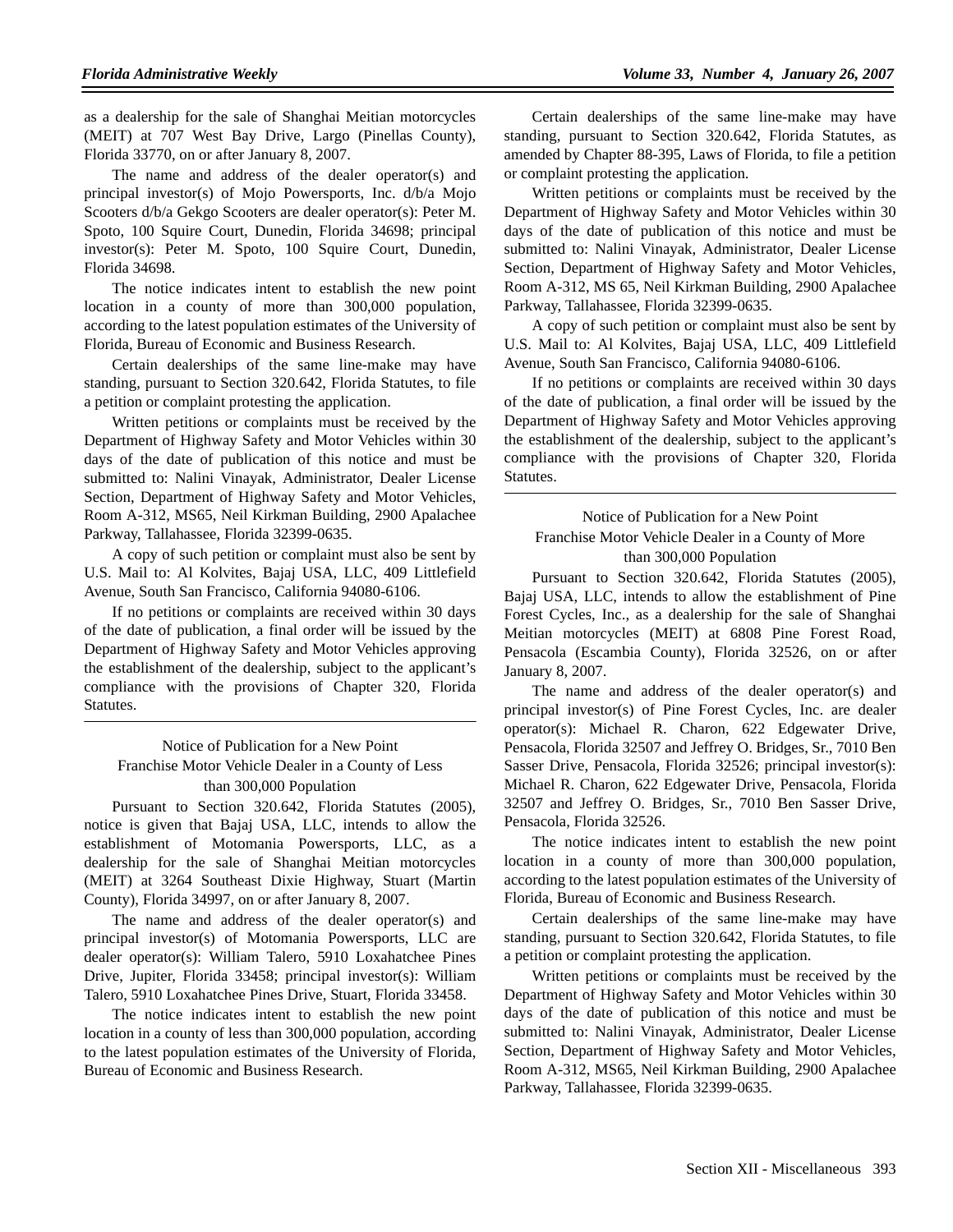as a dealership for the sale of Shanghai Meitian motorcycles (MEIT) at 707 West Bay Drive, Largo (Pinellas County), Florida 33770, on or after January 8, 2007.

The name and address of the dealer operator(s) and principal investor(s) of Mojo Powersports, Inc. d/b/a Mojo Scooters d/b/a Gekgo Scooters are dealer operator(s): Peter M. Spoto, 100 Squire Court, Dunedin, Florida 34698; principal investor(s): Peter M. Spoto, 100 Squire Court, Dunedin, Florida 34698.

The notice indicates intent to establish the new point location in a county of more than 300,000 population, according to the latest population estimates of the University of Florida, Bureau of Economic and Business Research.

Certain dealerships of the same line-make may have standing, pursuant to Section 320.642, Florida Statutes, to file a petition or complaint protesting the application.

Written petitions or complaints must be received by the Department of Highway Safety and Motor Vehicles within 30 days of the date of publication of this notice and must be submitted to: Nalini Vinayak, Administrator, Dealer License Section, Department of Highway Safety and Motor Vehicles, Room A-312, MS65, Neil Kirkman Building, 2900 Apalachee Parkway, Tallahassee, Florida 32399-0635.

A copy of such petition or complaint must also be sent by U.S. Mail to: Al Kolvites, Bajaj USA, LLC, 409 Littlefield Avenue, South San Francisco, California 94080-6106.

If no petitions or complaints are received within 30 days of the date of publication, a final order will be issued by the Department of Highway Safety and Motor Vehicles approving the establishment of the dealership, subject to the applicant's compliance with the provisions of Chapter 320, Florida Statutes.

---

Notice of Publication for a New Point
Franchise Motor Vehicle Dealer in a County of Less
than 300,000 Population

Pursuant to Section 320.642, Florida Statutes (2005), notice is given that Bajaj USA, LLC, intends to allow the establishment of Motomania Powersports, LLC, as a dealership for the sale of Shanghai Meitian motorcycles (MEIT) at 3264 Southeast Dixie Highway, Stuart (Martin County), Florida 34997, on or after January 8, 2007.

The name and address of the dealer operator(s) and principal investor(s) of Motomania Powersports, LLC are dealer operator(s): William Talero, 5910 Loxahatchee Pines Drive, Jupiter, Florida 33458; principal investor(s): William Talero, 5910 Loxahatchee Pines Drive, Stuart, Florida 33458.

The notice indicates intent to establish the new point location in a county of less than 300,000 population, according to the latest population estimates of the University of Florida, Bureau of Economic and Business Research.

Certain dealerships of the same line-make may have standing, pursuant to Section 320.642, Florida Statutes, as amended by Chapter 88-395, Laws of Florida, to file a petition or complaint protesting the application.

Written petitions or complaints must be received by the Department of Highway Safety and Motor Vehicles within 30 days of the date of publication of this notice and must be submitted to: Nalini Vinayak, Administrator, Dealer License Section, Department of Highway Safety and Motor Vehicles, Room A-312, MS 65, Neil Kirkman Building, 2900 Apalachee Parkway, Tallahassee, Florida 32399-0635.

A copy of such petition or complaint must also be sent by U.S. Mail to: Al Kolvites, Bajaj USA, LLC, 409 Littlefield Avenue, South San Francisco, California 94080-6106.

If no petitions or complaints are received within 30 days of the date of publication, a final order will be issued by the Department of Highway Safety and Motor Vehicles approving the establishment of the dealership, subject to the applicant's compliance with the provisions of Chapter 320, Florida Statutes.

---

Notice of Publication for a New Point
Franchise Motor Vehicle Dealer in a County of More
than 300,000 Population

Pursuant to Section 320.642, Florida Statutes (2005), Bajaj USA, LLC, intends to allow the establishment of Pine Forest Cycles, Inc., as a dealership for the sale of Shanghai Meitian motorcycles (MEIT) at 6808 Pine Forest Road, Pensacola (Escambia County), Florida 32526, on or after January 8, 2007.

The name and address of the dealer operator(s) and principal investor(s) of Pine Forest Cycles, Inc. are dealer operator(s): Michael R. Charon, 622 Edgewater Drive, Pensacola, Florida 32507 and Jeffrey O. Bridges, Sr., 7010 Ben Sasser Drive, Pensacola, Florida 32526; principal investor(s): Michael R. Charon, 622 Edgewater Drive, Pensacola, Florida 32507 and Jeffrey O. Bridges, Sr., 7010 Ben Sasser Drive, Pensacola, Florida 32526.

The notice indicates intent to establish the new point location in a county of more than 300,000 population, according to the latest population estimates of the University of Florida, Bureau of Economic and Business Research.

Certain dealerships of the same line-make may have standing, pursuant to Section 320.642, Florida Statutes, to file a petition or complaint protesting the application.

Written petitions or complaints must be received by the Department of Highway Safety and Motor Vehicles within 30 days of the date of publication of this notice and must be submitted to: Nalini Vinayak, Administrator, Dealer License Section, Department of Highway Safety and Motor Vehicles, Room A-312, MS65, Neil Kirkman Building, 2900 Apalachee Parkway, Tallahassee, Florida 32399-0635.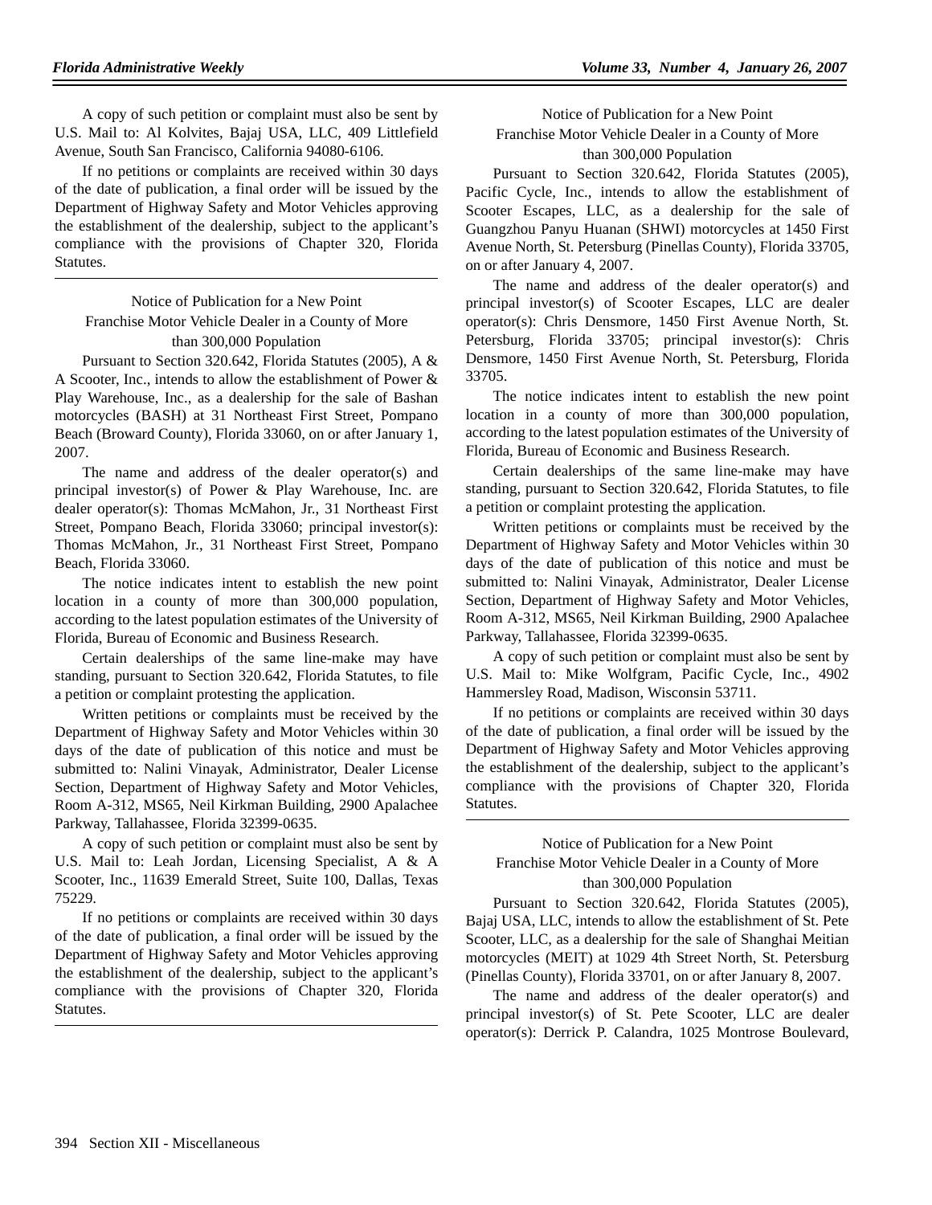A copy of such petition or complaint must also be sent by U.S. Mail to: Al Kolvites, Bajaj USA, LLC, 409 Littlefield Avenue, South San Francisco, California 94080-6106.

If no petitions or complaints are received within 30 days of the date of publication, a final order will be issued by the Department of Highway Safety and Motor Vehicles approving the establishment of the dealership, subject to the applicant's compliance with the provisions of Chapter 320, Florida Statutes.

---

Notice of Publication for a New Point Franchise Motor Vehicle Dealer in a County of More than 300,000 Population

Pursuant to Section 320.642, Florida Statutes (2005), A & A Scooter, Inc., intends to allow the establishment of Power & Play Warehouse, Inc., as a dealership for the sale of Bashan motorcycles (BASH) at 31 Northeast First Street, Pompano Beach (Broward County), Florida 33060, on or after January 1, 2007.

The name and address of the dealer operator(s) and principal investor(s) of Power & Play Warehouse, Inc. are dealer operator(s): Thomas McMahon, Jr., 31 Northeast First Street, Pompano Beach, Florida 33060; principal investor(s): Thomas McMahon, Jr., 31 Northeast First Street, Pompano Beach, Florida 33060.

The notice indicates intent to establish the new point location in a county of more than 300,000 population, according to the latest population estimates of the University of Florida, Bureau of Economic and Business Research.

Certain dealerships of the same line-make may have standing, pursuant to Section 320.642, Florida Statutes, to file a petition or complaint protesting the application.

Written petitions or complaints must be received by the Department of Highway Safety and Motor Vehicles within 30 days of the date of publication of this notice and must be submitted to: Nalini Vinayak, Administrator, Dealer License Section, Department of Highway Safety and Motor Vehicles, Room A-312, MS65, Neil Kirkman Building, 2900 Apalachee Parkway, Tallahassee, Florida 32399-0635.

A copy of such petition or complaint must also be sent by U.S. Mail to: Leah Jordan, Licensing Specialist, A & A Scooter, Inc., 11639 Emerald Street, Suite 100, Dallas, Texas 75229.

If no petitions or complaints are received within 30 days of the date of publication, a final order will be issued by the Department of Highway Safety and Motor Vehicles approving the establishment of the dealership, subject to the applicant's compliance with the provisions of Chapter 320, Florida Statutes.

---

Notice of Publication for a New Point Franchise Motor Vehicle Dealer in a County of More than 300,000 Population

Pursuant to Section 320.642, Florida Statutes (2005), Pacific Cycle, Inc., intends to allow the establishment of Scooter Escapes, LLC, as a dealership for the sale of Guangzhou Panyu Huanan (SHWI) motorcycles at 1450 First Avenue North, St. Petersburg (Pinellas County), Florida 33705, on or after January 4, 2007.

The name and address of the dealer operator(s) and principal investor(s) of Scooter Escapes, LLC are dealer operator(s): Chris Densmore, 1450 First Avenue North, St. Petersburg, Florida 33705; principal investor(s): Chris Densmore, 1450 First Avenue North, St. Petersburg, Florida 33705.

The notice indicates intent to establish the new point location in a county of more than 300,000 population, according to the latest population estimates of the University of Florida, Bureau of Economic and Business Research.

Certain dealerships of the same line-make may have standing, pursuant to Section 320.642, Florida Statutes, to file a petition or complaint protesting the application.

Written petitions or complaints must be received by the Department of Highway Safety and Motor Vehicles within 30 days of the date of publication of this notice and must be submitted to: Nalini Vinayak, Administrator, Dealer License Section, Department of Highway Safety and Motor Vehicles, Room A-312, MS65, Neil Kirkman Building, 2900 Apalachee Parkway, Tallahassee, Florida 32399-0635.

A copy of such petition or complaint must also be sent by U.S. Mail to: Mike Wolfgram, Pacific Cycle, Inc., 4902 Hammersley Road, Madison, Wisconsin 53711.

If no petitions or complaints are received within 30 days of the date of publication, a final order will be issued by the Department of Highway Safety and Motor Vehicles approving the establishment of the dealership, subject to the applicant's compliance with the provisions of Chapter 320, Florida Statutes.

---

Notice of Publication for a New Point Franchise Motor Vehicle Dealer in a County of More than 300,000 Population

Pursuant to Section 320.642, Florida Statutes (2005), Bajaj USA, LLC, intends to allow the establishment of St. Pete Scooter, LLC, as a dealership for the sale of Shanghai Meitian motorcycles (MEIT) at 1029 4th Street North, St. Petersburg (Pinellas County), Florida 33701, on or after January 8, 2007.

The name and address of the dealer operator(s) and principal investor(s) of St. Pete Scooter, LLC are dealer operator(s): Derrick P. Calandra, 1025 Montrose Boulevard,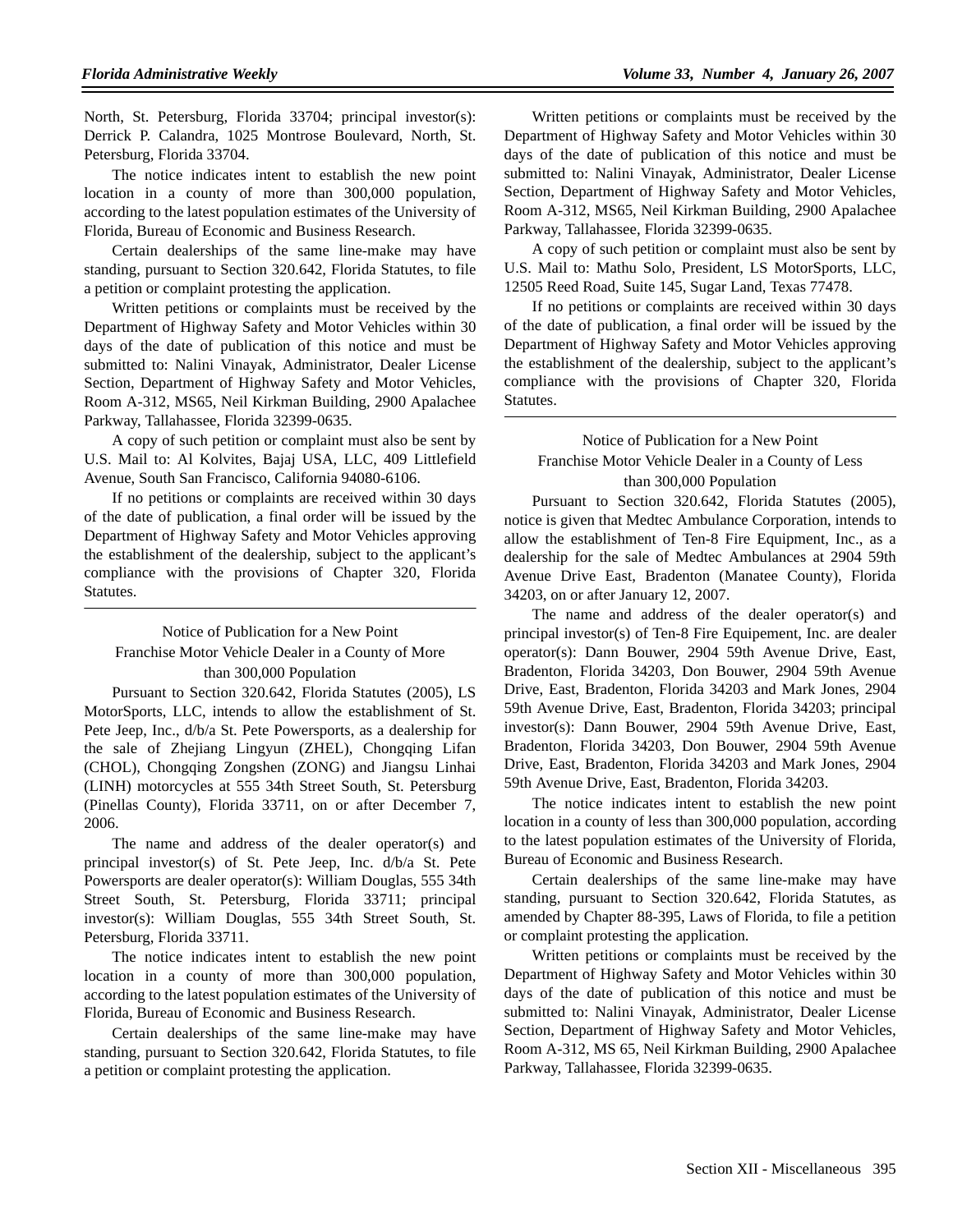North, St. Petersburg, Florida 33704; principal investor(s): Derrick P. Calandra, 1025 Montrose Boulevard, North, St. Petersburg, Florida 33704.

The notice indicates intent to establish the new point location in a county of more than 300,000 population, according to the latest population estimates of the University of Florida, Bureau of Economic and Business Research.

Certain dealerships of the same line-make may have standing, pursuant to Section 320.642, Florida Statutes, to file a petition or complaint protesting the application.

Written petitions or complaints must be received by the Department of Highway Safety and Motor Vehicles within 30 days of the date of publication of this notice and must be submitted to: Nalini Vinayak, Administrator, Dealer License Section, Department of Highway Safety and Motor Vehicles, Room A-312, MS65, Neil Kirkman Building, 2900 Apalachee Parkway, Tallahassee, Florida 32399-0635.

A copy of such petition or complaint must also be sent by U.S. Mail to: Al Kolvites, Bajaj USA, LLC, 409 Littlefield Avenue, South San Francisco, California 94080-6106.

If no petitions or complaints are received within 30 days of the date of publication, a final order will be issued by the Department of Highway Safety and Motor Vehicles approving the establishment of the dealership, subject to the applicant's compliance with the provisions of Chapter 320, Florida Statutes.

---

Notice of Publication for a New Point Franchise Motor Vehicle Dealer in a County of More than 300,000 Population

Pursuant to Section 320.642, Florida Statutes (2005), LS MotorSports, LLC, intends to allow the establishment of St. Pete Jeep, Inc., d/b/a St. Pete Powersports, as a dealership for the sale of Zhejiang Lingyun (ZHEL), Chongqing Lifan (CHOL), Chongqing Zongshen (ZONG) and Jiangsu Linhai (LINH) motorcycles at 555 34th Street South, St. Petersburg (Pinellas County), Florida 33711, on or after December 7, 2006.

The name and address of the dealer operator(s) and principal investor(s) of St. Pete Jeep, Inc. d/b/a St. Pete Powersports are dealer operator(s): William Douglas, 555 34th Street South, St. Petersburg, Florida 33711; principal investor(s): William Douglas, 555 34th Street South, St. Petersburg, Florida 33711.

The notice indicates intent to establish the new point location in a county of more than 300,000 population, according to the latest population estimates of the University of Florida, Bureau of Economic and Business Research.

Certain dealerships of the same line-make may have standing, pursuant to Section 320.642, Florida Statutes, to file a petition or complaint protesting the application.

Written petitions or complaints must be received by the Department of Highway Safety and Motor Vehicles within 30 days of the date of publication of this notice and must be submitted to: Nalini Vinayak, Administrator, Dealer License Section, Department of Highway Safety and Motor Vehicles, Room A-312, MS65, Neil Kirkman Building, 2900 Apalachee Parkway, Tallahassee, Florida 32399-0635.

A copy of such petition or complaint must also be sent by U.S. Mail to: Mathu Solo, President, LS MotorSports, LLC, 12505 Reed Road, Suite 145, Sugar Land, Texas 77478.

If no petitions or complaints are received within 30 days of the date of publication, a final order will be issued by the Department of Highway Safety and Motor Vehicles approving the establishment of the dealership, subject to the applicant's compliance with the provisions of Chapter 320, Florida Statutes.

---

Notice of Publication for a New Point Franchise Motor Vehicle Dealer in a County of Less than 300,000 Population

Pursuant to Section 320.642, Florida Statutes (2005), notice is given that Medtec Ambulance Corporation, intends to allow the establishment of Ten-8 Fire Equipment, Inc., as a dealership for the sale of Medtec Ambulances at 2904 59th Avenue Drive East, Bradenton (Manatee County), Florida 34203, on or after January 12, 2007.

The name and address of the dealer operator(s) and principal investor(s) of Ten-8 Fire Equipement, Inc. are dealer operator(s): Dann Bouwer, 2904 59th Avenue Drive, East, Bradenton, Florida 34203, Don Bouwer, 2904 59th Avenue Drive, East, Bradenton, Florida 34203 and Mark Jones, 2904 59th Avenue Drive, East, Bradenton, Florida 34203; principal investor(s): Dann Bouwer, 2904 59th Avenue Drive, East, Bradenton, Florida 34203, Don Bouwer, 2904 59th Avenue Drive, East, Bradenton, Florida 34203 and Mark Jones, 2904 59th Avenue Drive, East, Bradenton, Florida 34203.

The notice indicates intent to establish the new point location in a county of less than 300,000 population, according to the latest population estimates of the University of Florida, Bureau of Economic and Business Research.

Certain dealerships of the same line-make may have standing, pursuant to Section 320.642, Florida Statutes, as amended by Chapter 88-395, Laws of Florida, to file a petition or complaint protesting the application.

Written petitions or complaints must be received by the Department of Highway Safety and Motor Vehicles within 30 days of the date of publication of this notice and must be submitted to: Nalini Vinayak, Administrator, Dealer License Section, Department of Highway Safety and Motor Vehicles, Room A-312, MS 65, Neil Kirkman Building, 2900 Apalachee Parkway, Tallahassee, Florida 32399-0635.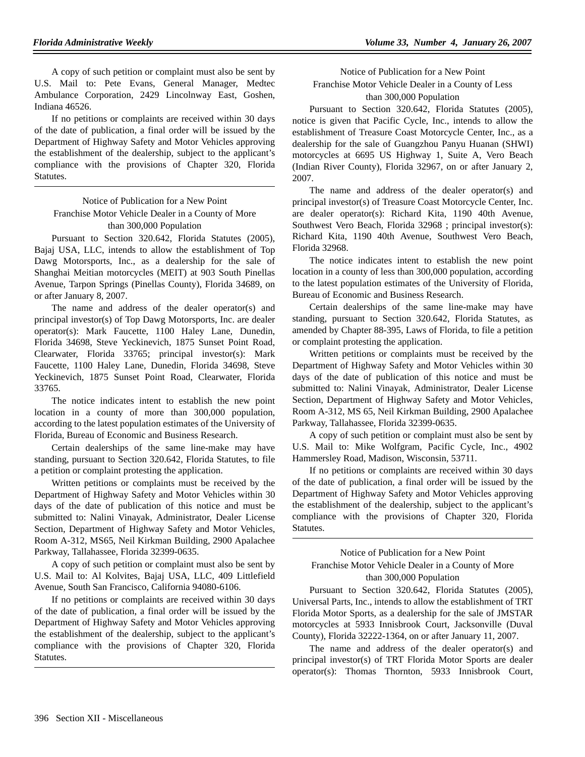A copy of such petition or complaint must also be sent by U.S. Mail to: Pete Evans, General Manager, Medtec Ambulance Corporation, 2429 Lincolnway East, Goshen, Indiana 46526.

If no petitions or complaints are received within 30 days of the date of publication, a final order will be issued by the Department of Highway Safety and Motor Vehicles approving the establishment of the dealership, subject to the applicant's compliance with the provisions of Chapter 320, Florida Statutes.

---

Notice of Publication for a New Point Franchise Motor Vehicle Dealer in a County of More than 300,000 Population

Pursuant to Section 320.642, Florida Statutes (2005), Bajaj USA, LLC, intends to allow the establishment of Top Dawg Motorsports, Inc., as a dealership for the sale of Shanghai Meitian motorcycles (MEIT) at 903 South Pinellas Avenue, Tarpon Springs (Pinellas County), Florida 34689, on or after January 8, 2007.

The name and address of the dealer operator(s) and principal investor(s) of Top Dawg Motorsports, Inc. are dealer operator(s): Mark Faucette, 1100 Haley Lane, Dunedin, Florida 34698, Steve Yeckinevich, 1875 Sunset Point Road, Clearwater, Florida 33765; principal investor(s): Mark Faucette, 1100 Haley Lane, Dunedin, Florida 34698, Steve Yeckinevich, 1875 Sunset Point Road, Clearwater, Florida 33765.

The notice indicates intent to establish the new point location in a county of more than 300,000 population, according to the latest population estimates of the University of Florida, Bureau of Economic and Business Research.

Certain dealerships of the same line-make may have standing, pursuant to Section 320.642, Florida Statutes, to file a petition or complaint protesting the application.

Written petitions or complaints must be received by the Department of Highway Safety and Motor Vehicles within 30 days of the date of publication of this notice and must be submitted to: Nalini Vinayak, Administrator, Dealer License Section, Department of Highway Safety and Motor Vehicles, Room A-312, MS65, Neil Kirkman Building, 2900 Apalachee Parkway, Tallahassee, Florida 32399-0635.

A copy of such petition or complaint must also be sent by U.S. Mail to: Al Kolvites, Bajaj USA, LLC, 409 Littlefield Avenue, South San Francisco, California 94080-6106.

If no petitions or complaints are received within 30 days of the date of publication, a final order will be issued by the Department of Highway Safety and Motor Vehicles approving the establishment of the dealership, subject to the applicant's compliance with the provisions of Chapter 320, Florida Statutes.

---

Notice of Publication for a New Point Franchise Motor Vehicle Dealer in a County of Less than 300,000 Population

Pursuant to Section 320.642, Florida Statutes (2005), notice is given that Pacific Cycle, Inc., intends to allow the establishment of Treasure Coast Motorcycle Center, Inc., as a dealership for the sale of Guangzhou Panyu Huanan (SHWI) motorcycles at 6695 US Highway 1, Suite A, Vero Beach (Indian River County), Florida 32967, on or after January 2, 2007.

The name and address of the dealer operator(s) and principal investor(s) of Treasure Coast Motorcycle Center, Inc. are dealer operator(s): Richard Kita, 1190 40th Avenue, Southwest Vero Beach, Florida 32968 ; principal investor(s): Richard Kita, 1190 40th Avenue, Southwest Vero Beach, Florida 32968.

The notice indicates intent to establish the new point location in a county of less than 300,000 population, according to the latest population estimates of the University of Florida, Bureau of Economic and Business Research.

Certain dealerships of the same line-make may have standing, pursuant to Section 320.642, Florida Statutes, as amended by Chapter 88-395, Laws of Florida, to file a petition or complaint protesting the application.

Written petitions or complaints must be received by the Department of Highway Safety and Motor Vehicles within 30 days of the date of publication of this notice and must be submitted to: Nalini Vinayak, Administrator, Dealer License Section, Department of Highway Safety and Motor Vehicles, Room A-312, MS 65, Neil Kirkman Building, 2900 Apalachee Parkway, Tallahassee, Florida 32399-0635.

A copy of such petition or complaint must also be sent by U.S. Mail to: Mike Wolfgram, Pacific Cycle, Inc., 4902 Hammersley Road, Madison, Wisconsin, 53711.

If no petitions or complaints are received within 30 days of the date of publication, a final order will be issued by the Department of Highway Safety and Motor Vehicles approving the establishment of the dealership, subject to the applicant's compliance with the provisions of Chapter 320, Florida Statutes.

---

Notice of Publication for a New Point Franchise Motor Vehicle Dealer in a County of More than 300,000 Population

Pursuant to Section 320.642, Florida Statutes (2005), Universal Parts, Inc., intends to allow the establishment of TRT Florida Motor Sports, as a dealership for the sale of JMSTAR motorcycles at 5933 Innisbrook Court, Jacksonville (Duval County), Florida 32222-1364, on or after January 11, 2007.

The name and address of the dealer operator(s) and principal investor(s) of TRT Florida Motor Sports are dealer operator(s): Thomas Thornton, 5933 Innisbrook Court,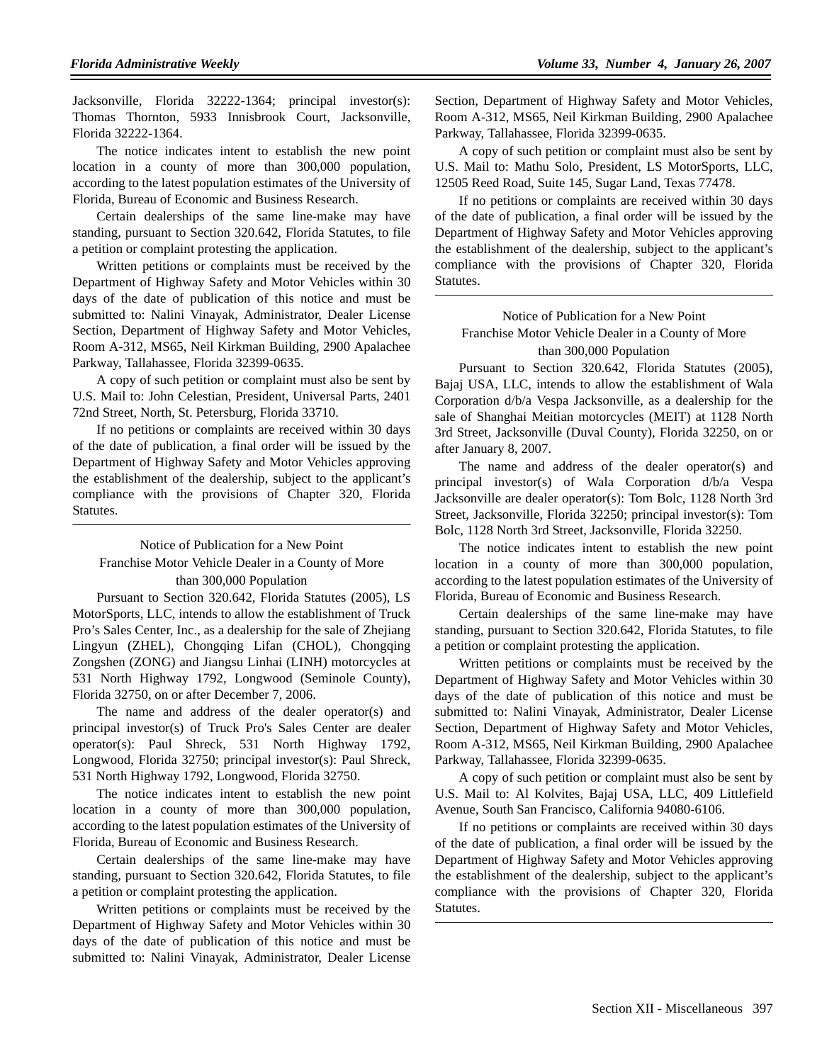Jacksonville, Florida 32222-1364; principal investor(s): Thomas Thornton, 5933 Innisbrook Court, Jacksonville, Florida 32222-1364.

The notice indicates intent to establish the new point location in a county of more than 300,000 population, according to the latest population estimates of the University of Florida, Bureau of Economic and Business Research.

Certain dealerships of the same line-make may have standing, pursuant to Section 320.642, Florida Statutes, to file a petition or complaint protesting the application.

Written petitions or complaints must be received by the Department of Highway Safety and Motor Vehicles within 30 days of the date of publication of this notice and must be submitted to: Nalini Vinayak, Administrator, Dealer License Section, Department of Highway Safety and Motor Vehicles, Room A-312, MS65, Neil Kirkman Building, 2900 Apalachee Parkway, Tallahassee, Florida 32399-0635.

A copy of such petition or complaint must also be sent by U.S. Mail to: John Celestian, President, Universal Parts, 2401 72nd Street, North, St. Petersburg, Florida 33710.

If no petitions or complaints are received within 30 days of the date of publication, a final order will be issued by the Department of Highway Safety and Motor Vehicles approving the establishment of the dealership, subject to the applicant's compliance with the provisions of Chapter 320, Florida Statutes.

---

Notice of Publication for a New Point Franchise Motor Vehicle Dealer in a County of More than 300,000 Population

Pursuant to Section 320.642, Florida Statutes (2005), LS MotorSports, LLC, intends to allow the establishment of Truck Pro's Sales Center, Inc., as a dealership for the sale of Zhejiang Lingyun (ZHEL), Chongqing Lifan (CHOL), Chongqing Zongshen (ZONG) and Jiangsu Linhai (LINH) motorcycles at 531 North Highway 1792, Longwood (Seminole County), Florida 32750, on or after December 7, 2006.

The name and address of the dealer operator(s) and principal investor(s) of Truck Pro's Sales Center are dealer operator(s): Paul Shreck, 531 North Highway 1792, Longwood, Florida 32750; principal investor(s): Paul Shreck, 531 North Highway 1792, Longwood, Florida 32750.

The notice indicates intent to establish the new point location in a county of more than 300,000 population, according to the latest population estimates of the University of Florida, Bureau of Economic and Business Research.

Certain dealerships of the same line-make may have standing, pursuant to Section 320.642, Florida Statutes, to file a petition or complaint protesting the application.

Written petitions or complaints must be received by the Department of Highway Safety and Motor Vehicles within 30 days of the date of publication of this notice and must be submitted to: Nalini Vinayak, Administrator, Dealer License Section, Department of Highway Safety and Motor Vehicles, Room A-312, MS65, Neil Kirkman Building, 2900 Apalachee Parkway, Tallahassee, Florida 32399-0635.

A copy of such petition or complaint must also be sent by U.S. Mail to: Mathu Solo, President, LS MotorSports, LLC, 12505 Reed Road, Suite 145, Sugar Land, Texas 77478.

If no petitions or complaints are received within 30 days of the date of publication, a final order will be issued by the Department of Highway Safety and Motor Vehicles approving the establishment of the dealership, subject to the applicant's compliance with the provisions of Chapter 320, Florida Statutes.

---

Notice of Publication for a New Point Franchise Motor Vehicle Dealer in a County of More than 300,000 Population

Pursuant to Section 320.642, Florida Statutes (2005), Bajaj USA, LLC, intends to allow the establishment of Wala Corporation d/b/a Vespa Jacksonville, as a dealership for the sale of Shanghai Meitian motorcycles (MEIT) at 1128 North 3rd Street, Jacksonville (Duval County), Florida 32250, on or after January 8, 2007.

The name and address of the dealer operator(s) and principal investor(s) of Wala Corporation d/b/a Vespa Jacksonville are dealer operator(s): Tom Bolc, 1128 North 3rd Street, Jacksonville, Florida 32250; principal investor(s): Tom Bolc, 1128 North 3rd Street, Jacksonville, Florida 32250.

The notice indicates intent to establish the new point location in a county of more than 300,000 population, according to the latest population estimates of the University of Florida, Bureau of Economic and Business Research.

Certain dealerships of the same line-make may have standing, pursuant to Section 320.642, Florida Statutes, to file a petition or complaint protesting the application.

Written petitions or complaints must be received by the Department of Highway Safety and Motor Vehicles within 30 days of the date of publication of this notice and must be submitted to: Nalini Vinayak, Administrator, Dealer License Section, Department of Highway Safety and Motor Vehicles, Room A-312, MS65, Neil Kirkman Building, 2900 Apalachee Parkway, Tallahassee, Florida 32399-0635.

A copy of such petition or complaint must also be sent by U.S. Mail to: Al Kolvites, Bajaj USA, LLC, 409 Littlefield Avenue, South San Francisco, California 94080-6106.

If no petitions or complaints are received within 30 days of the date of publication, a final order will be issued by the Department of Highway Safety and Motor Vehicles approving the establishment of the dealership, subject to the applicant's compliance with the provisions of Chapter 320, Florida Statutes.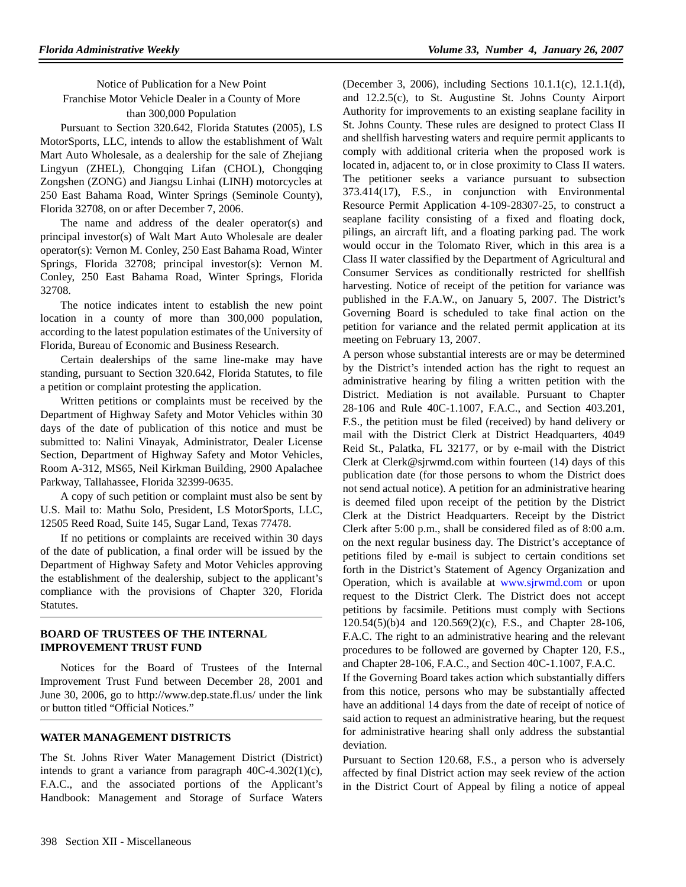Notice of Publication for a New Point Franchise Motor Vehicle Dealer in a County of More than 300,000 Population

Pursuant to Section 320.642, Florida Statutes (2005), LS MotorSports, LLC, intends to allow the establishment of Walt Mart Auto Wholesale, as a dealership for the sale of Zhejiang Lingyun (ZHEL), Chongqing Lifan (CHOL), Chongqing Zongshen (ZONG) and Jiangsu Linhai (LINH) motorcycles at 250 East Bahama Road, Winter Springs (Seminole County), Florida 32708, on or after December 7, 2006.

The name and address of the dealer operator(s) and principal investor(s) of Walt Mart Auto Wholesale are dealer operator(s): Vernon M. Conley, 250 East Bahama Road, Winter Springs, Florida 32708; principal investor(s): Vernon M. Conley, 250 East Bahama Road, Winter Springs, Florida 32708.

The notice indicates intent to establish the new point location in a county of more than 300,000 population, according to the latest population estimates of the University of Florida, Bureau of Economic and Business Research.

Certain dealerships of the same line-make may have standing, pursuant to Section 320.642, Florida Statutes, to file a petition or complaint protesting the application.

Written petitions or complaints must be received by the Department of Highway Safety and Motor Vehicles within 30 days of the date of publication of this notice and must be submitted to: Nalini Vinayak, Administrator, Dealer License Section, Department of Highway Safety and Motor Vehicles, Room A-312, MS65, Neil Kirkman Building, 2900 Apalachee Parkway, Tallahassee, Florida 32399-0635.

A copy of such petition or complaint must also be sent by U.S. Mail to: Mathu Solo, President, LS MotorSports, LLC, 12505 Reed Road, Suite 145, Sugar Land, Texas 77478.

If no petitions or complaints are received within 30 days of the date of publication, a final order will be issued by the Department of Highway Safety and Motor Vehicles approving the establishment of the dealership, subject to the applicant's compliance with the provisions of Chapter 320, Florida Statutes.

## BOARD OF TRUSTEES OF THE INTERNAL IMPROVEMENT TRUST FUND

Notices for the Board of Trustees of the Internal Improvement Trust Fund between December 28, 2001 and June 30, 2006, go to http://www.dep.state.fl.us/ under the link or button titled "Official Notices."

## WATER MANAGEMENT DISTRICTS

The St. Johns River Water Management District (District) intends to grant a variance from paragraph 40C-4.302(1)(c), F.A.C., and the associated portions of the Applicant's Handbook: Management and Storage of Surface Waters (December 3, 2006), including Sections 10.1.1(c), 12.1.1(d), and 12.2.5(c), to St. Augustine St. Johns County Airport Authority for improvements to an existing seaplane facility in St. Johns County. These rules are designed to protect Class II and shellfish harvesting waters and require permit applicants to comply with additional criteria when the proposed work is located in, adjacent to, or in close proximity to Class II waters. The petitioner seeks a variance pursuant to subsection 373.414(17), F.S., in conjunction with Environmental Resource Permit Application 4-109-28307-25, to construct a seaplane facility consisting of a fixed and floating dock, pilings, an aircraft lift, and a floating parking pad. The work would occur in the Tolomato River, which in this area is a Class II water classified by the Department of Agricultural and Consumer Services as conditionally restricted for shellfish harvesting. Notice of receipt of the petition for variance was published in the F.A.W., on January 5, 2007. The District's Governing Board is scheduled to take final action on the petition for variance and the related permit application at its meeting on February 13, 2007.

A person whose substantial interests are or may be determined by the District's intended action has the right to request an administrative hearing by filing a written petition with the District. Mediation is not available. Pursuant to Chapter 28-106 and Rule 40C-1.1007, F.A.C., and Section 403.201, F.S., the petition must be filed (received) by hand delivery or mail with the District Clerk at District Headquarters, 4049 Reid St., Palatka, FL 32177, or by e-mail with the District Clerk at Clerk@sjrwmd.com within fourteen (14) days of this publication date (for those persons to whom the District does not send actual notice). A petition for an administrative hearing is deemed filed upon receipt of the petition by the District Clerk at the District Headquarters. Receipt by the District Clerk after 5:00 p.m., shall be considered filed as of 8:00 a.m. on the next regular business day. The District's acceptance of petitions filed by e-mail is subject to certain conditions set forth in the District's Statement of Agency Organization and Operation, which is available at www.sjrwmd.com or upon request to the District Clerk. The District does not accept petitions by facsimile. Petitions must comply with Sections 120.54(5)(b)4 and 120.569(2)(c), F.S., and Chapter 28-106, F.A.C. The right to an administrative hearing and the relevant procedures to be followed are governed by Chapter 120, F.S., and Chapter 28-106, F.A.C., and Section 40C-1.1007, F.A.C.

If the Governing Board takes action which substantially differs from this notice, persons who may be substantially affected have an additional 14 days from the date of receipt of notice of said action to request an administrative hearing, but the request for administrative hearing shall only address the substantial deviation.

Pursuant to Section 120.68, F.S., a person who is adversely affected by final District action may seek review of the action in the District Court of Appeal by filing a notice of appeal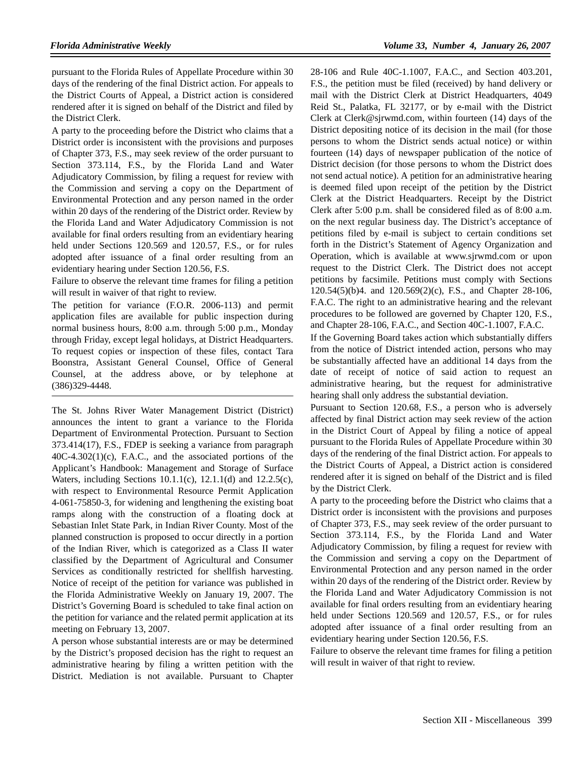pursuant to the Florida Rules of Appellate Procedure within 30 days of the rendering of the final District action. For appeals to the District Courts of Appeal, a District action is considered rendered after it is signed on behalf of the District and filed by the District Clerk.

A party to the proceeding before the District who claims that a District order is inconsistent with the provisions and purposes of Chapter 373, F.S., may seek review of the order pursuant to Section 373.114, F.S., by the Florida Land and Water Adjudicatory Commission, by filing a request for review with the Commission and serving a copy on the Department of Environmental Protection and any person named in the order within 20 days of the rendering of the District order. Review by the Florida Land and Water Adjudicatory Commission is not available for final orders resulting from an evidentiary hearing held under Sections 120.569 and 120.57, F.S., or for rules adopted after issuance of a final order resulting from an evidentiary hearing under Section 120.56, F.S.

Failure to observe the relevant time frames for filing a petition will result in waiver of that right to review.

The petition for variance (F.O.R. 2006-113) and permit application files are available for public inspection during normal business hours, 8:00 a.m. through 5:00 p.m., Monday through Friday, except legal holidays, at District Headquarters. To request copies or inspection of these files, contact Tara Boonstra, Assistant General Counsel, Office of General Counsel, at the address above, or by telephone at (386)329-4448.

---

The St. Johns River Water Management District (District) announces the intent to grant a variance to the Florida Department of Environmental Protection. Pursuant to Section 373.414(17), F.S., FDEP is seeking a variance from paragraph 40C-4.302(1)(c), F.A.C., and the associated portions of the Applicant's Handbook: Management and Storage of Surface Waters, including Sections 10.1.1(c), 12.1.1(d) and 12.2.5(c), with respect to Environmental Resource Permit Application 4-061-75850-3, for widening and lengthening the existing boat ramps along with the construction of a floating dock at Sebastian Inlet State Park, in Indian River County. Most of the planned construction is proposed to occur directly in a portion of the Indian River, which is categorized as a Class II water classified by the Department of Agricultural and Consumer Services as conditionally restricted for shellfish harvesting. Notice of receipt of the petition for variance was published in the Florida Administrative Weekly on January 19, 2007. The District's Governing Board is scheduled to take final action on the petition for variance and the related permit application at its meeting on February 13, 2007.

A person whose substantial interests are or may be determined by the District's proposed decision has the right to request an administrative hearing by filing a written petition with the District. Mediation is not available. Pursuant to Chapter 28-106 and Rule 40C-1.1007, F.A.C., and Section 403.201, F.S., the petition must be filed (received) by hand delivery or mail with the District Clerk at District Headquarters, 4049 Reid St., Palatka, FL 32177, or by e-mail with the District Clerk at Clerk@sjrwmd.com, within fourteen (14) days of the District depositing notice of its decision in the mail (for those persons to whom the District sends actual notice) or within fourteen (14) days of newspaper publication of the notice of District decision (for those persons to whom the District does not send actual notice). A petition for an administrative hearing is deemed filed upon receipt of the petition by the District Clerk at the District Headquarters. Receipt by the District Clerk after 5:00 p.m. shall be considered filed as of 8:00 a.m. on the next regular business day. The District's acceptance of petitions filed by e-mail is subject to certain conditions set forth in the District's Statement of Agency Organization and Operation, which is available at www.sjrwmd.com or upon request to the District Clerk. The District does not accept petitions by facsimile. Petitions must comply with Sections 120.54(5)(b)4. and 120.569(2)(c), F.S., and Chapter 28-106, F.A.C. The right to an administrative hearing and the relevant procedures to be followed are governed by Chapter 120, F.S., and Chapter 28-106, F.A.C., and Section 40C-1.1007, F.A.C.

If the Governing Board takes action which substantially differs from the notice of District intended action, persons who may be substantially affected have an additional 14 days from the date of receipt of notice of said action to request an administrative hearing, but the request for administrative hearing shall only address the substantial deviation.

Pursuant to Section 120.68, F.S., a person who is adversely affected by final District action may seek review of the action in the District Court of Appeal by filing a notice of appeal pursuant to the Florida Rules of Appellate Procedure within 30 days of the rendering of the final District action. For appeals to the District Courts of Appeal, a District action is considered rendered after it is signed on behalf of the District and is filed by the District Clerk.

A party to the proceeding before the District who claims that a District order is inconsistent with the provisions and purposes of Chapter 373, F.S., may seek review of the order pursuant to Section 373.114, F.S., by the Florida Land and Water Adjudicatory Commission, by filing a request for review with the Commission and serving a copy on the Department of Environmental Protection and any person named in the order within 20 days of the rendering of the District order. Review by the Florida Land and Water Adjudicatory Commission is not available for final orders resulting from an evidentiary hearing held under Sections 120.569 and 120.57, F.S., or for rules adopted after issuance of a final order resulting from an evidentiary hearing under Section 120.56, F.S.

Failure to observe the relevant time frames for filing a petition will result in waiver of that right to review.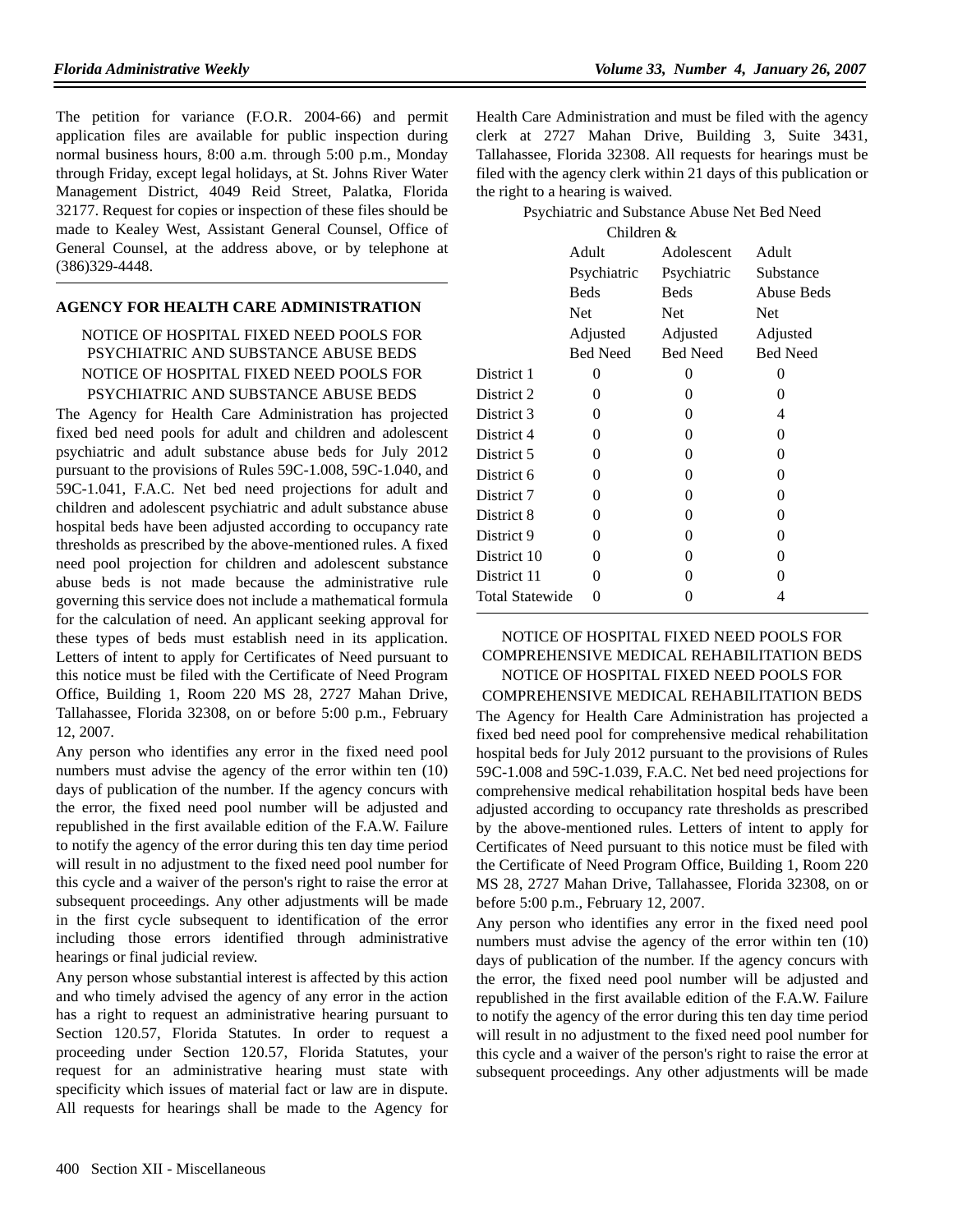The petition for variance (F.O.R. 2004-66) and permit application files are available for public inspection during normal business hours, 8:00 a.m. through 5:00 p.m., Monday through Friday, except legal holidays, at St. Johns River Water Management District, 4049 Reid Street, Palatka, Florida 32177. Request for copies or inspection of these files should be made to Kealey West, Assistant General Counsel, Office of General Counsel, at the address above, or by telephone at (386)329-4448.

## AGENCY FOR HEALTH CARE ADMINISTRATION

### NOTICE OF HOSPITAL FIXED NEED POOLS FOR PSYCHIATRIC AND SUBSTANCE ABUSE BEDS

NOTICE OF HOSPITAL FIXED NEED POOLS FOR PSYCHIATRIC AND SUBSTANCE ABUSE BEDS

The Agency for Health Care Administration has projected fixed bed need pools for adult and children and adolescent psychiatric and adult substance abuse beds for July 2012 pursuant to the provisions of Rules 59C-1.008, 59C-1.040, and 59C-1.041, F.A.C. Net bed need projections for adult and children and adolescent psychiatric and adult substance abuse hospital beds have been adjusted according to occupancy rate thresholds as prescribed by the above-mentioned rules. A fixed need pool projection for children and adolescent substance abuse beds is not made because the administrative rule governing this service does not include a mathematical formula for the calculation of need. An applicant seeking approval for these types of beds must establish need in its application. Letters of intent to apply for Certificates of Need pursuant to this notice must be filed with the Certificate of Need Program Office, Building 1, Room 220 MS 28, 2727 Mahan Drive, Tallahassee, Florida 32308, on or before 5:00 p.m., February 12, 2007.

Any person who identifies any error in the fixed need pool numbers must advise the agency of the error within ten (10) days of publication of the number. If the agency concurs with the error, the fixed need pool number will be adjusted and republished in the first available edition of the F.A.W. Failure to notify the agency of the error during this ten day time period will result in no adjustment to the fixed need pool number for this cycle and a waiver of the person's right to raise the error at subsequent proceedings. Any other adjustments will be made in the first cycle subsequent to identification of the error including those errors identified through administrative hearings or final judicial review.

Any person whose substantial interest is affected by this action and who timely advised the agency of any error in the action has a right to request an administrative hearing pursuant to Section 120.57, Florida Statutes. In order to request a proceeding under Section 120.57, Florida Statutes, your request for an administrative hearing must state with specificity which issues of material fact or law are in dispute. All requests for hearings shall be made to the Agency for Health Care Administration and must be filed with the agency clerk at 2727 Mahan Drive, Building 3, Suite 3431, Tallahassee, Florida 32308. All requests for hearings must be filed with the agency clerk within 21 days of this publication or the right to a hearing is waived.

Psychiatric and Substance Abuse Net Bed Need

| | Adult Psychiatric Beds Net Adjusted Bed Need | Children & Adolescent Psychiatric Beds Net Adjusted Bed Need | Adult Substance Abuse Beds Net Adjusted Bed Need |
|---|---|---|---|
| District 1 | 0 | 0 | 0 |
| District 2 | 0 | 0 | 0 |
| District 3 | 0 | 0 | 4 |
| District 4 | 0 | 0 | 0 |
| District 5 | 0 | 0 | 0 |
| District 6 | 0 | 0 | 0 |
| District 7 | 0 | 0 | 0 |
| District 8 | 0 | 0 | 0 |
| District 9 | 0 | 0 | 0 |
| District 10 | 0 | 0 | 0 |
| District 11 | 0 | 0 | 0 |
| Total Statewide | 0 | 0 | 4 |

### NOTICE OF HOSPITAL FIXED NEED POOLS FOR COMPREHENSIVE MEDICAL REHABILITATION BEDS

NOTICE OF HOSPITAL FIXED NEED POOLS FOR COMPREHENSIVE MEDICAL REHABILITATION BEDS

The Agency for Health Care Administration has projected a fixed bed need pool for comprehensive medical rehabilitation hospital beds for July 2012 pursuant to the provisions of Rules 59C-1.008 and 59C-1.039, F.A.C. Net bed need projections for comprehensive medical rehabilitation hospital beds have been adjusted according to occupancy rate thresholds as prescribed by the above-mentioned rules. Letters of intent to apply for Certificates of Need pursuant to this notice must be filed with the Certificate of Need Program Office, Building 1, Room 220 MS 28, 2727 Mahan Drive, Tallahassee, Florida 32308, on or before 5:00 p.m., February 12, 2007.

Any person who identifies any error in the fixed need pool numbers must advise the agency of the error within ten (10) days of publication of the number. If the agency concurs with the error, the fixed need pool number will be adjusted and republished in the first available edition of the F.A.W. Failure to notify the agency of the error during this ten day time period will result in no adjustment to the fixed need pool number for this cycle and a waiver of the person's right to raise the error at subsequent proceedings. Any other adjustments will be made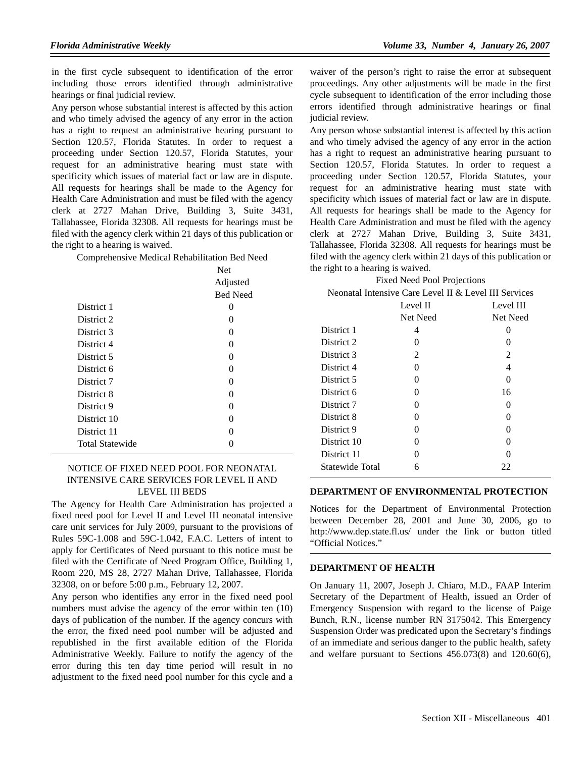in the first cycle subsequent to identification of the error including those errors identified through administrative hearings or final judicial review.

Any person whose substantial interest is affected by this action and who timely advised the agency of any error in the action has a right to request an administrative hearing pursuant to Section 120.57, Florida Statutes. In order to request a proceeding under Section 120.57, Florida Statutes, your request for an administrative hearing must state with specificity which issues of material fact or law are in dispute. All requests for hearings shall be made to the Agency for Health Care Administration and must be filed with the agency clerk at 2727 Mahan Drive, Building 3, Suite 3431, Tallahassee, Florida 32308. All requests for hearings must be filed with the agency clerk within 21 days of this publication or the right to a hearing is waived.

Comprehensive Medical Rehabilitation Bed Need

| | Net Adjusted Bed Need |
|---|---|
| District 1 | 0 |
| District 2 | 0 |
| District 3 | 0 |
| District 4 | 0 |
| District 5 | 0 |
| District 6 | 0 |
| District 7 | 0 |
| District 8 | 0 |
| District 9 | 0 |
| District 10 | 0 |
| District 11 | 0 |
| Total Statewide | 0 |

NOTICE OF FIXED NEED POOL FOR NEONATAL INTENSIVE CARE SERVICES FOR LEVEL II AND LEVEL III BEDS

The Agency for Health Care Administration has projected a fixed need pool for Level II and Level III neonatal intensive care unit services for July 2009, pursuant to the provisions of Rules 59C-1.008 and 59C-1.042, F.A.C. Letters of intent to apply for Certificates of Need pursuant to this notice must be filed with the Certificate of Need Program Office, Building 1, Room 220, MS 28, 2727 Mahan Drive, Tallahassee, Florida 32308, on or before 5:00 p.m., February 12, 2007.

Any person who identifies any error in the fixed need pool numbers must advise the agency of the error within ten (10) days of publication of the number. If the agency concurs with the error, the fixed need pool number will be adjusted and republished in the first available edition of the Florida Administrative Weekly. Failure to notify the agency of the error during this ten day time period will result in no adjustment to the fixed need pool number for this cycle and a waiver of the person's right to raise the error at subsequent proceedings. Any other adjustments will be made in the first cycle subsequent to identification of the error including those errors identified through administrative hearings or final judicial review.

Any person whose substantial interest is affected by this action and who timely advised the agency of any error in the action has a right to request an administrative hearing pursuant to Section 120.57, Florida Statutes. In order to request a proceeding under Section 120.57, Florida Statutes, your request for an administrative hearing must state with specificity which issues of material fact or law are in dispute. All requests for hearings shall be made to the Agency for Health Care Administration and must be filed with the agency clerk at 2727 Mahan Drive, Building 3, Suite 3431, Tallahassee, Florida 32308. All requests for hearings must be filed with the agency clerk within 21 days of this publication or the right to a hearing is waived.

Fixed Need Pool Projections

Neonatal Intensive Care Level II & Level III Services

| | Level II Net Need | Level III Net Need |
|---|---|---|
| District 1 | 4 | 0 |
| District 2 | 0 | 0 |
| District 3 | 2 | 2 |
| District 4 | 0 | 4 |
| District 5 | 0 | 0 |
| District 6 | 0 | 16 |
| District 7 | 0 | 0 |
| District 8 | 0 | 0 |
| District 9 | 0 | 0 |
| District 10 | 0 | 0 |
| District 11 | 0 | 0 |
| Statewide Total | 6 | 22 |

## DEPARTMENT OF ENVIRONMENTAL PROTECTION

Notices for the Department of Environmental Protection between December 28, 2001 and June 30, 2006, go to http://www.dep.state.fl.us/ under the link or button titled "Official Notices."

## DEPARTMENT OF HEALTH

On January 11, 2007, Joseph J. Chiaro, M.D., FAAP Interim Secretary of the Department of Health, issued an Order of Emergency Suspension with regard to the license of Paige Bunch, R.N., license number RN 3175042. This Emergency Suspension Order was predicated upon the Secretary's findings of an immediate and serious danger to the public health, safety and welfare pursuant to Sections 456.073(8) and 120.60(6),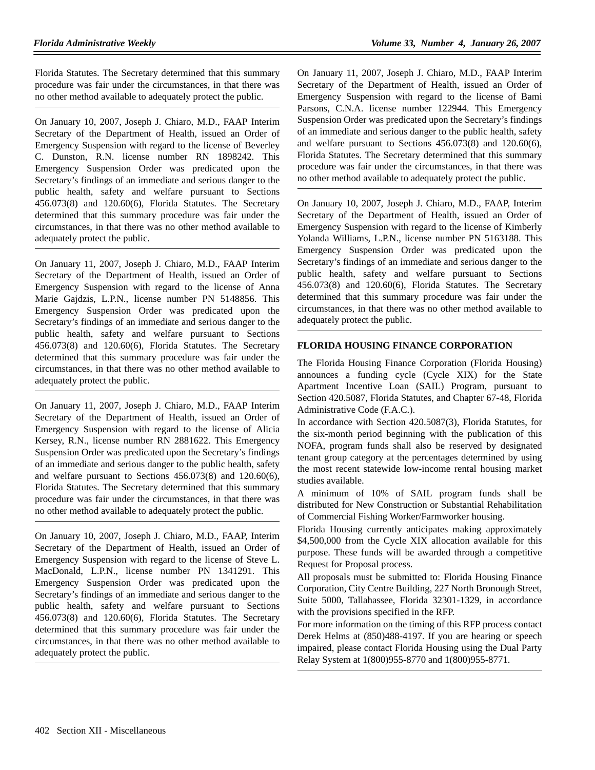Florida Statutes. The Secretary determined that this summary procedure was fair under the circumstances, in that there was no other method available to adequately protect the public.

---

On January 10, 2007, Joseph J. Chiaro, M.D., FAAP Interim Secretary of the Department of Health, issued an Order of Emergency Suspension with regard to the license of Beverley C. Dunston, R.N. license number RN 1898242. This Emergency Suspension Order was predicated upon the Secretary's findings of an immediate and serious danger to the public health, safety and welfare pursuant to Sections 456.073(8) and 120.60(6), Florida Statutes. The Secretary determined that this summary procedure was fair under the circumstances, in that there was no other method available to adequately protect the public.

---

On January 11, 2007, Joseph J. Chiaro, M.D., FAAP Interim Secretary of the Department of Health, issued an Order of Emergency Suspension with regard to the license of Anna Marie Gajdzis, L.P.N., license number PN 5148856. This Emergency Suspension Order was predicated upon the Secretary's findings of an immediate and serious danger to the public health, safety and welfare pursuant to Sections 456.073(8) and 120.60(6), Florida Statutes. The Secretary determined that this summary procedure was fair under the circumstances, in that there was no other method available to adequately protect the public.

---

On January 11, 2007, Joseph J. Chiaro, M.D., FAAP Interim Secretary of the Department of Health, issued an Order of Emergency Suspension with regard to the license of Alicia Kersey, R.N., license number RN 2881622. This Emergency Suspension Order was predicated upon the Secretary's findings of an immediate and serious danger to the public health, safety and welfare pursuant to Sections 456.073(8) and 120.60(6), Florida Statutes. The Secretary determined that this summary procedure was fair under the circumstances, in that there was no other method available to adequately protect the public.

---

On January 10, 2007, Joseph J. Chiaro, M.D., FAAP, Interim Secretary of the Department of Health, issued an Order of Emergency Suspension with regard to the license of Steve L. MacDonald, L.P.N., license number PN 1341291. This Emergency Suspension Order was predicated upon the Secretary's findings of an immediate and serious danger to the public health, safety and welfare pursuant to Sections 456.073(8) and 120.60(6), Florida Statutes. The Secretary determined that this summary procedure was fair under the circumstances, in that there was no other method available to adequately protect the public.

---

On January 11, 2007, Joseph J. Chiaro, M.D., FAAP Interim Secretary of the Department of Health, issued an Order of Emergency Suspension with regard to the license of Bami Parsons, C.N.A. license number 122944. This Emergency Suspension Order was predicated upon the Secretary's findings of an immediate and serious danger to the public health, safety and welfare pursuant to Sections 456.073(8) and 120.60(6), Florida Statutes. The Secretary determined that this summary procedure was fair under the circumstances, in that there was no other method available to adequately protect the public.

---

On January 10, 2007, Joseph J. Chiaro, M.D., FAAP, Interim Secretary of the Department of Health, issued an Order of Emergency Suspension with regard to the license of Kimberly Yolanda Williams, L.P.N., license number PN 5163188. This Emergency Suspension Order was predicated upon the Secretary's findings of an immediate and serious danger to the public health, safety and welfare pursuant to Sections 456.073(8) and 120.60(6), Florida Statutes. The Secretary determined that this summary procedure was fair under the circumstances, in that there was no other method available to adequately protect the public.

---

## FLORIDA HOUSING FINANCE CORPORATION

The Florida Housing Finance Corporation (Florida Housing) announces a funding cycle (Cycle XIX) for the State Apartment Incentive Loan (SAIL) Program, pursuant to Section 420.5087, Florida Statutes, and Chapter 67-48, Florida Administrative Code (F.A.C.).

In accordance with Section 420.5087(3), Florida Statutes, for the six-month period beginning with the publication of this NOFA, program funds shall also be reserved by designated tenant group category at the percentages determined by using the most recent statewide low-income rental housing market studies available.

A minimum of 10% of SAIL program funds shall be distributed for New Construction or Substantial Rehabilitation of Commercial Fishing Worker/Farmworker housing.

Florida Housing currently anticipates making approximately $4,500,000 from the Cycle XIX allocation available for this purpose. These funds will be awarded through a competitive Request for Proposal process.

All proposals must be submitted to: Florida Housing Finance Corporation, City Centre Building, 227 North Bronough Street, Suite 5000, Tallahassee, Florida 32301-1329, in accordance with the provisions specified in the RFP.

For more information on the timing of this RFP process contact Derek Helms at (850)488-4197. If you are hearing or speech impaired, please contact Florida Housing using the Dual Party Relay System at 1(800)955-8770 and 1(800)955-8771.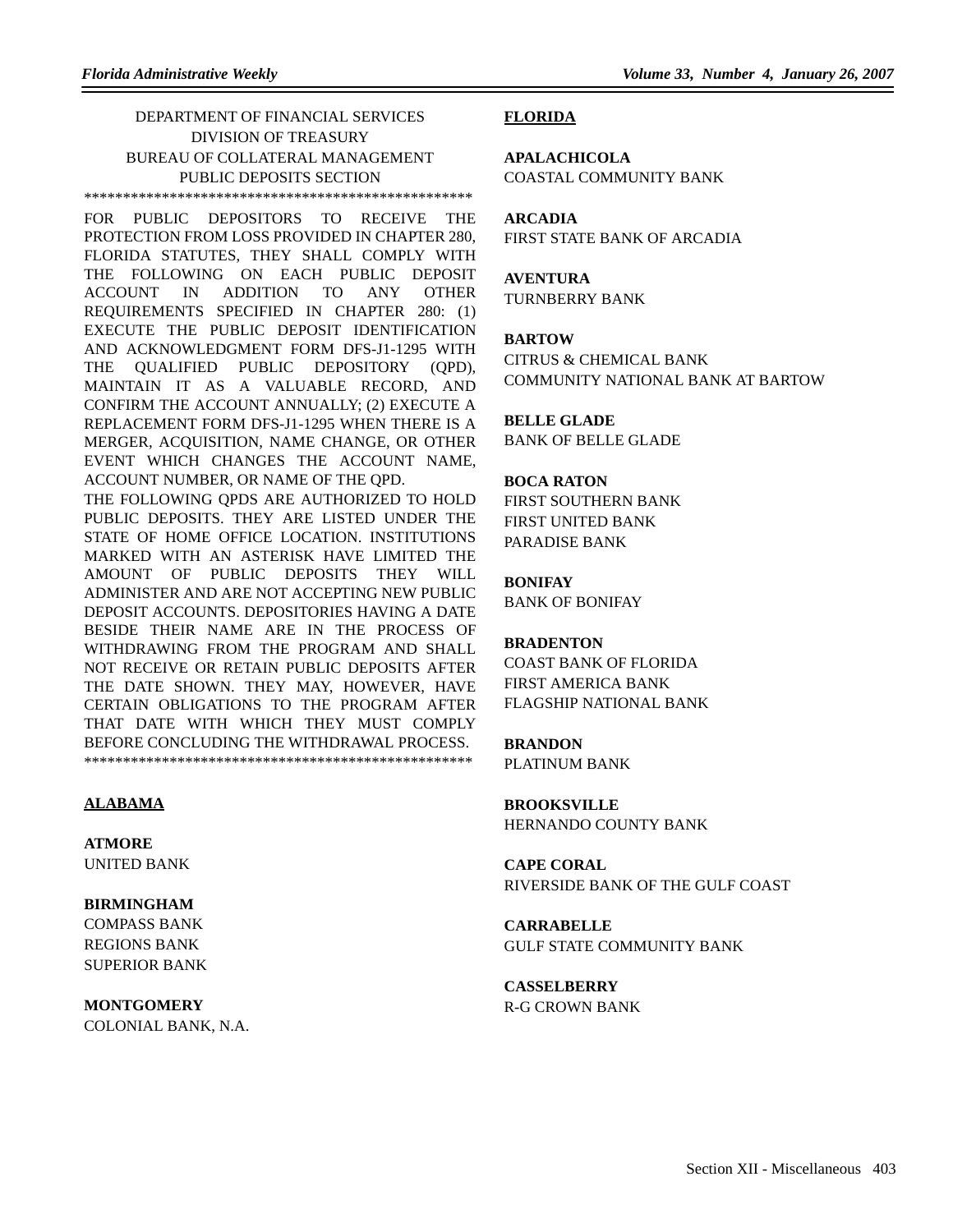DEPARTMENT OF FINANCIAL SERVICES
DIVISION OF TREASURY
BUREAU OF COLLATERAL MANAGEMENT
PUBLIC DEPOSITS SECTION

**************************************************

FOR PUBLIC DEPOSITORS TO RECEIVE THE PROTECTION FROM LOSS PROVIDED IN CHAPTER 280, FLORIDA STATUTES, THEY SHALL COMPLY WITH THE FOLLOWING ON EACH PUBLIC DEPOSIT ACCOUNT IN ADDITION TO ANY OTHER REQUIREMENTS SPECIFIED IN CHAPTER 280: (1) EXECUTE THE PUBLIC DEPOSIT IDENTIFICATION AND ACKNOWLEDGMENT FORM DFS-J1-1295 WITH THE QUALIFIED PUBLIC DEPOSITORY (QPD), MAINTAIN IT AS A VALUABLE RECORD, AND CONFIRM THE ACCOUNT ANNUALLY; (2) EXECUTE A REPLACEMENT FORM DFS-J1-1295 WHEN THERE IS A MERGER, ACQUISITION, NAME CHANGE, OR OTHER EVENT WHICH CHANGES THE ACCOUNT NAME, ACCOUNT NUMBER, OR NAME OF THE QPD.

THE FOLLOWING QPDS ARE AUTHORIZED TO HOLD PUBLIC DEPOSITS. THEY ARE LISTED UNDER THE STATE OF HOME OFFICE LOCATION. INSTITUTIONS MARKED WITH AN ASTERISK HAVE LIMITED THE AMOUNT OF PUBLIC DEPOSITS THEY WILL ADMINISTER AND ARE NOT ACCEPTING NEW PUBLIC DEPOSIT ACCOUNTS. DEPOSITORIES HAVING A DATE BESIDE THEIR NAME ARE IN THE PROCESS OF WITHDRAWING FROM THE PROGRAM AND SHALL NOT RECEIVE OR RETAIN PUBLIC DEPOSITS AFTER THE DATE SHOWN. THEY MAY, HOWEVER, HAVE CERTAIN OBLIGATIONS TO THE PROGRAM AFTER THAT DATE WITH WHICH THEY MUST COMPLY BEFORE CONCLUDING THE WITHDRAWAL PROCESS.

**************************************************

**ALABAMA**

**ATMORE**
UNITED BANK

**BIRMINGHAM**
COMPASS BANK
REGIONS BANK
SUPERIOR BANK

**MONTGOMERY**
COLONIAL BANK, N.A.

**FLORIDA**

**APALACHICOLA**
COASTAL COMMUNITY BANK

**ARCADIA**
FIRST STATE BANK OF ARCADIA

**AVENTURA**
TURNBERRY BANK

**BARTOW**
CITRUS & CHEMICAL BANK
COMMUNITY NATIONAL BANK AT BARTOW

**BELLE GLADE**
BANK OF BELLE GLADE

**BOCA RATON**
FIRST SOUTHERN BANK
FIRST UNITED BANK
PARADISE BANK

**BONIFAY**
BANK OF BONIFAY

**BRADENTON**
COAST BANK OF FLORIDA
FIRST AMERICA BANK
FLAGSHIP NATIONAL BANK

**BRANDON**
PLATINUM BANK

**BROOKSVILLE**
HERNANDO COUNTY BANK

**CAPE CORAL**
RIVERSIDE BANK OF THE GULF COAST

**CARRABELLE**
GULF STATE COMMUNITY BANK

**CASSELBERRY**
R-G CROWN BANK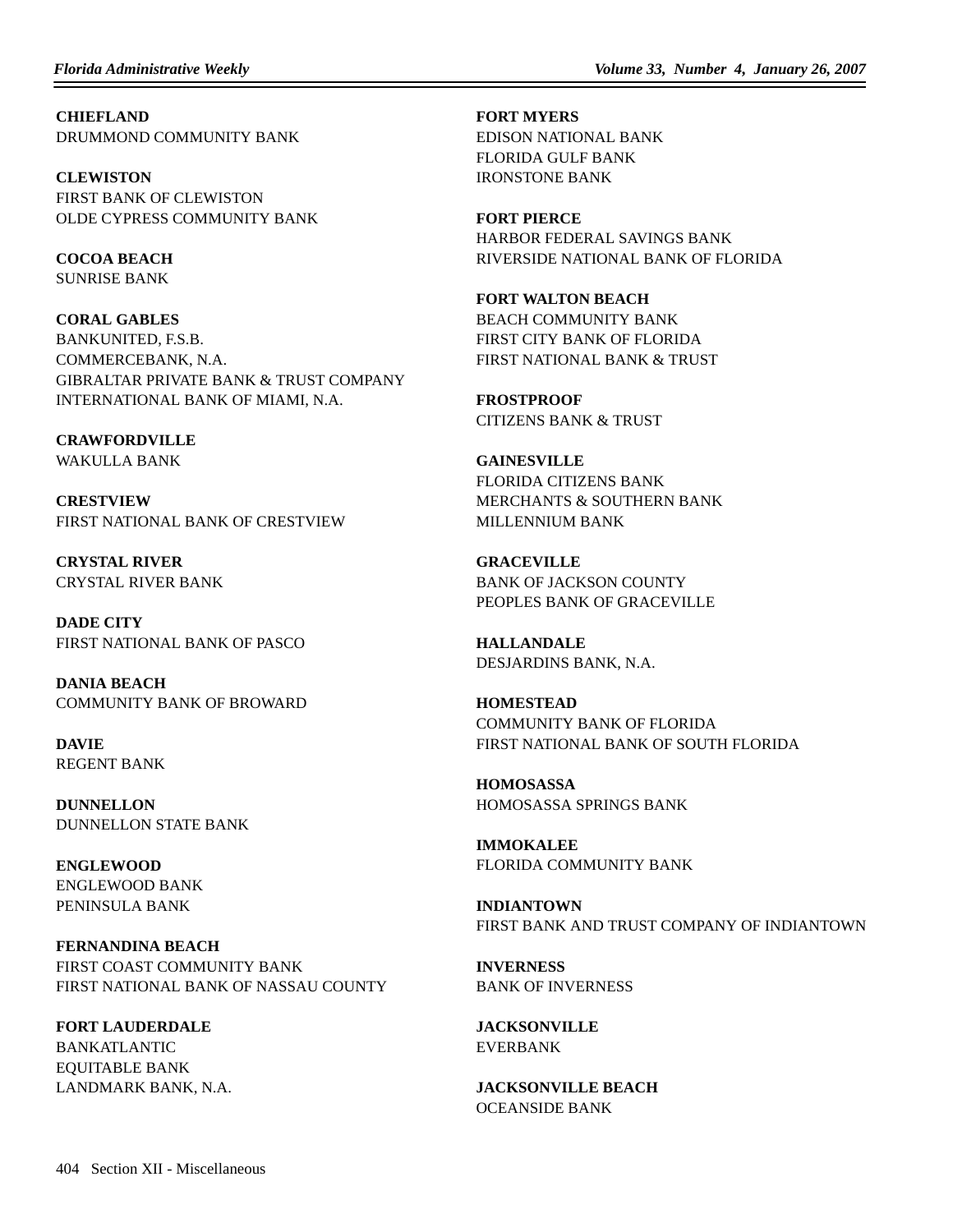**CHIEFLAND**
DRUMMOND COMMUNITY BANK

**CLEWISTON**
FIRST BANK OF CLEWISTON
OLDE CYPRESS COMMUNITY BANK

**COCOA BEACH**
SUNRISE BANK

**CORAL GABLES**
BANKUNITED, F.S.B.
COMMERCEBANK, N.A.
GIBRALTAR PRIVATE BANK & TRUST COMPANY
INTERNATIONAL BANK OF MIAMI, N.A.

**CRAWFORDVILLE**
WAKULLA BANK

**CRESTVIEW**
FIRST NATIONAL BANK OF CRESTVIEW

**CRYSTAL RIVER**
CRYSTAL RIVER BANK

**DADE CITY**
FIRST NATIONAL BANK OF PASCO

**DANIA BEACH**
COMMUNITY BANK OF BROWARD

**DAVIE**
REGENT BANK

**DUNNELLON**
DUNNELLON STATE BANK

**ENGLEWOOD**
ENGLEWOOD BANK
PENINSULA BANK

**FERNANDINA BEACH**
FIRST COAST COMMUNITY BANK
FIRST NATIONAL BANK OF NASSAU COUNTY

**FORT LAUDERDALE**
BANKATLANTIC
EQUITABLE BANK
LANDMARK BANK, N.A.

**FORT MYERS**
EDISON NATIONAL BANK
FLORIDA GULF BANK
IRONSTONE BANK

**FORT PIERCE**
HARBOR FEDERAL SAVINGS BANK
RIVERSIDE NATIONAL BANK OF FLORIDA

**FORT WALTON BEACH**
BEACH COMMUNITY BANK
FIRST CITY BANK OF FLORIDA
FIRST NATIONAL BANK & TRUST

**FROSTPROOF**
CITIZENS BANK & TRUST

**GAINESVILLE**
FLORIDA CITIZENS BANK
MERCHANTS & SOUTHERN BANK
MILLENNIUM BANK

**GRACEVILLE**
BANK OF JACKSON COUNTY
PEOPLES BANK OF GRACEVILLE

**HALLANDALE**
DESJARDINS BANK, N.A.

**HOMESTEAD**
COMMUNITY BANK OF FLORIDA
FIRST NATIONAL BANK OF SOUTH FLORIDA

**HOMOSASSA**
HOMOSASSA SPRINGS BANK

**IMMOKALEE**
FLORIDA COMMUNITY BANK

**INDIANTOWN**
FIRST BANK AND TRUST COMPANY OF INDIANTOWN

**INVERNESS**
BANK OF INVERNESS

**JACKSONVILLE**
EVERBANK

**JACKSONVILLE BEACH**
OCEANSIDE BANK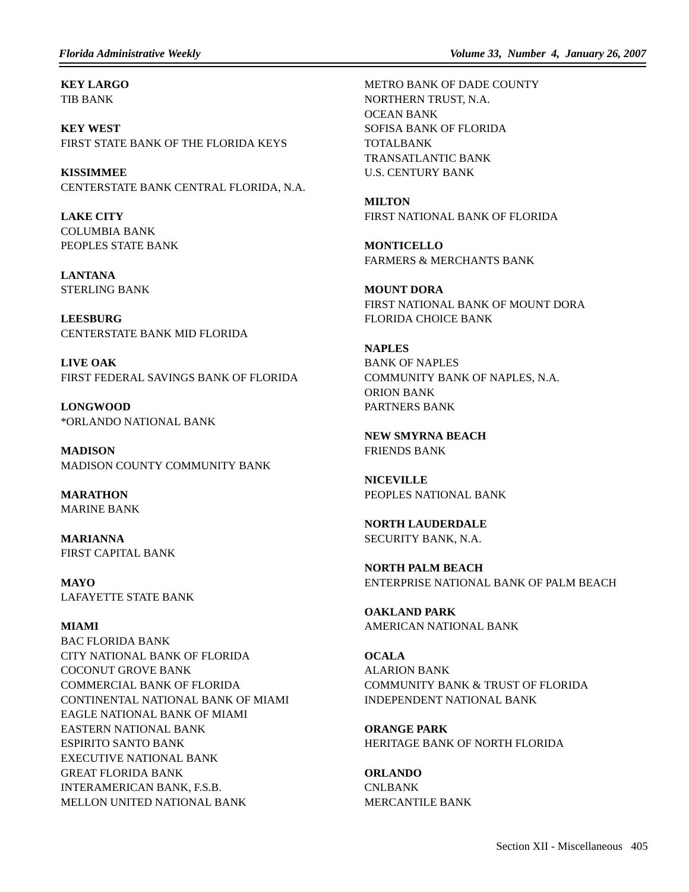**KEY LARGO**
TIB BANK

**KEY WEST**
FIRST STATE BANK OF THE FLORIDA KEYS

**KISSIMMEE**
CENTERSTATE BANK CENTRAL FLORIDA, N.A.

**LAKE CITY**
COLUMBIA BANK
PEOPLES STATE BANK

**LANTANA**
STERLING BANK

**LEESBURG**
CENTERSTATE BANK MID FLORIDA

**LIVE OAK**
FIRST FEDERAL SAVINGS BANK OF FLORIDA

**LONGWOOD**
*ORLANDO NATIONAL BANK

**MADISON**
MADISON COUNTY COMMUNITY BANK

**MARATHON**
MARINE BANK

**MARIANNA**
FIRST CAPITAL BANK

**MAYO**
LAFAYETTE STATE BANK

**MIAMI**
BAC FLORIDA BANK
CITY NATIONAL BANK OF FLORIDA
COCONUT GROVE BANK
COMMERCIAL BANK OF FLORIDA
CONTINENTAL NATIONAL BANK OF MIAMI
EAGLE NATIONAL BANK OF MIAMI
EASTERN NATIONAL BANK
ESPIRITO SANTO BANK
EXECUTIVE NATIONAL BANK
GREAT FLORIDA BANK
INTERAMERICAN BANK, F.S.B.
MELLON UNITED NATIONAL BANK
METRO BANK OF DADE COUNTY
NORTHERN TRUST, N.A.
OCEAN BANK
SOFISA BANK OF FLORIDA
TOTALBANK
TRANSATLANTIC BANK
U.S. CENTURY BANK

**MILTON**
FIRST NATIONAL BANK OF FLORIDA

**MONTICELLO**
FARMERS & MERCHANTS BANK

**MOUNT DORA**
FIRST NATIONAL BANK OF MOUNT DORA
FLORIDA CHOICE BANK

**NAPLES**
BANK OF NAPLES
COMMUNITY BANK OF NAPLES, N.A.
ORION BANK
PARTNERS BANK

**NEW SMYRNA BEACH**
FRIENDS BANK

**NICEVILLE**
PEOPLES NATIONAL BANK

**NORTH LAUDERDALE**
SECURITY BANK, N.A.

**NORTH PALM BEACH**
ENTERPRISE NATIONAL BANK OF PALM BEACH

**OAKLAND PARK**
AMERICAN NATIONAL BANK

**OCALA**
ALARION BANK
COMMUNITY BANK & TRUST OF FLORIDA
INDEPENDENT NATIONAL BANK

**ORANGE PARK**
HERITAGE BANK OF NORTH FLORIDA

**ORLANDO**
CNLBANK
MERCANTILE BANK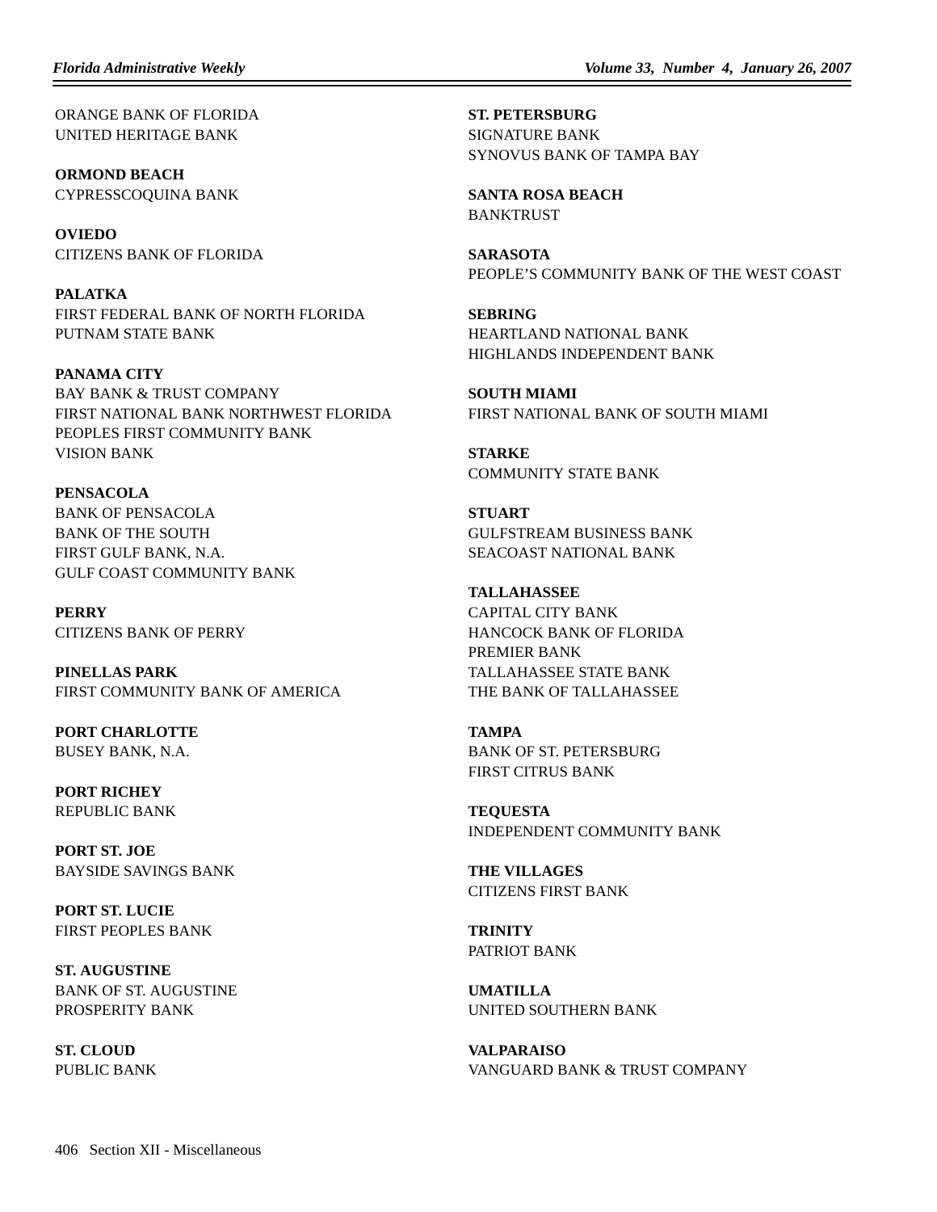ORANGE BANK OF FLORIDA
UNITED HERITAGE BANK

**ORMOND BEACH**
CYPRESSCOQUINA BANK

**OVIEDO**
CITIZENS BANK OF FLORIDA

**PALATKA**
FIRST FEDERAL BANK OF NORTH FLORIDA
PUTNAM STATE BANK

**PANAMA CITY**
BAY BANK & TRUST COMPANY
FIRST NATIONAL BANK NORTHWEST FLORIDA
PEOPLES FIRST COMMUNITY BANK
VISION BANK

**PENSACOLA**
BANK OF PENSACOLA
BANK OF THE SOUTH
FIRST GULF BANK, N.A.
GULF COAST COMMUNITY BANK

**PERRY**
CITIZENS BANK OF PERRY

**PINELLAS PARK**
FIRST COMMUNITY BANK OF AMERICA

**PORT CHARLOTTE**
BUSEY BANK, N.A.

**PORT RICHEY**
REPUBLIC BANK

**PORT ST. JOE**
BAYSIDE SAVINGS BANK

**PORT ST. LUCIE**
FIRST PEOPLES BANK

**ST. AUGUSTINE**
BANK OF ST. AUGUSTINE
PROSPERITY BANK

**ST. CLOUD**
PUBLIC BANK

**ST. PETERSBURG**
SIGNATURE BANK
SYNOVUS BANK OF TAMPA BAY

**SANTA ROSA BEACH**
BANKTRUST

**SARASOTA**
PEOPLE'S COMMUNITY BANK OF THE WEST COAST

**SEBRING**
HEARTLAND NATIONAL BANK
HIGHLANDS INDEPENDENT BANK

**SOUTH MIAMI**
FIRST NATIONAL BANK OF SOUTH MIAMI

**STARKE**
COMMUNITY STATE BANK

**STUART**
GULFSTREAM BUSINESS BANK
SEACOAST NATIONAL BANK

**TALLAHASSEE**
CAPITAL CITY BANK
HANCOCK BANK OF FLORIDA
PREMIER BANK
TALLAHASSEE STATE BANK
THE BANK OF TALLAHASSEE

**TAMPA**
BANK OF ST. PETERSBURG
FIRST CITRUS BANK

**TEQUESTA**
INDEPENDENT COMMUNITY BANK

**THE VILLAGES**
CITIZENS FIRST BANK

**TRINITY**
PATRIOT BANK

**UMATILLA**
UNITED SOUTHERN BANK

**VALPARAISO**
VANGUARD BANK & TRUST COMPANY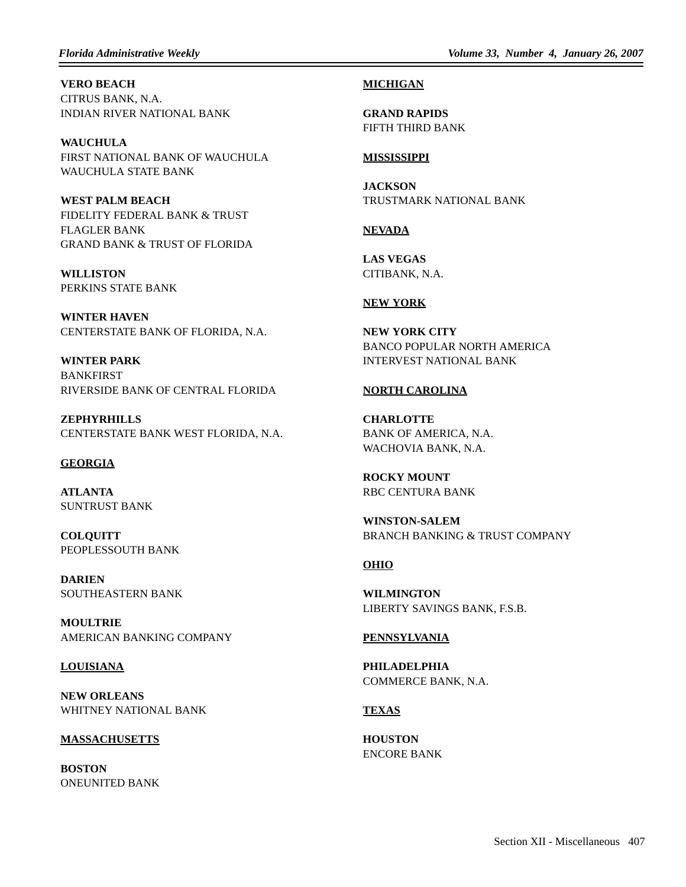**VERO BEACH**
CITRUS BANK, N.A.
INDIAN RIVER NATIONAL BANK

**WAUCHULA**
FIRST NATIONAL BANK OF WAUCHULA
WAUCHULA STATE BANK

**WEST PALM BEACH**
FIDELITY FEDERAL BANK & TRUST
FLAGLER BANK
GRAND BANK & TRUST OF FLORIDA

**WILLISTON**
PERKINS STATE BANK

**WINTER HAVEN**
CENTERSTATE BANK OF FLORIDA, N.A.

**WINTER PARK**
BANKFIRST
RIVERSIDE BANK OF CENTRAL FLORIDA

**ZEPHYRHILLS**
CENTERSTATE BANK WEST FLORIDA, N.A.

**GEORGIA**

**ATLANTA**
SUNTRUST BANK

**COLQUITT**
PEOPLESSOUTH BANK

**DARIEN**
SOUTHEASTERN BANK

**MOULTRIE**
AMERICAN BANKING COMPANY

**LOUISIANA**

**NEW ORLEANS**
WHITNEY NATIONAL BANK

**MASSACHUSETTS**

**BOSTON**
ONEUNITED BANK

**MICHIGAN**

**GRAND RAPIDS**
FIFTH THIRD BANK

**MISSISSIPPI**

**JACKSON**
TRUSTMARK NATIONAL BANK

**NEVADA**

**LAS VEGAS**
CITIBANK, N.A.

**NEW YORK**

**NEW YORK CITY**
BANCO POPULAR NORTH AMERICA
INTERVEST NATIONAL BANK

**NORTH CAROLINA**

**CHARLOTTE**
BANK OF AMERICA, N.A.
WACHOVIA BANK, N.A.

**ROCKY MOUNT**
RBC CENTURA BANK

**WINSTON-SALEM**
BRANCH BANKING & TRUST COMPANY

**OHIO**

**WILMINGTON**
LIBERTY SAVINGS BANK, F.S.B.

**PENNSYLVANIA**

**PHILADELPHIA**
COMMERCE BANK, N.A.

**TEXAS**

**HOUSTON**
ENCORE BANK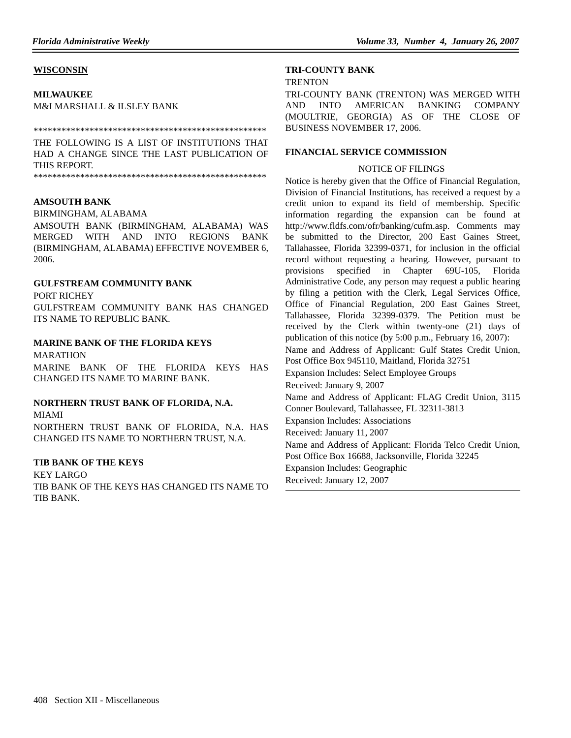**WISCONSIN**

**MILWAUKEE**

M&I MARSHALL & ILSLEY BANK

****************************************************

THE FOLLOWING IS A LIST OF INSTITUTIONS THAT HAD A CHANGE SINCE THE LAST PUBLICATION OF THIS REPORT.

****************************************************

**AMSOUTH BANK**

BIRMINGHAM, ALABAMA

AMSOUTH BANK (BIRMINGHAM, ALABAMA) WAS MERGED WITH AND INTO REGIONS BANK (BIRMINGHAM, ALABAMA) EFFECTIVE NOVEMBER 6, 2006.

**GULFSTREAM COMMUNITY BANK**

PORT RICHEY

GULFSTREAM COMMUNITY BANK HAS CHANGED ITS NAME TO REPUBLIC BANK.

**MARINE BANK OF THE FLORIDA KEYS**

MARATHON

MARINE BANK OF THE FLORIDA KEYS HAS CHANGED ITS NAME TO MARINE BANK.

**NORTHERN TRUST BANK OF FLORIDA, N.A.**

MIAMI

NORTHERN TRUST BANK OF FLORIDA, N.A. HAS CHANGED ITS NAME TO NORTHERN TRUST, N.A.

**TIB BANK OF THE KEYS**

KEY LARGO

TIB BANK OF THE KEYS HAS CHANGED ITS NAME TO TIB BANK.

**TRI-COUNTY BANK**

TRENTON

TRI-COUNTY BANK (TRENTON) WAS MERGED WITH AND INTO AMERICAN BANKING COMPANY (MOULTRIE, GEORGIA) AS OF THE CLOSE OF BUSINESS NOVEMBER 17, 2006.

---

**FINANCIAL SERVICE COMMISSION**

NOTICE OF FILINGS

Notice is hereby given that the Office of Financial Regulation, Division of Financial Institutions, has received a request by a credit union to expand its field of membership. Specific information regarding the expansion can be found at http://www.fldfs.com/ofr/banking/cufm.asp. Comments may be submitted to the Director, 200 East Gaines Street, Tallahassee, Florida 32399-0371, for inclusion in the official record without requesting a hearing. However, pursuant to provisions specified in Chapter 69U-105, Florida Administrative Code, any person may request a public hearing by filing a petition with the Clerk, Legal Services Office, Office of Financial Regulation, 200 East Gaines Street, Tallahassee, Florida 32399-0379. The Petition must be received by the Clerk within twenty-one (21) days of publication of this notice (by 5:00 p.m., February 16, 2007):

Name and Address of Applicant: Gulf States Credit Union, Post Office Box 945110, Maitland, Florida 32751

Expansion Includes: Select Employee Groups

Received: January 9, 2007

Name and Address of Applicant: FLAG Credit Union, 3115 Conner Boulevard, Tallahassee, FL 32311-3813

Expansion Includes: Associations

Received: January 11, 2007

Name and Address of Applicant: Florida Telco Credit Union, Post Office Box 16688, Jacksonville, Florida 32245

Expansion Includes: Geographic

Received: January 12, 2007